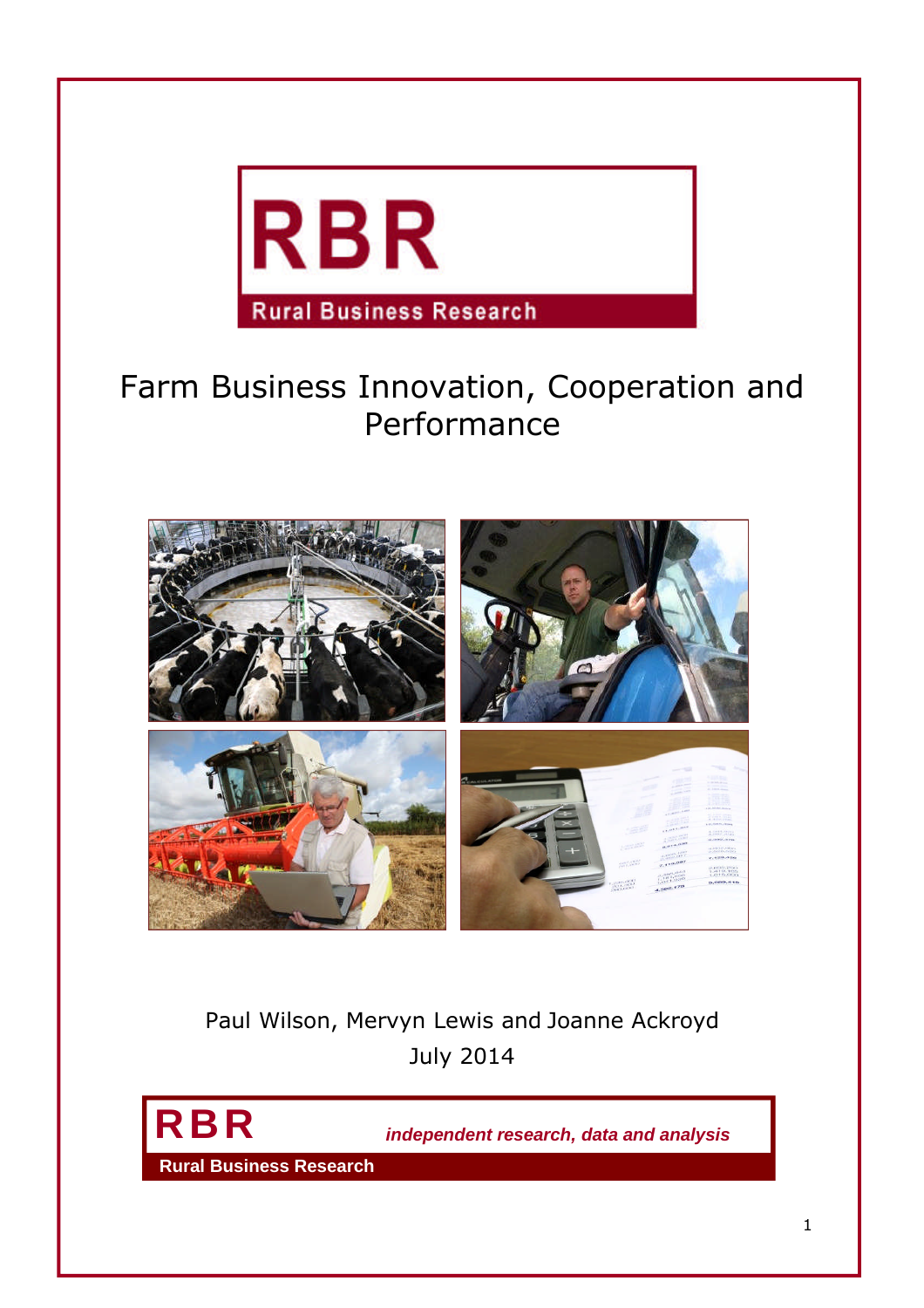RBR

Rural Business Research

# Farm Business Innovation, Cooperation and Performance

Paul Wilson, Mervyn Lewis and Joanne Ackroyd

July 2014

RBR *independent research, data and analysis*

Rural Business Research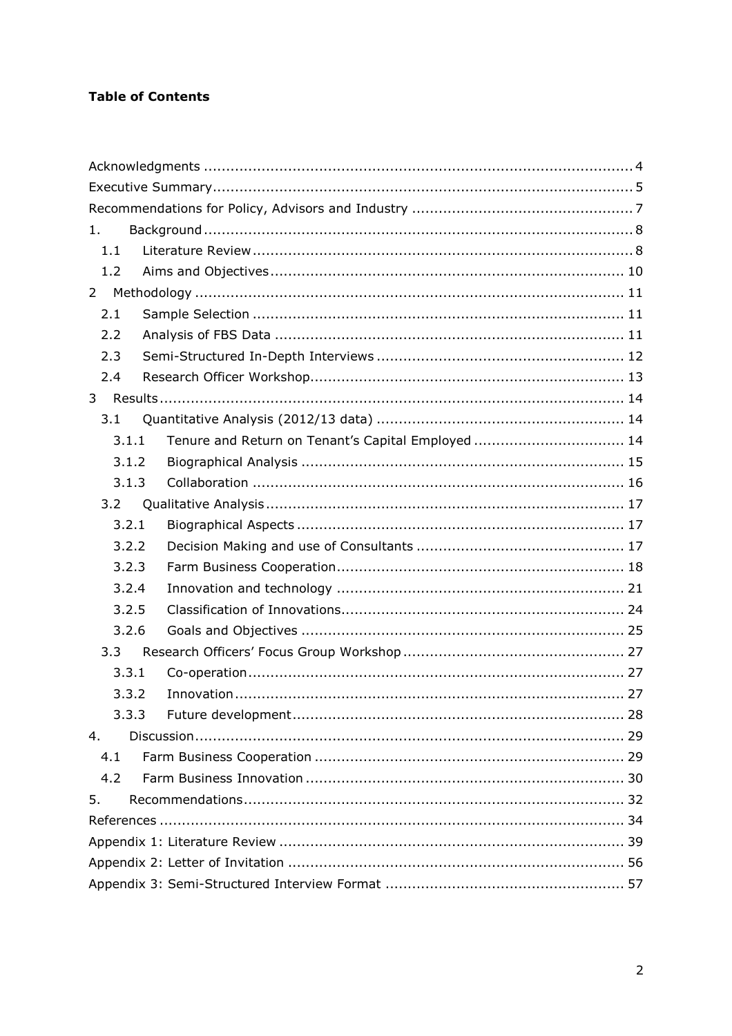**Table of Contents**

Acknowledgments ........................................................................................ 4
Executive Summary........................................................................................ 5
Recommendations for Policy, Advisors and Industry ........................................... 7
1. Background ........................................................................................ 8
  1.1 Literature Review ........................................................................ 8
  1.2 Aims and Objectives ................................................................... 10
2 Methodology ........................................................................................ 11
  2.1 Sample Selection ........................................................................ 11
  2.2 Analysis of FBS Data ................................................................... 11
  2.3 Semi-Structured In-Depth Interviews .......................................... 12
  2.4 Research Officer Workshop .......................................................... 13
3 Results ........................................................................................ 14
  3.1 Quantitative Analysis (2012/13 data) .......................................... 14
    3.1.1 Tenure and Return on Tenant's Capital Employed .................... 14
    3.1.2 Biographical Analysis ............................................................. 15
    3.1.3 Collaboration ........................................................................ 16
  3.2 Qualitative Analysis .................................................................... 17
    3.2.1 Biographical Aspects .............................................................. 17
    3.2.2 Decision Making and use of Consultants ................................... 17
    3.2.3 Farm Business Cooperation ..................................................... 18
    3.2.4 Innovation and technology ..................................................... 21
    3.2.5 Classification of Innovations .................................................... 24
    3.2.6 Goals and Objectives ............................................................. 25
  3.3 Research Officers' Focus Group Workshop ...................................... 27
    3.3.1 Co-operation ......................................................................... 27
    3.3.2 Innovation ............................................................................ 27
    3.3.3 Future development ............................................................... 28
4. Discussion ........................................................................................ 29
  4.1 Farm Business Cooperation .......................................................... 29
  4.2 Farm Business Innovation ............................................................ 30
5. Recommendations ........................................................................................ 32
References ........................................................................................ 34
Appendix 1: Literature Review ........................................................................ 39
Appendix 2: Letter of Invitation ........................................................................ 56
Appendix 3: Semi-Structured Interview Format ................................................. 57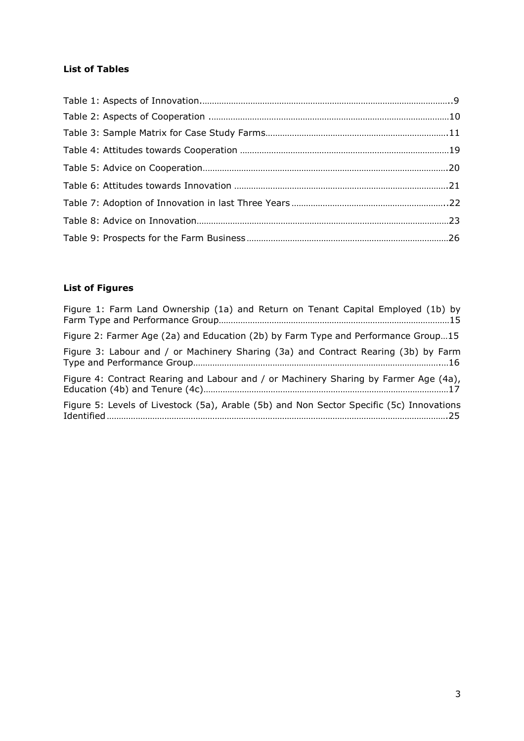**List of Tables**

Table 1: Aspects of Innovation.......................................................................................................9

Table 2: Aspects of Cooperation ...................................................................................................10

Table 3: Sample Matrix for Case Study Farms...........................................................................11

Table 4: Attitudes towards Cooperation ......................................................................................19

Table 5: Advice on Cooperation.....................................................................................................20

Table 6: Attitudes towards Innovation .........................................................................................21

Table 7: Adoption of Innovation in last Three Years .................................................................22

Table 8: Advice on Innovation........................................................................................................23

Table 9: Prospects for the Farm Business ....................................................................................26

**List of Figures**

Figure 1: Farm Land Ownership (1a) and Return on Tenant Capital Employed (1b) by Farm Type and Performance Group...............................................................................................15

Figure 2: Farmer Age (2a) and Education (2b) by Farm Type and Performance Group...15

Figure 3: Labour and / or Machinery Sharing (3a) and Contract Rearing (3b) by Farm Type and Performance Group...........................................................................................................16

Figure 4: Contract Rearing and Labour and / or Machinery Sharing by Farmer Age (4a), Education (4b) and Tenure (4c).....................................................................................................17

Figure 5: Levels of Livestock (5a), Arable (5b) and Non Sector Specific (5c) Innovations Identified...........................................................................................................................................25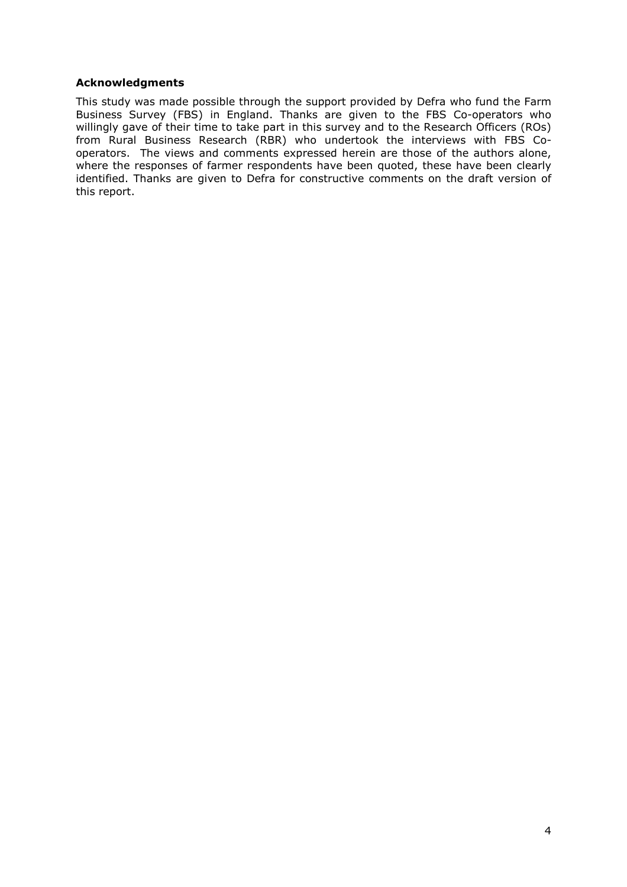### Acknowledgments

This study was made possible through the support provided by Defra who fund the Farm Business Survey (FBS) in England. Thanks are given to the FBS Co-operators who willingly gave of their time to take part in this survey and to the Research Officers (ROs) from Rural Business Research (RBR) who undertook the interviews with FBS Co-operators. The views and comments expressed herein are those of the authors alone, where the responses of farmer respondents have been quoted, these have been clearly identified. Thanks are given to Defra for constructive comments on the draft version of this report.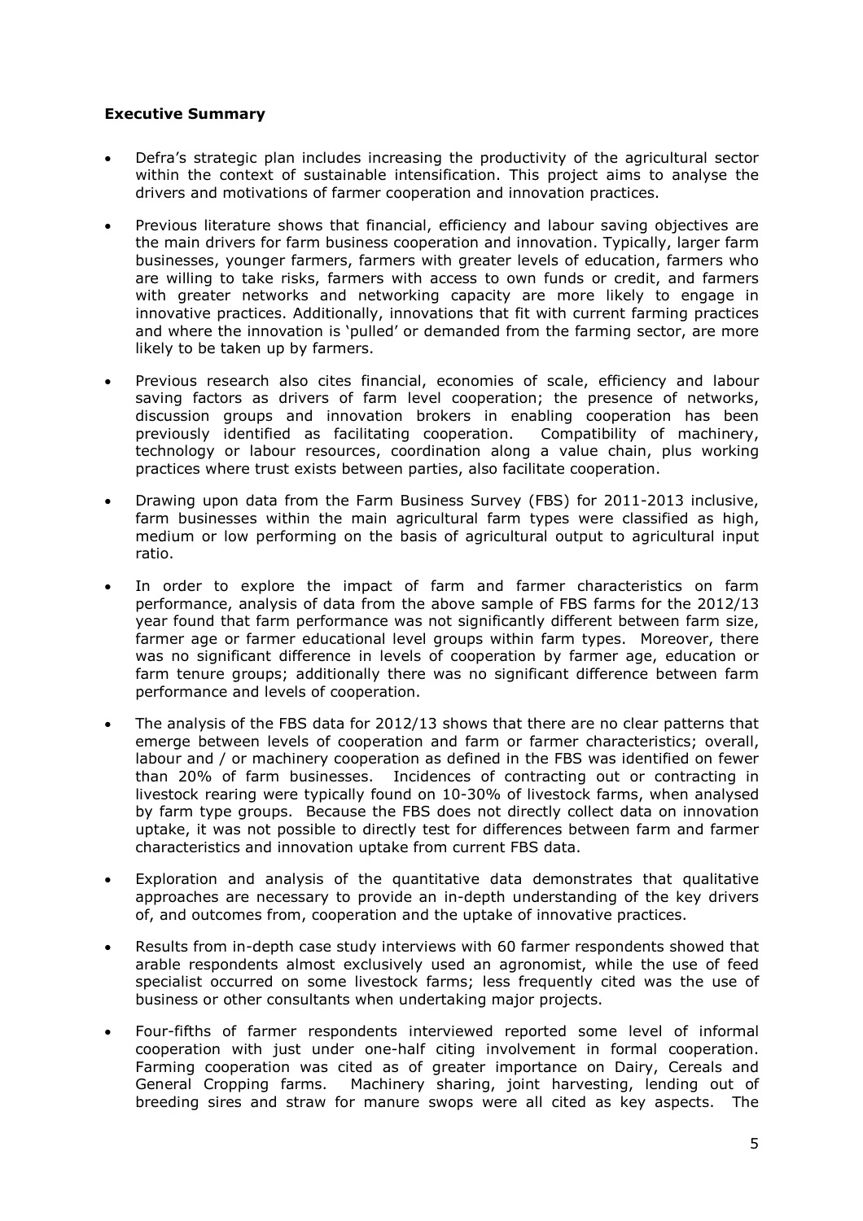**Executive Summary**

- Defra's strategic plan includes increasing the productivity of the agricultural sector within the context of sustainable intensification. This project aims to analyse the drivers and motivations of farmer cooperation and innovation practices.

- Previous literature shows that financial, efficiency and labour saving objectives are the main drivers for farm business cooperation and innovation. Typically, larger farm businesses, younger farmers, farmers with greater levels of education, farmers who are willing to take risks, farmers with access to own funds or credit, and farmers with greater networks and networking capacity are more likely to engage in innovative practices. Additionally, innovations that fit with current farming practices and where the innovation is 'pulled' or demanded from the farming sector, are more likely to be taken up by farmers.

- Previous research also cites financial, economies of scale, efficiency and labour saving factors as drivers of farm level cooperation; the presence of networks, discussion groups and innovation brokers in enabling cooperation has been previously identified as facilitating cooperation. Compatibility of machinery, technology or labour resources, coordination along a value chain, plus working practices where trust exists between parties, also facilitate cooperation.

- Drawing upon data from the Farm Business Survey (FBS) for 2011-2013 inclusive, farm businesses within the main agricultural farm types were classified as high, medium or low performing on the basis of agricultural output to agricultural input ratio.

- In order to explore the impact of farm and farmer characteristics on farm performance, analysis of data from the above sample of FBS farms for the 2012/13 year found that farm performance was not significantly different between farm size, farmer age or farmer educational level groups within farm types. Moreover, there was no significant difference in levels of cooperation by farmer age, education or farm tenure groups; additionally there was no significant difference between farm performance and levels of cooperation.

- The analysis of the FBS data for 2012/13 shows that there are no clear patterns that emerge between levels of cooperation and farm or farmer characteristics; overall, labour and / or machinery cooperation as defined in the FBS was identified on fewer than 20% of farm businesses. Incidences of contracting out or contracting in livestock rearing were typically found on 10-30% of livestock farms, when analysed by farm type groups. Because the FBS does not directly collect data on innovation uptake, it was not possible to directly test for differences between farm and farmer characteristics and innovation uptake from current FBS data.

- Exploration and analysis of the quantitative data demonstrates that qualitative approaches are necessary to provide an in-depth understanding of the key drivers of, and outcomes from, cooperation and the uptake of innovative practices.

- Results from in-depth case study interviews with 60 farmer respondents showed that arable respondents almost exclusively used an agronomist, while the use of feed specialist occurred on some livestock farms; less frequently cited was the use of business or other consultants when undertaking major projects.

- Four-fifths of farmer respondents interviewed reported some level of informal cooperation with just under one-half citing involvement in formal cooperation. Farming cooperation was cited as of greater importance on Dairy, Cereals and General Cropping farms. Machinery sharing, joint harvesting, lending out of breeding sires and straw for manure swops were all cited as key aspects. The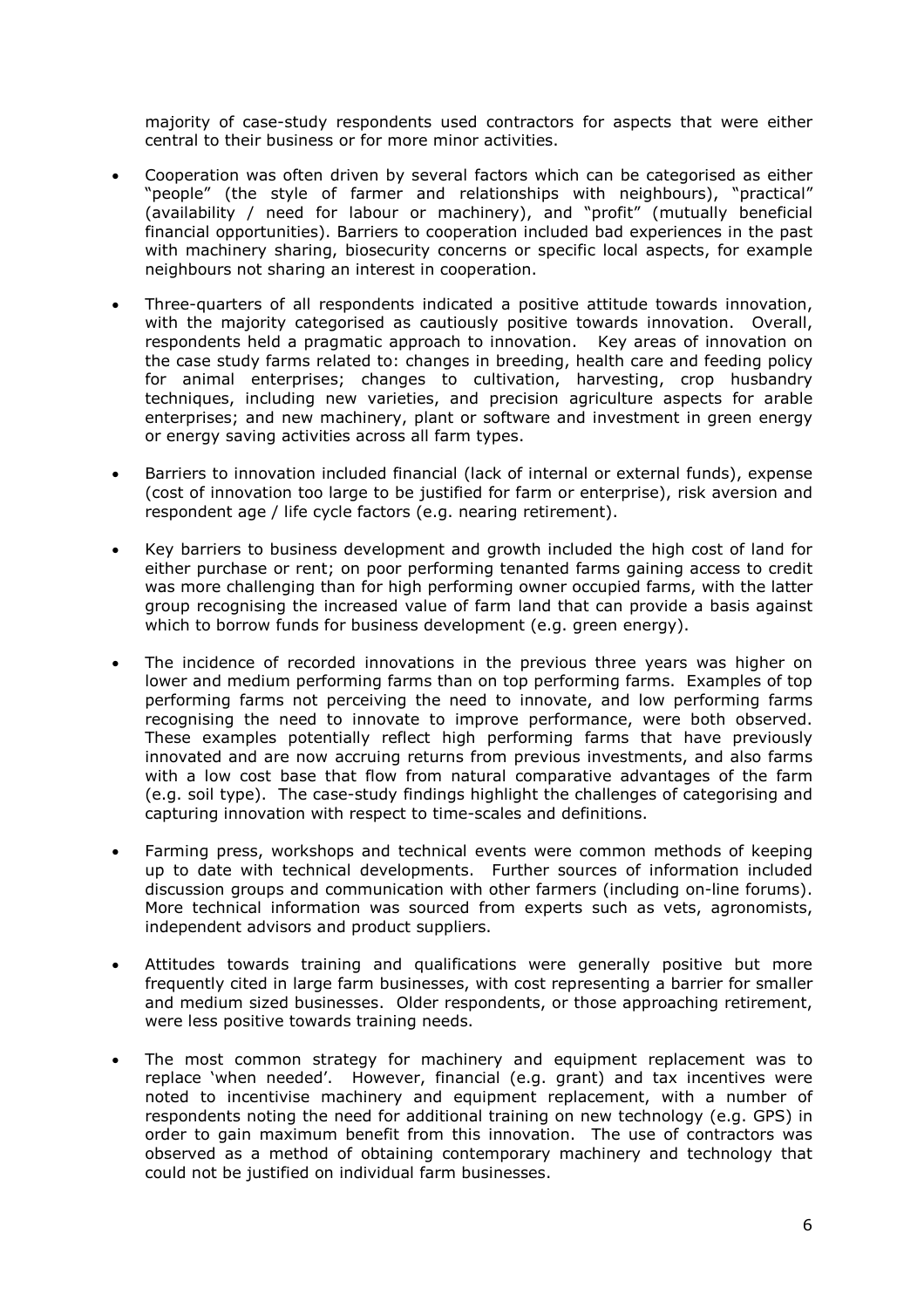majority of case-study respondents used contractors for aspects that were either central to their business or for more minor activities.

- Cooperation was often driven by several factors which can be categorised as either "people" (the style of farmer and relationships with neighbours), "practical" (availability / need for labour or machinery), and "profit" (mutually beneficial financial opportunities). Barriers to cooperation included bad experiences in the past with machinery sharing, biosecurity concerns or specific local aspects, for example neighbours not sharing an interest in cooperation.

- Three-quarters of all respondents indicated a positive attitude towards innovation, with the majority categorised as cautiously positive towards innovation. Overall, respondents held a pragmatic approach to innovation. Key areas of innovation on the case study farms related to: changes in breeding, health care and feeding policy for animal enterprises; changes to cultivation, harvesting, crop husbandry techniques, including new varieties, and precision agriculture aspects for arable enterprises; and new machinery, plant or software and investment in green energy or energy saving activities across all farm types.

- Barriers to innovation included financial (lack of internal or external funds), expense (cost of innovation too large to be justified for farm or enterprise), risk aversion and respondent age / life cycle factors (e.g. nearing retirement).

- Key barriers to business development and growth included the high cost of land for either purchase or rent; on poor performing tenanted farms gaining access to credit was more challenging than for high performing owner occupied farms, with the latter group recognising the increased value of farm land that can provide a basis against which to borrow funds for business development (e.g. green energy).

- The incidence of recorded innovations in the previous three years was higher on lower and medium performing farms than on top performing farms. Examples of top performing farms not perceiving the need to innovate, and low performing farms recognising the need to innovate to improve performance, were both observed. These examples potentially reflect high performing farms that have previously innovated and are now accruing returns from previous investments, and also farms with a low cost base that flow from natural comparative advantages of the farm (e.g. soil type). The case-study findings highlight the challenges of categorising and capturing innovation with respect to time-scales and definitions.

- Farming press, workshops and technical events were common methods of keeping up to date with technical developments. Further sources of information included discussion groups and communication with other farmers (including on-line forums). More technical information was sourced from experts such as vets, agronomists, independent advisors and product suppliers.

- Attitudes towards training and qualifications were generally positive but more frequently cited in large farm businesses, with cost representing a barrier for smaller and medium sized businesses. Older respondents, or those approaching retirement, were less positive towards training needs.

- The most common strategy for machinery and equipment replacement was to replace 'when needed'. However, financial (e.g. grant) and tax incentives were noted to incentivise machinery and equipment replacement, with a number of respondents noting the need for additional training on new technology (e.g. GPS) in order to gain maximum benefit from this innovation. The use of contractors was observed as a method of obtaining contemporary machinery and technology that could not be justified on individual farm businesses.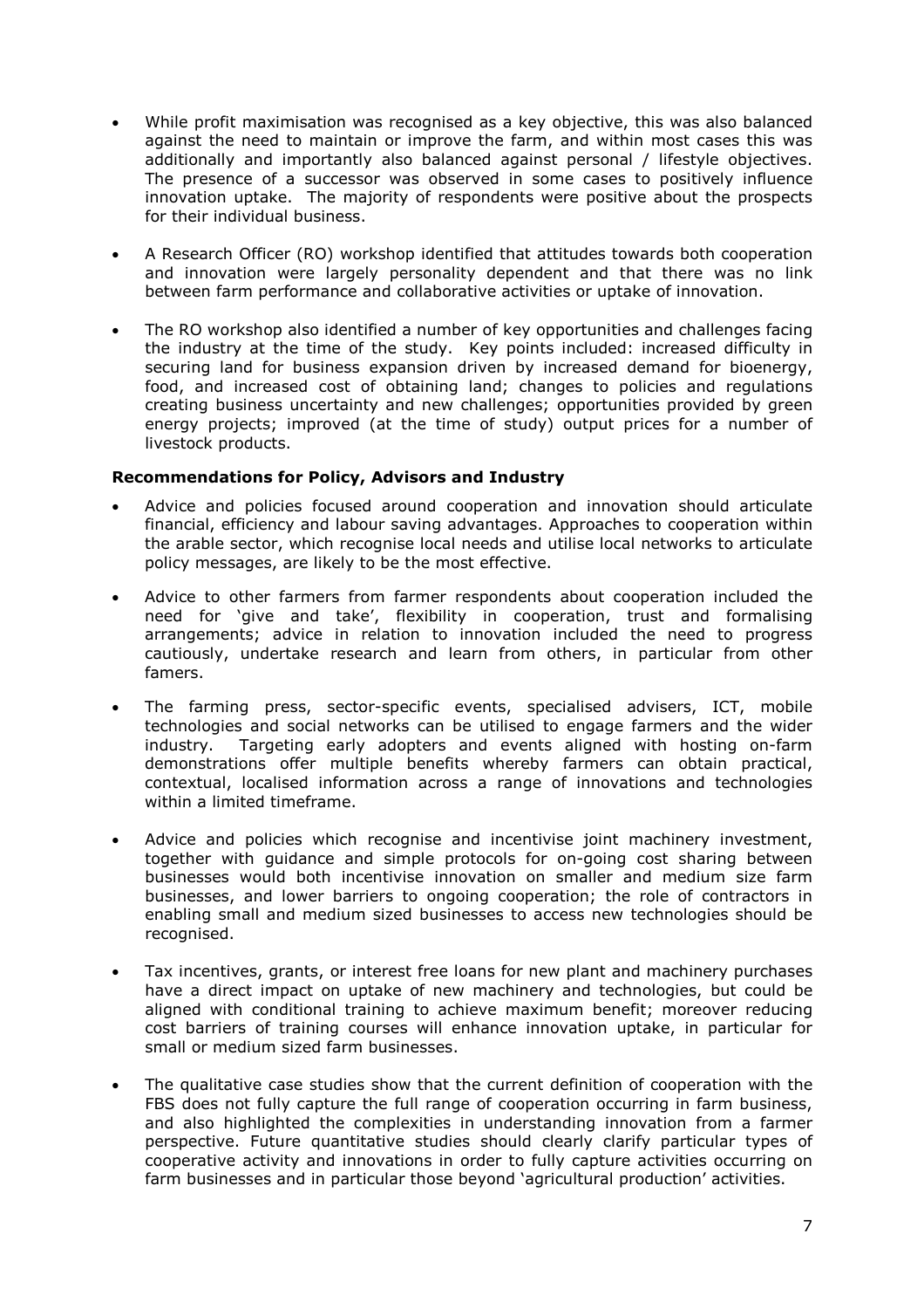- While profit maximisation was recognised as a key objective, this was also balanced against the need to maintain or improve the farm, and within most cases this was additionally and importantly also balanced against personal / lifestyle objectives. The presence of a successor was observed in some cases to positively influence innovation uptake. The majority of respondents were positive about the prospects for their individual business.

- A Research Officer (RO) workshop identified that attitudes towards both cooperation and innovation were largely personality dependent and that there was no link between farm performance and collaborative activities or uptake of innovation.

- The RO workshop also identified a number of key opportunities and challenges facing the industry at the time of the study. Key points included: increased difficulty in securing land for business expansion driven by increased demand for bioenergy, food, and increased cost of obtaining land; changes to policies and regulations creating business uncertainty and new challenges; opportunities provided by green energy projects; improved (at the time of study) output prices for a number of livestock products.

**Recommendations for Policy, Advisors and Industry**

- Advice and policies focused around cooperation and innovation should articulate financial, efficiency and labour saving advantages. Approaches to cooperation within the arable sector, which recognise local needs and utilise local networks to articulate policy messages, are likely to be the most effective.

- Advice to other farmers from farmer respondents about cooperation included the need for 'give and take', flexibility in cooperation, trust and formalising arrangements; advice in relation to innovation included the need to progress cautiously, undertake research and learn from others, in particular from other famers.

- The farming press, sector-specific events, specialised advisers, ICT, mobile technologies and social networks can be utilised to engage farmers and the wider industry. Targeting early adopters and events aligned with hosting on-farm demonstrations offer multiple benefits whereby farmers can obtain practical, contextual, localised information across a range of innovations and technologies within a limited timeframe.

- Advice and policies which recognise and incentivise joint machinery investment, together with guidance and simple protocols for on-going cost sharing between businesses would both incentivise innovation on smaller and medium size farm businesses, and lower barriers to ongoing cooperation; the role of contractors in enabling small and medium sized businesses to access new technologies should be recognised.

- Tax incentives, grants, or interest free loans for new plant and machinery purchases have a direct impact on uptake of new machinery and technologies, but could be aligned with conditional training to achieve maximum benefit; moreover reducing cost barriers of training courses will enhance innovation uptake, in particular for small or medium sized farm businesses.

- The qualitative case studies show that the current definition of cooperation with the FBS does not fully capture the full range of cooperation occurring in farm business, and also highlighted the complexities in understanding innovation from a farmer perspective. Future quantitative studies should clearly clarify particular types of cooperative activity and innovations in order to fully capture activities occurring on farm businesses and in particular those beyond 'agricultural production' activities.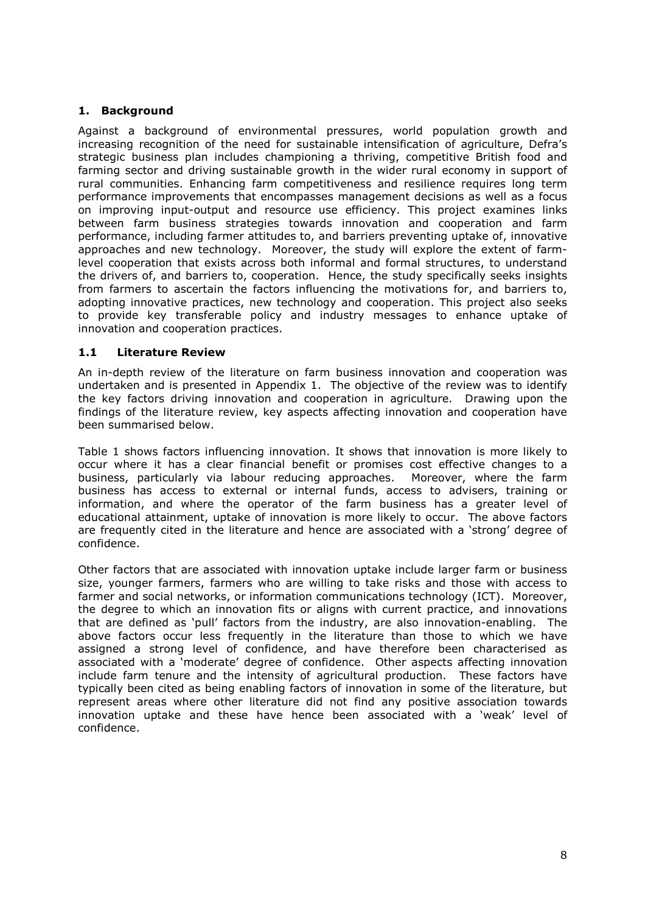## 1. Background

Against a background of environmental pressures, world population growth and increasing recognition of the need for sustainable intensification of agriculture, Defra's strategic business plan includes championing a thriving, competitive British food and farming sector and driving sustainable growth in the wider rural economy in support of rural communities. Enhancing farm competitiveness and resilience requires long term performance improvements that encompasses management decisions as well as a focus on improving input-output and resource use efficiency. This project examines links between farm business strategies towards innovation and cooperation and farm performance, including farmer attitudes to, and barriers preventing uptake of, innovative approaches and new technology. Moreover, the study will explore the extent of farm-level cooperation that exists across both informal and formal structures, to understand the drivers of, and barriers to, cooperation. Hence, the study specifically seeks insights from farmers to ascertain the factors influencing the motivations for, and barriers to, adopting innovative practices, new technology and cooperation. This project also seeks to provide key transferable policy and industry messages to enhance uptake of innovation and cooperation practices.

### 1.1 Literature Review

An in-depth review of the literature on farm business innovation and cooperation was undertaken and is presented in Appendix 1. The objective of the review was to identify the key factors driving innovation and cooperation in agriculture. Drawing upon the findings of the literature review, key aspects affecting innovation and cooperation have been summarised below.

Table 1 shows factors influencing innovation. It shows that innovation is more likely to occur where it has a clear financial benefit or promises cost effective changes to a business, particularly via labour reducing approaches. Moreover, where the farm business has access to external or internal funds, access to advisers, training or information, and where the operator of the farm business has a greater level of educational attainment, uptake of innovation is more likely to occur. The above factors are frequently cited in the literature and hence are associated with a 'strong' degree of confidence.

Other factors that are associated with innovation uptake include larger farm or business size, younger farmers, farmers who are willing to take risks and those with access to farmer and social networks, or information communications technology (ICT). Moreover, the degree to which an innovation fits or aligns with current practice, and innovations that are defined as 'pull' factors from the industry, are also innovation-enabling. The above factors occur less frequently in the literature than those to which we have assigned a strong level of confidence, and have therefore been characterised as associated with a 'moderate' degree of confidence. Other aspects affecting innovation include farm tenure and the intensity of agricultural production. These factors have typically been cited as being enabling factors of innovation in some of the literature, but represent areas where other literature did not find any positive association towards innovation uptake and these have hence been associated with a 'weak' level of confidence.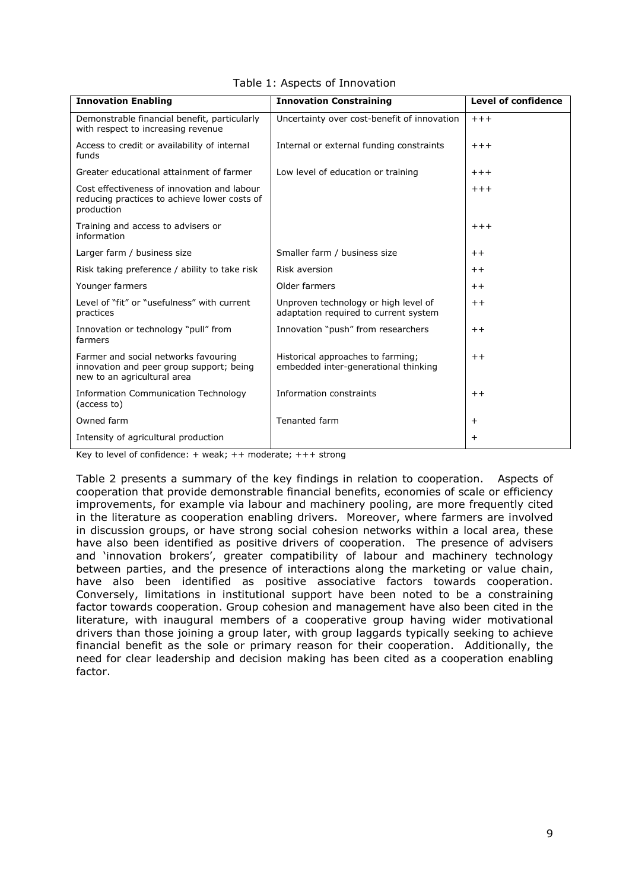Table 1: Aspects of Innovation

| Innovation Enabling | Innovation Constraining | Level of confidence |
|---|---|---|
| Demonstrable financial benefit, particularly with respect to increasing revenue | Uncertainty over cost-benefit of innovation | +++ |
| Access to credit or availability of internal funds | Internal or external funding constraints | +++ |
| Greater educational attainment of farmer | Low level of education or training | +++ |
| Cost effectiveness of innovation and labour reducing practices to achieve lower costs of production | | +++ |
| Training and access to advisers or information | | +++ |
| Larger farm / business size | Smaller farm / business size | ++ |
| Risk taking preference / ability to take risk | Risk aversion | ++ |
| Younger farmers | Older farmers | ++ |
| Level of "fit" or "usefulness" with current practices | Unproven technology or high level of adaptation required to current system | ++ |
| Innovation or technology "pull" from farmers | Innovation "push" from researchers | ++ |
| Farmer and social networks favouring innovation and peer group support; being new to an agricultural area | Historical approaches to farming; embedded inter-generational thinking | ++ |
| Information Communication Technology (access to) | Information constraints | ++ |
| Owned farm | Tenanted farm | + |
| Intensity of agricultural production | | + |

Key to level of confidence: + weak; ++ moderate; +++ strong

Table 2 presents a summary of the key findings in relation to cooperation. Aspects of cooperation that provide demonstrable financial benefits, economies of scale or efficiency improvements, for example via labour and machinery pooling, are more frequently cited in the literature as cooperation enabling drivers. Moreover, where farmers are involved in discussion groups, or have strong social cohesion networks within a local area, these have also been identified as positive drivers of cooperation. The presence of advisers and 'innovation brokers', greater compatibility of labour and machinery technology between parties, and the presence of interactions along the marketing or value chain, have also been identified as positive associative factors towards cooperation. Conversely, limitations in institutional support have been noted to be a constraining factor towards cooperation. Group cohesion and management have also been cited in the literature, with inaugural members of a cooperative group having wider motivational drivers than those joining a group later, with group laggards typically seeking to achieve financial benefit as the sole or primary reason for their cooperation. Additionally, the need for clear leadership and decision making has been cited as a cooperation enabling factor.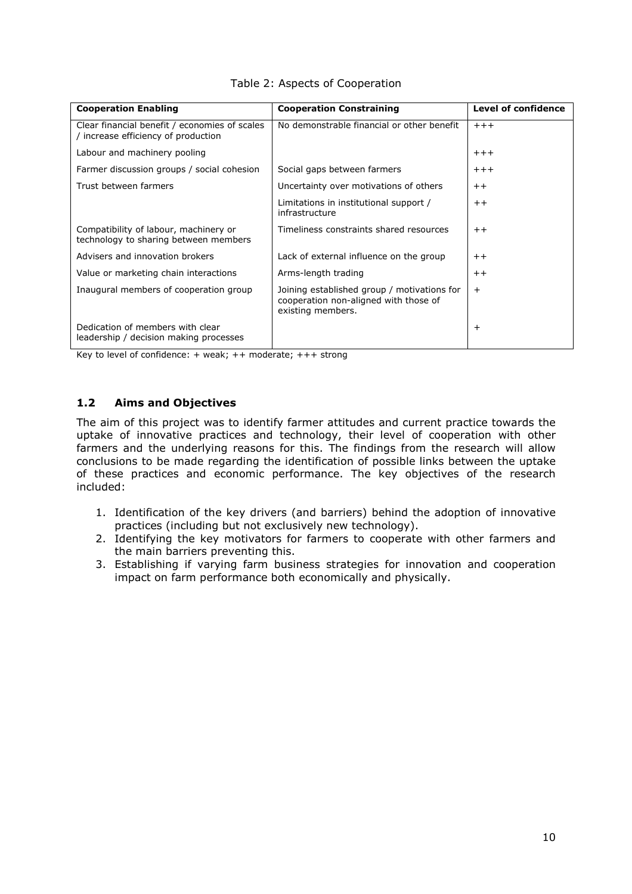Table 2: Aspects of Cooperation

| **Cooperation Enabling** | **Cooperation Constraining** | **Level of confidence** |
|---|---|---|
| Clear financial benefit / economies of scales / increase efficiency of production | No demonstrable financial or other benefit | +++ |
| Labour and machinery pooling | | +++ |
| Farmer discussion groups / social cohesion | Social gaps between farmers | +++ |
| Trust between farmers | Uncertainty over motivations of others | ++ |
| | Limitations in institutional support / infrastructure | ++ |
| Compatibility of labour, machinery or technology to sharing between members | Timeliness constraints shared resources | ++ |
| Advisers and innovation brokers | Lack of external influence on the group | ++ |
| Value or marketing chain interactions | Arms-length trading | ++ |
| Inaugural members of cooperation group | Joining established group / motivations for cooperation non-aligned with those of existing members. | + |
| Dedication of members with clear leadership / decision making processes | | + |

Key to level of confidence: + weak; ++ moderate; +++ strong

## 1.2 Aims and Objectives

The aim of this project was to identify farmer attitudes and current practice towards the uptake of innovative practices and technology, their level of cooperation with other farmers and the underlying reasons for this. The findings from the research will allow conclusions to be made regarding the identification of possible links between the uptake of these practices and economic performance. The key objectives of the research included:

1. Identification of the key drivers (and barriers) behind the adoption of innovative practices (including but not exclusively new technology).
2. Identifying the key motivators for farmers to cooperate with other farmers and the main barriers preventing this.
3. Establishing if varying farm business strategies for innovation and cooperation impact on farm performance both economically and physically.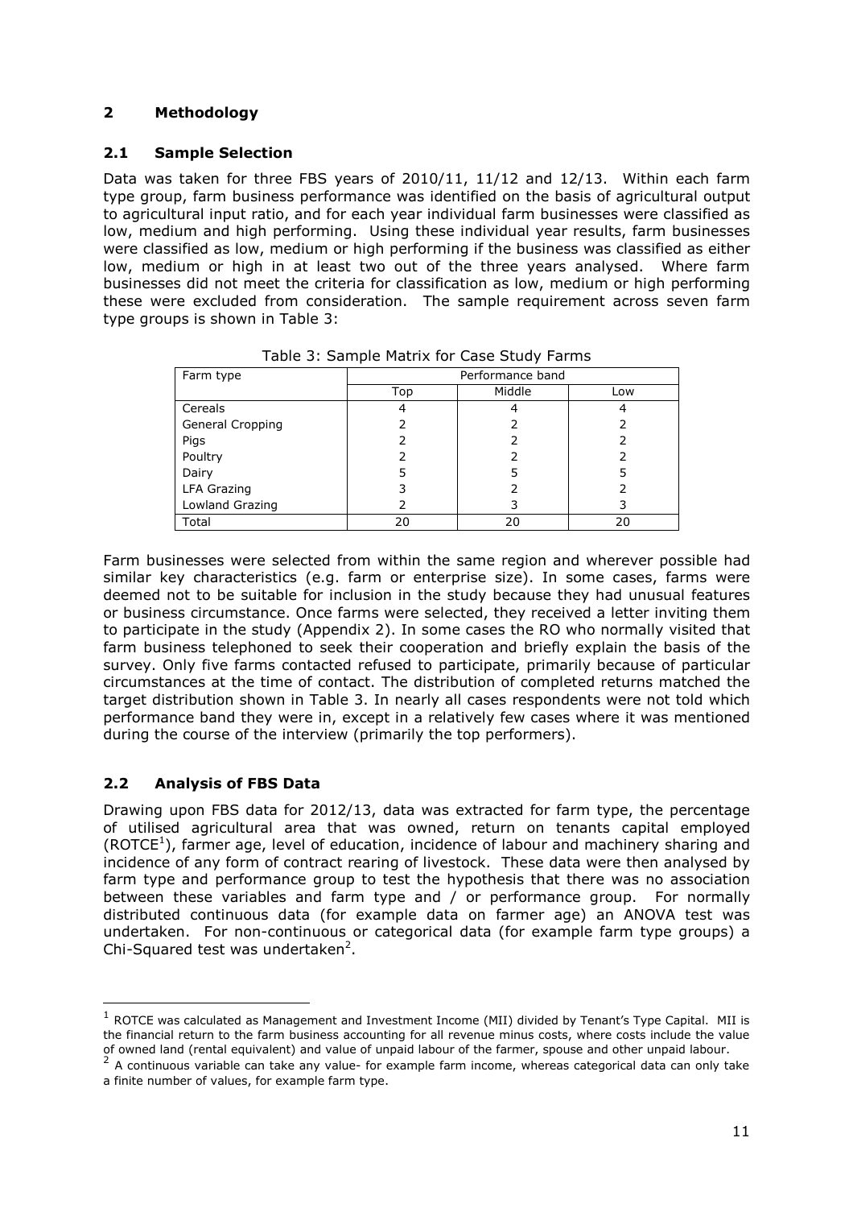## 2 Methodology

### 2.1 Sample Selection

Data was taken for three FBS years of 2010/11, 11/12 and 12/13. Within each farm type group, farm business performance was identified on the basis of agricultural output to agricultural input ratio, and for each year individual farm businesses were classified as low, medium and high performing. Using these individual year results, farm businesses were classified as low, medium or high performing if the business was classified as either low, medium or high in at least two out of the three years analysed. Where farm businesses did not meet the criteria for classification as low, medium or high performing these were excluded from consideration. The sample requirement across seven farm type groups is shown in Table 3:

Table 3: Sample Matrix for Case Study Farms

| Farm type | Performance band | | |
|---|---|---|---|
| | Top | Middle | Low |
| Cereals | 4 | 4 | 4 |
| General Cropping | 2 | 2 | 2 |
| Pigs | 2 | 2 | 2 |
| Poultry | 2 | 2 | 2 |
| Dairy | 5 | 5 | 5 |
| LFA Grazing | 3 | 2 | 2 |
| Lowland Grazing | 2 | 3 | 3 |
| Total | 20 | 20 | 20 |

Farm businesses were selected from within the same region and wherever possible had similar key characteristics (e.g. farm or enterprise size). In some cases, farms were deemed not to be suitable for inclusion in the study because they had unusual features or business circumstance. Once farms were selected, they received a letter inviting them to participate in the study (Appendix 2). In some cases the RO who normally visited that farm business telephoned to seek their cooperation and briefly explain the basis of the survey. Only five farms contacted refused to participate, primarily because of particular circumstances at the time of contact. The distribution of completed returns matched the target distribution shown in Table 3. In nearly all cases respondents were not told which performance band they were in, except in a relatively few cases where it was mentioned during the course of the interview (primarily the top performers).

### 2.2 Analysis of FBS Data

Drawing upon FBS data for 2012/13, data was extracted for farm type, the percentage of utilised agricultural area that was owned, return on tenants capital employed (ROTCE[1]), farmer age, level of education, incidence of labour and machinery sharing and incidence of any form of contract rearing of livestock. These data were then analysed by farm type and performance group to test the hypothesis that there was no association between these variables and farm type and / or performance group. For normally distributed continuous data (for example data on farmer age) an ANOVA test was undertaken. For non-continuous or categorical data (for example farm type groups) a Chi-Squared test was undertaken[2].

[1] ROTCE was calculated as Management and Investment Income (MII) divided by Tenant's Type Capital. MII is the financial return to the farm business accounting for all revenue minus costs, where costs include the value of owned land (rental equivalent) and value of unpaid labour of the farmer, spouse and other unpaid labour.

[2] A continuous variable can take any value- for example farm income, whereas categorical data can only take a finite number of values, for example farm type.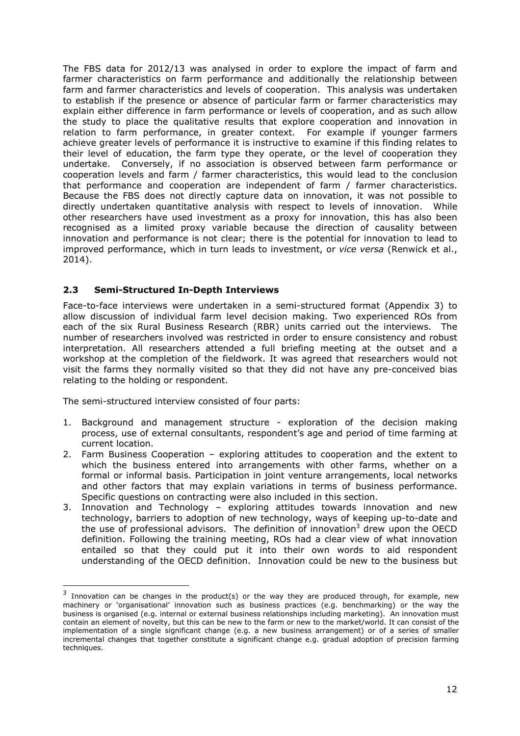The FBS data for 2012/13 was analysed in order to explore the impact of farm and farmer characteristics on farm performance and additionally the relationship between farm and farmer characteristics and levels of cooperation. This analysis was undertaken to establish if the presence or absence of particular farm or farmer characteristics may explain either difference in farm performance or levels of cooperation, and as such allow the study to place the qualitative results that explore cooperation and innovation in relation to farm performance, in greater context. For example if younger farmers achieve greater levels of performance it is instructive to examine if this finding relates to their level of education, the farm type they operate, or the level of cooperation they undertake. Conversely, if no association is observed between farm performance or cooperation levels and farm / farmer characteristics, this would lead to the conclusion that performance and cooperation are independent of farm / farmer characteristics. Because the FBS does not directly capture data on innovation, it was not possible to directly undertaken quantitative analysis with respect to levels of innovation. While other researchers have used investment as a proxy for innovation, this has also been recognised as a limited proxy variable because the direction of causality between innovation and performance is not clear; there is the potential for innovation to lead to improved performance, which in turn leads to investment, or *vice versa* (Renwick et al., 2014).

### 2.3 Semi-Structured In-Depth Interviews

Face-to-face interviews were undertaken in a semi-structured format (Appendix 3) to allow discussion of individual farm level decision making. Two experienced ROs from each of the six Rural Business Research (RBR) units carried out the interviews. The number of researchers involved was restricted in order to ensure consistency and robust interpretation. All researchers attended a full briefing meeting at the outset and a workshop at the completion of the fieldwork. It was agreed that researchers would not visit the farms they normally visited so that they did not have any pre-conceived bias relating to the holding or respondent.

The semi-structured interview consisted of four parts:

1. Background and management structure - exploration of the decision making process, use of external consultants, respondent's age and period of time farming at current location.
2. Farm Business Cooperation – exploring attitudes to cooperation and the extent to which the business entered into arrangements with other farms, whether on a formal or informal basis. Participation in joint venture arrangements, local networks and other factors that may explain variations in terms of business performance. Specific questions on contracting were also included in this section.
3. Innovation and Technology – exploring attitudes towards innovation and new technology, barriers to adoption of new technology, ways of keeping up-to-date and the use of professional advisors. The definition of innovation[3] drew upon the OECD definition. Following the training meeting, ROs had a clear view of what innovation entailed so that they could put it into their own words to aid respondent understanding of the OECD definition. Innovation could be new to the business but

[3] Innovation can be changes in the product(s) or the way they are produced through, for example, new machinery or 'organisational' innovation such as business practices (e.g. benchmarking) or the way the business is organised (e.g. internal or external business relationships including marketing). An innovation must contain an element of novelty, but this can be new to the farm or new to the market/world. It can consist of the implementation of a single significant change (e.g. a new business arrangement) or of a series of smaller incremental changes that together constitute a significant change e.g. gradual adoption of precision farming techniques.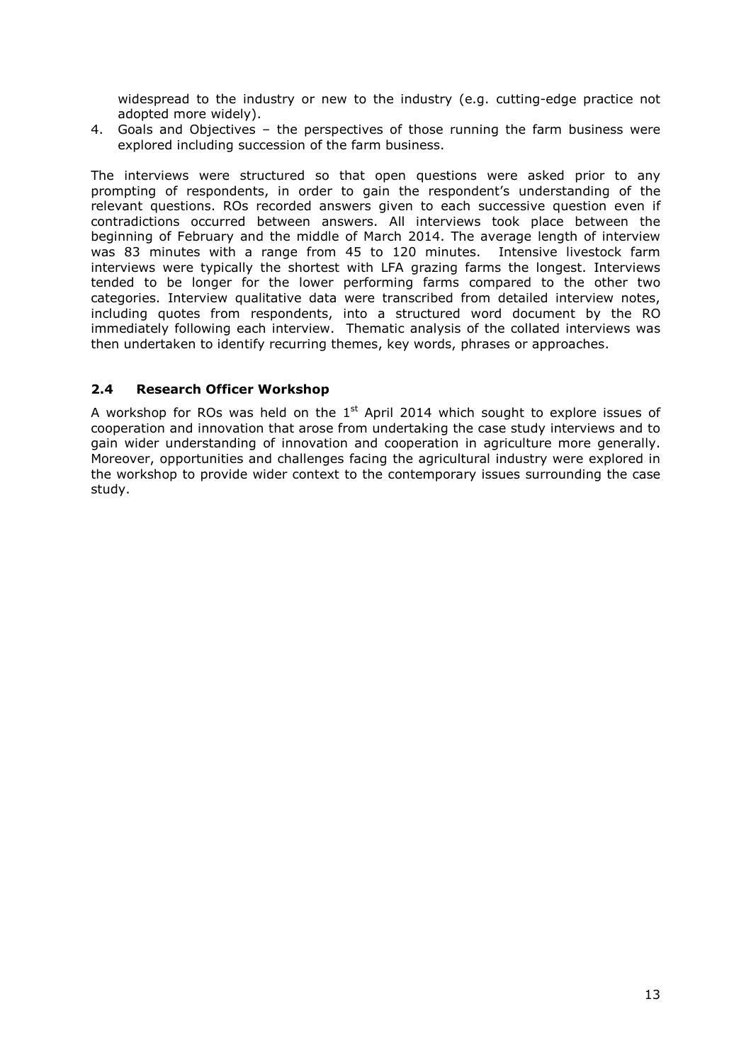widespread to the industry or new to the industry (e.g. cutting-edge practice not adopted more widely).

4. Goals and Objectives – the perspectives of those running the farm business were explored including succession of the farm business.

The interviews were structured so that open questions were asked prior to any prompting of respondents, in order to gain the respondent's understanding of the relevant questions. ROs recorded answers given to each successive question even if contradictions occurred between answers. All interviews took place between the beginning of February and the middle of March 2014. The average length of interview was 83 minutes with a range from 45 to 120 minutes. Intensive livestock farm interviews were typically the shortest with LFA grazing farms the longest. Interviews tended to be longer for the lower performing farms compared to the other two categories. Interview qualitative data were transcribed from detailed interview notes, including quotes from respondents, into a structured word document by the RO immediately following each interview. Thematic analysis of the collated interviews was then undertaken to identify recurring themes, key words, phrases or approaches.

### 2.4 Research Officer Workshop

A workshop for ROs was held on the 1st April 2014 which sought to explore issues of cooperation and innovation that arose from undertaking the case study interviews and to gain wider understanding of innovation and cooperation in agriculture more generally. Moreover, opportunities and challenges facing the agricultural industry were explored in the workshop to provide wider context to the contemporary issues surrounding the case study.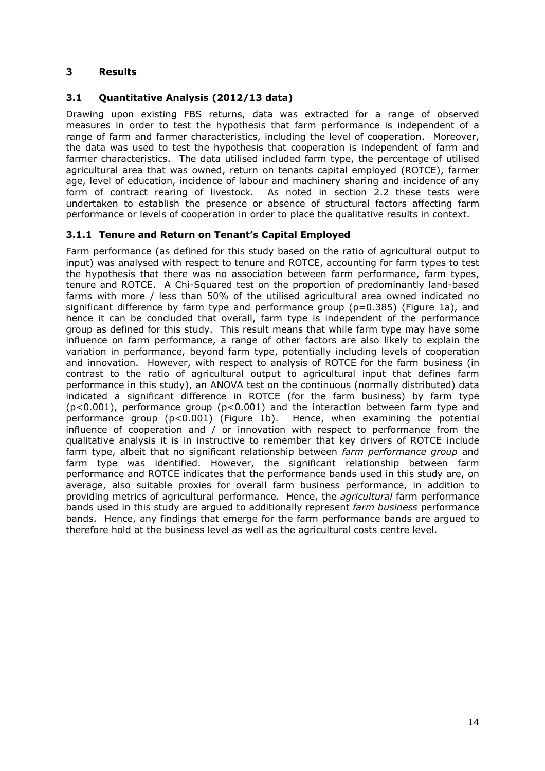# 3 Results

## 3.1 Quantitative Analysis (2012/13 data)

Drawing upon existing FBS returns, data was extracted for a range of observed measures in order to test the hypothesis that farm performance is independent of a range of farm and farmer characteristics, including the level of cooperation. Moreover, the data was used to test the hypothesis that cooperation is independent of farm and farmer characteristics. The data utilised included farm type, the percentage of utilised agricultural area that was owned, return on tenants capital employed (ROTCE), farmer age, level of education, incidence of labour and machinery sharing and incidence of any form of contract rearing of livestock. As noted in section 2.2 these tests were undertaken to establish the presence or absence of structural factors affecting farm performance or levels of cooperation in order to place the qualitative results in context.

### 3.1.1 Tenure and Return on Tenant's Capital Employed

Farm performance (as defined for this study based on the ratio of agricultural output to input) was analysed with respect to tenure and ROTCE, accounting for farm types to test the hypothesis that there was no association between farm performance, farm types, tenure and ROTCE. A Chi-Squared test on the proportion of predominantly land-based farms with more / less than 50% of the utilised agricultural area owned indicated no significant difference by farm type and performance group ($p=0.385$) (Figure 1a), and hence it can be concluded that overall, farm type is independent of the performance group as defined for this study. This result means that while farm type may have some influence on farm performance, a range of other factors are also likely to explain the variation in performance, beyond farm type, potentially including levels of cooperation and innovation. However, with respect to analysis of ROTCE for the farm business (in contrast to the ratio of agricultural output to agricultural input that defines farm performance in this study), an ANOVA test on the continuous (normally distributed) data indicated a significant difference in ROTCE (for the farm business) by farm type ($p<0.001$), performance group ($p<0.001$) and the interaction between farm type and performance group ($p<0.001$) (Figure 1b). Hence, when examining the potential influence of cooperation and / or innovation with respect to performance from the qualitative analysis it is in instructive to remember that key drivers of ROTCE include farm type, albeit that no significant relationship between *farm performance group* and farm type was identified. However, the significant relationship between farm performance and ROTCE indicates that the performance bands used in this study are, on average, also suitable proxies for overall farm business performance, in addition to providing metrics of agricultural performance. Hence, the *agricultural* farm performance bands used in this study are argued to additionally represent *farm business* performance bands. Hence, any findings that emerge for the farm performance bands are argued to therefore hold at the business level as well as the agricultural costs centre level.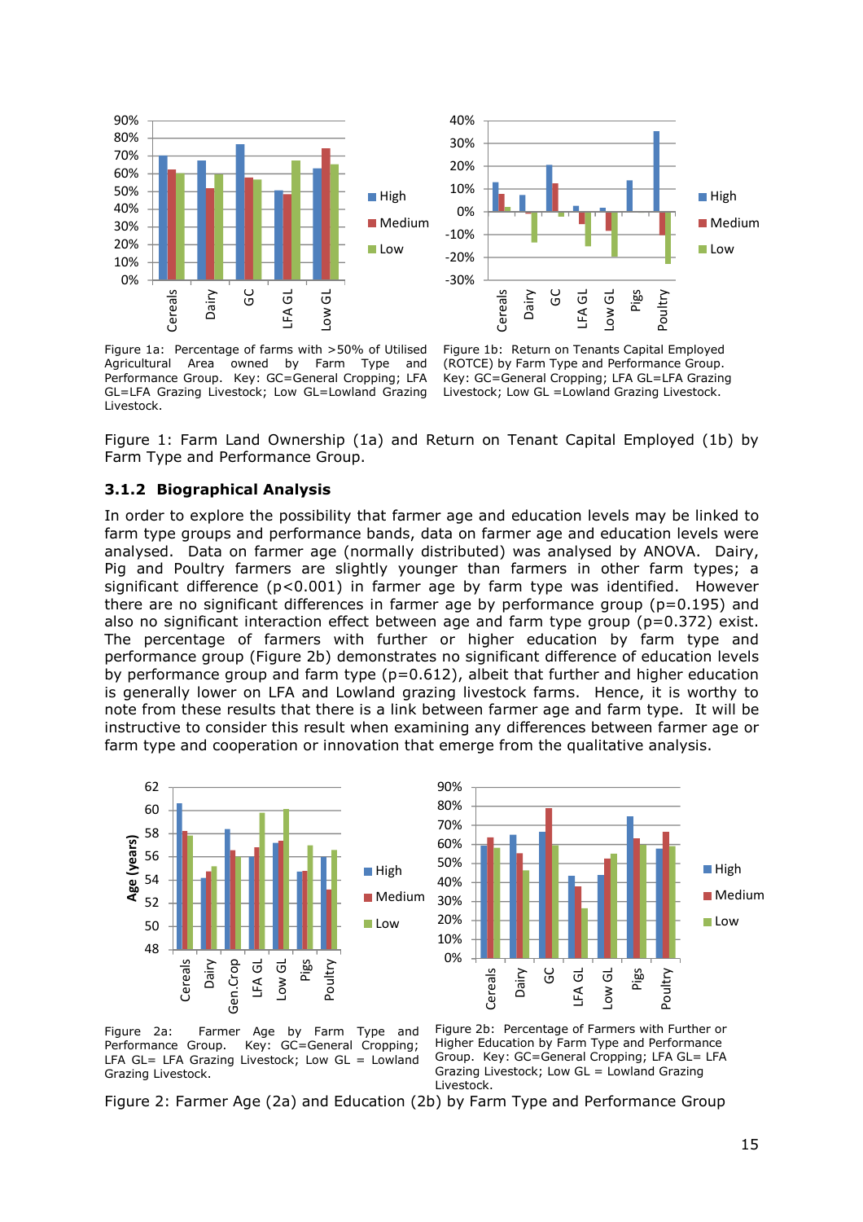Figure 1a: Percentage of farms with >50% of Utilised Agricultural Area owned by Farm Type and Performance Group. Key: GC=General Cropping; LFA GL=LFA Grazing Livestock; Low GL=Lowland Grazing Livestock.

Figure 1b: Return on Tenants Capital Employed (ROTCE) by Farm Type and Performance Group. Key: GC=General Cropping; LFA GL=LFA Grazing Livestock; Low GL =Lowland Grazing Livestock.

Figure 1: Farm Land Ownership (1a) and Return on Tenant Capital Employed (1b) by Farm Type and Performance Group.

### 3.1.2 Biographical Analysis

In order to explore the possibility that farmer age and education levels may be linked to farm type groups and performance bands, data on farmer age and education levels were analysed. Data on farmer age (normally distributed) was analysed by ANOVA. Dairy, Pig and Poultry farmers are slightly younger than farmers in other farm types; a significant difference ($p<0.001$) in farmer age by farm type was identified. However there are no significant differences in farmer age by performance group ($p=0.195$) and also no significant interaction effect between age and farm type group ($p=0.372$) exist. The percentage of farmers with further or higher education by farm type and performance group (Figure 2b) demonstrates no significant difference of education levels by performance group and farm type ($p=0.612$), albeit that further and higher education is generally lower on LFA and Lowland grazing livestock farms. Hence, it is worthy to note from these results that there is a link between farmer age and farm type. It will be instructive to consider this result when examining any differences between farmer age or farm type and cooperation or innovation that emerge from the qualitative analysis.

Figure 2a: Farmer Age by Farm Type and Performance Group. Key: GC=General Cropping; LFA GL= LFA Grazing Livestock; Low GL = Lowland Grazing Livestock.

Figure 2b: Percentage of Farmers with Further or Higher Education by Farm Type and Performance Group. Key: GC=General Cropping; LFA GL= LFA Grazing Livestock; Low GL = Lowland Grazing Livestock.

Figure 2: Farmer Age (2a) and Education (2b) by Farm Type and Performance Group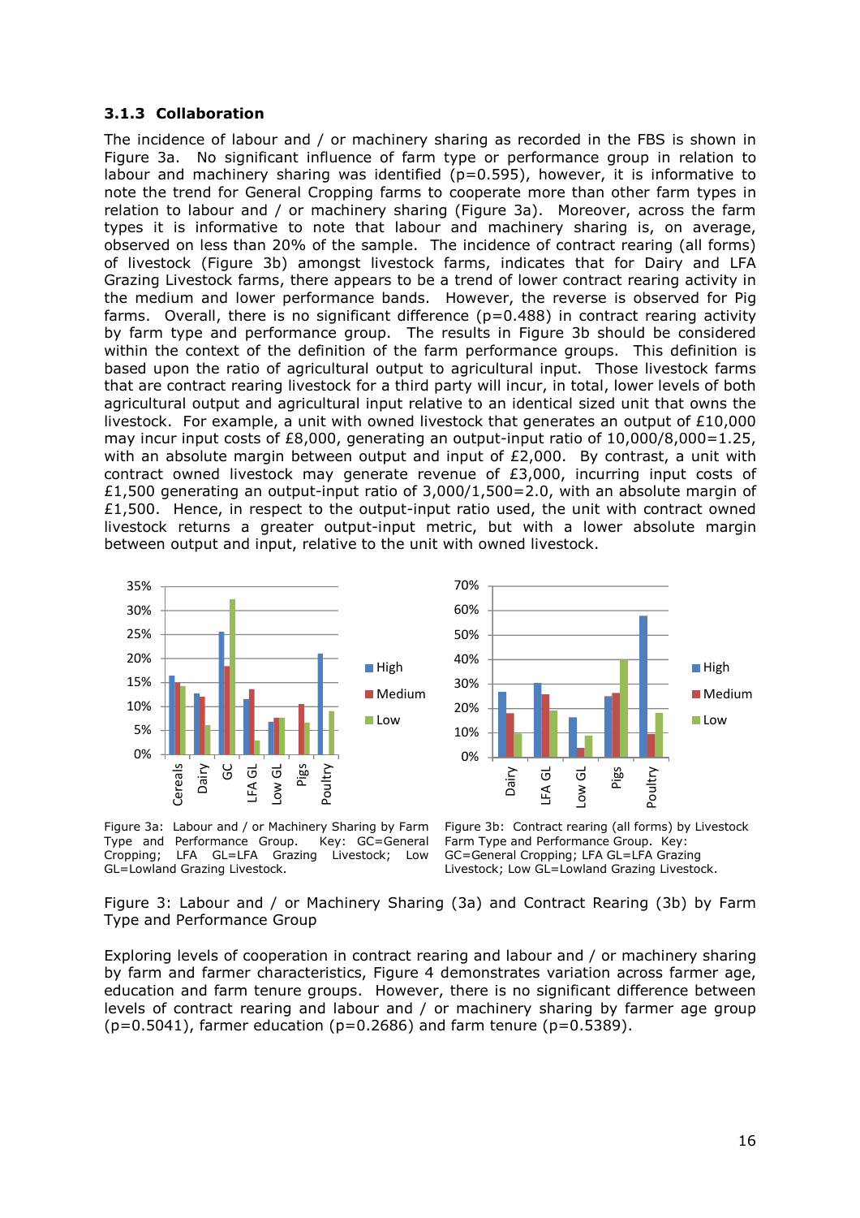### 3.1.3 Collaboration

The incidence of labour and / or machinery sharing as recorded in the FBS is shown in Figure 3a. No significant influence of farm type or performance group in relation to labour and machinery sharing was identified ($p=0.595$), however, it is informative to note the trend for General Cropping farms to cooperate more than other farm types in relation to labour and / or machinery sharing (Figure 3a). Moreover, across the farm types it is informative to note that labour and machinery sharing is, on average, observed on less than 20% of the sample. The incidence of contract rearing (all forms) of livestock (Figure 3b) amongst livestock farms, indicates that for Dairy and LFA Grazing Livestock farms, there appears to be a trend of lower contract rearing activity in the medium and lower performance bands. However, the reverse is observed for Pig farms. Overall, there is no significant difference ($p=0.488$) in contract rearing activity by farm type and performance group. The results in Figure 3b should be considered within the context of the definition of the farm performance groups. This definition is based upon the ratio of agricultural output to agricultural input. Those livestock farms that are contract rearing livestock for a third party will incur, in total, lower levels of both agricultural output and agricultural input relative to an identical sized unit that owns the livestock. For example, a unit with owned livestock that generates an output of £10,000 may incur input costs of £8,000, generating an output-input ratio of 10,000/8,000=1.25, with an absolute margin between output and input of £2,000. By contrast, a unit with contract owned livestock may generate revenue of £3,000, incurring input costs of £1,500 generating an output-input ratio of 3,000/1,500=2.0, with an absolute margin of £1,500. Hence, in respect to the output-input ratio used, the unit with contract owned livestock returns a greater output-input metric, but with a lower absolute margin between output and input, relative to the unit with owned livestock.

Figure 3a: Labour and / or Machinery Sharing by Farm Type and Performance Group. Key: GC=General Cropping; LFA GL=LFA Grazing Livestock; Low GL=Lowland Grazing Livestock.

Figure 3b: Contract rearing (all forms) by Livestock Farm Type and Performance Group. Key: GC=General Cropping; LFA GL=LFA Grazing Livestock; Low GL=Lowland Grazing Livestock.

Figure 3: Labour and / or Machinery Sharing (3a) and Contract Rearing (3b) by Farm Type and Performance Group

Exploring levels of cooperation in contract rearing and labour and / or machinery sharing by farm and farmer characteristics, Figure 4 demonstrates variation across farmer age, education and farm tenure groups. However, there is no significant difference between levels of contract rearing and labour and / or machinery sharing by farmer age group ($p=0.5041$), farmer education ($p=0.2686$) and farm tenure ($p=0.5389$).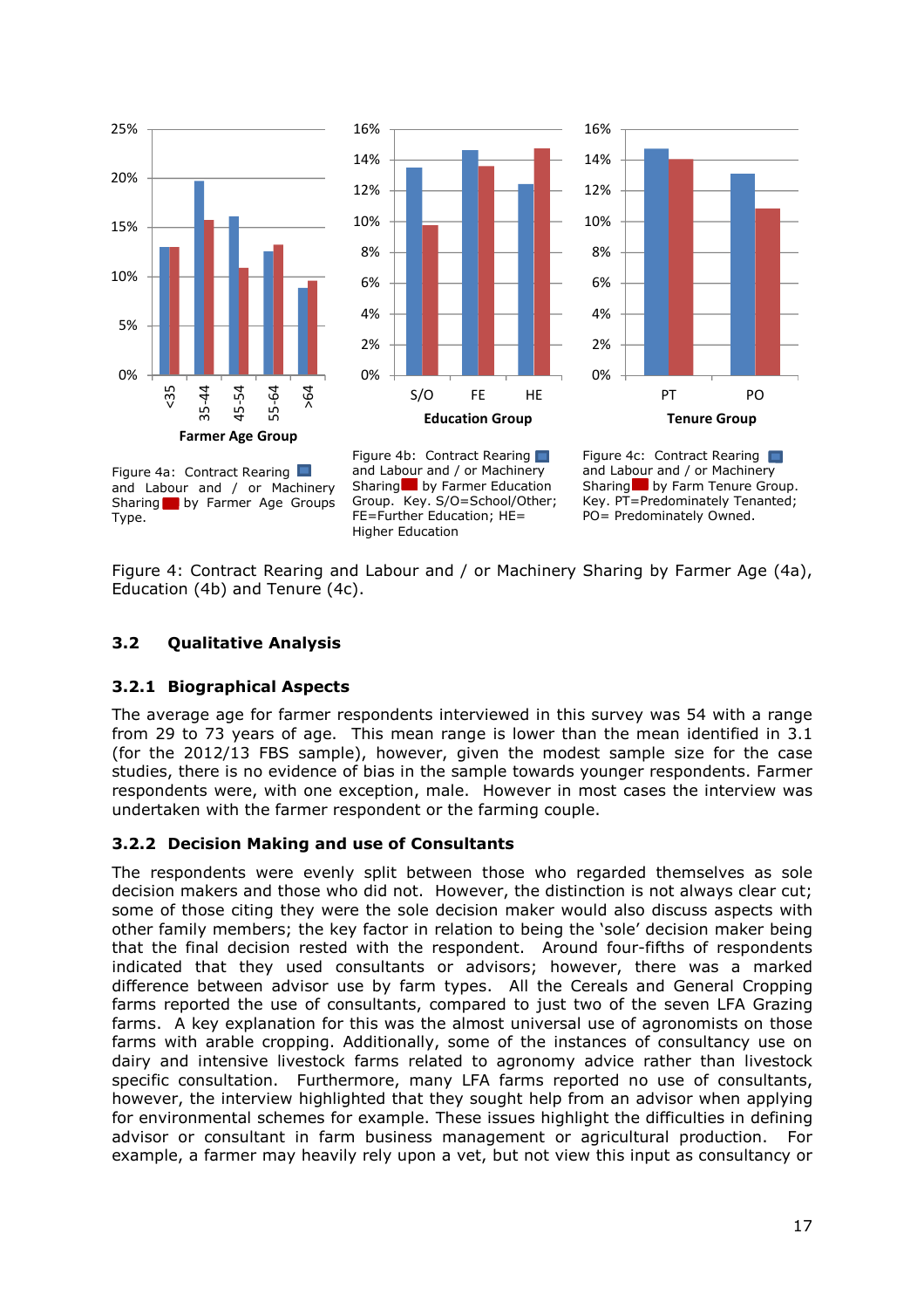Figure 4a: Contract Rearing and Labour and / or Machinery Sharing by Farmer Age Groups Type.

Figure 4b: Contract Rearing and Labour and / or Machinery Sharing by Farmer Education Group. Key. S/O=School/Other; FE=Further Education; HE= Higher Education

Figure 4c: Contract Rearing and Labour and / or Machinery Sharing by Farm Tenure Group. Key. PT=Predominately Tenanted; PO= Predominately Owned.

Figure 4: Contract Rearing and Labour and / or Machinery Sharing by Farmer Age (4a), Education (4b) and Tenure (4c).

## 3.2 Qualitative Analysis

### 3.2.1 Biographical Aspects

The average age for farmer respondents interviewed in this survey was 54 with a range from 29 to 73 years of age. This mean range is lower than the mean identified in 3.1 (for the 2012/13 FBS sample), however, given the modest sample size for the case studies, there is no evidence of bias in the sample towards younger respondents. Farmer respondents were, with one exception, male. However in most cases the interview was undertaken with the farmer respondent or the farming couple.

### 3.2.2 Decision Making and use of Consultants

The respondents were evenly split between those who regarded themselves as sole decision makers and those who did not. However, the distinction is not always clear cut; some of those citing they were the sole decision maker would also discuss aspects with other family members; the key factor in relation to being the 'sole' decision maker being that the final decision rested with the respondent. Around four-fifths of respondents indicated that they used consultants or advisors; however, there was a marked difference between advisor use by farm types. All the Cereals and General Cropping farms reported the use of consultants, compared to just two of the seven LFA Grazing farms. A key explanation for this was the almost universal use of agronomists on those farms with arable cropping. Additionally, some of the instances of consultancy use on dairy and intensive livestock farms related to agronomy advice rather than livestock specific consultation. Furthermore, many LFA farms reported no use of consultants, however, the interview highlighted that they sought help from an advisor when applying for environmental schemes for example. These issues highlight the difficulties in defining advisor or consultant in farm business management or agricultural production. For example, a farmer may heavily rely upon a vet, but not view this input as consultancy or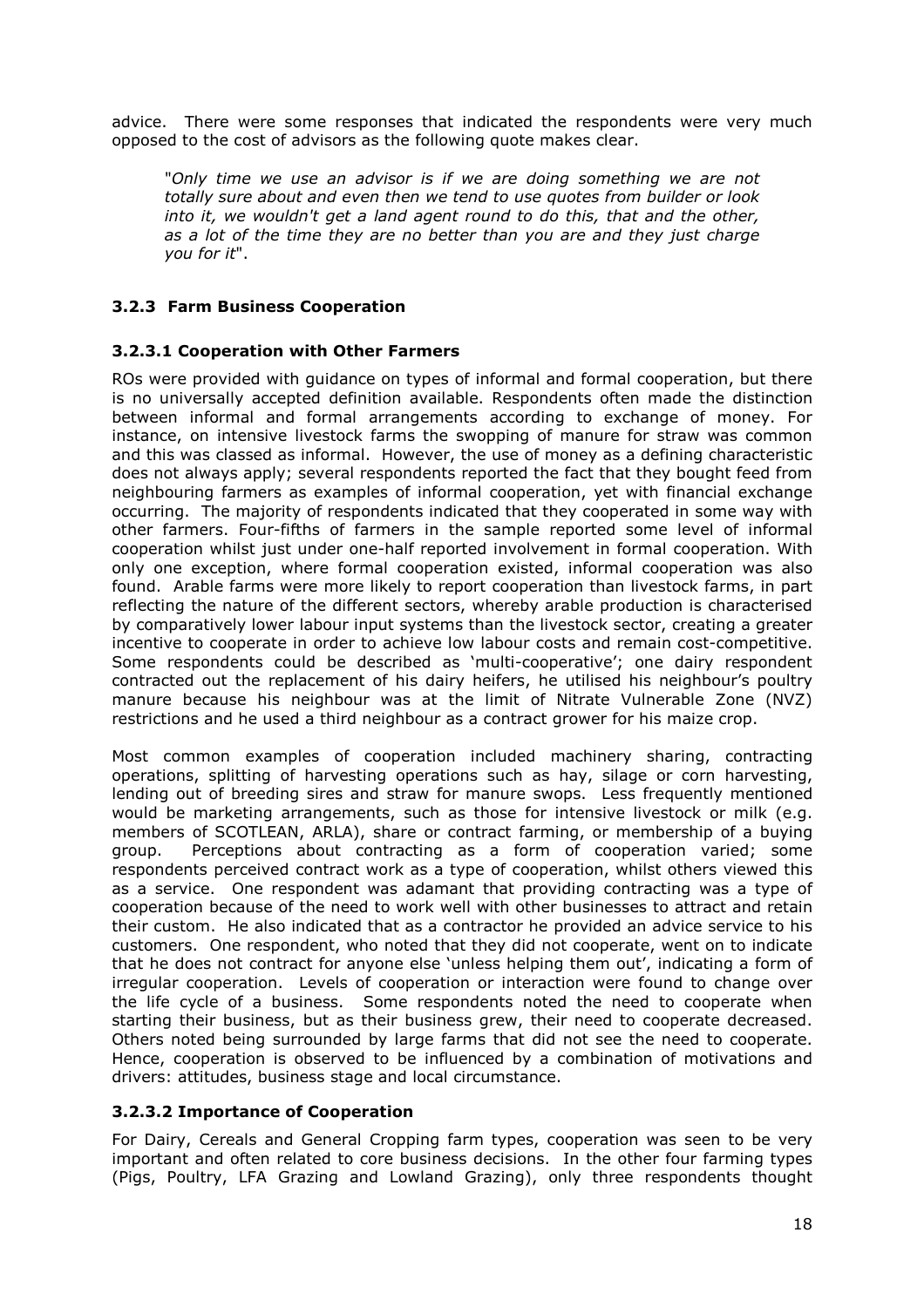advice. There were some responses that indicated the respondents were very much opposed to the cost of advisors as the following quote makes clear.

> "*Only time we use an advisor is if we are doing something we are not totally sure about and even then we tend to use quotes from builder or look into it, we wouldn't get a land agent round to do this, that and the other, as a lot of the time they are no better than you are and they just charge you for it*".

### 3.2.3 Farm Business Cooperation

#### 3.2.3.1 Cooperation with Other Farmers

ROs were provided with guidance on types of informal and formal cooperation, but there is no universally accepted definition available. Respondents often made the distinction between informal and formal arrangements according to exchange of money. For instance, on intensive livestock farms the swopping of manure for straw was common and this was classed as informal. However, the use of money as a defining characteristic does not always apply; several respondents reported the fact that they bought feed from neighbouring farmers as examples of informal cooperation, yet with financial exchange occurring. The majority of respondents indicated that they cooperated in some way with other farmers. Four-fifths of farmers in the sample reported some level of informal cooperation whilst just under one-half reported involvement in formal cooperation. With only one exception, where formal cooperation existed, informal cooperation was also found. Arable farms were more likely to report cooperation than livestock farms, in part reflecting the nature of the different sectors, whereby arable production is characterised by comparatively lower labour input systems than the livestock sector, creating a greater incentive to cooperate in order to achieve low labour costs and remain cost-competitive. Some respondents could be described as 'multi-cooperative'; one dairy respondent contracted out the replacement of his dairy heifers, he utilised his neighbour's poultry manure because his neighbour was at the limit of Nitrate Vulnerable Zone (NVZ) restrictions and he used a third neighbour as a contract grower for his maize crop.

Most common examples of cooperation included machinery sharing, contracting operations, splitting of harvesting operations such as hay, silage or corn harvesting, lending out of breeding sires and straw for manure swops. Less frequently mentioned would be marketing arrangements, such as those for intensive livestock or milk (e.g. members of SCOTLEAN, ARLA), share or contract farming, or membership of a buying group. Perceptions about contracting as a form of cooperation varied; some respondents perceived contract work as a type of cooperation, whilst others viewed this as a service. One respondent was adamant that providing contracting was a type of cooperation because of the need to work well with other businesses to attract and retain their custom. He also indicated that as a contractor he provided an advice service to his customers. One respondent, who noted that they did not cooperate, went on to indicate that he does not contract for anyone else 'unless helping them out', indicating a form of irregular cooperation. Levels of cooperation or interaction were found to change over the life cycle of a business. Some respondents noted the need to cooperate when starting their business, but as their business grew, their need to cooperate decreased. Others noted being surrounded by large farms that did not see the need to cooperate. Hence, cooperation is observed to be influenced by a combination of motivations and drivers: attitudes, business stage and local circumstance.

#### 3.2.3.2 Importance of Cooperation

For Dairy, Cereals and General Cropping farm types, cooperation was seen to be very important and often related to core business decisions. In the other four farming types (Pigs, Poultry, LFA Grazing and Lowland Grazing), only three respondents thought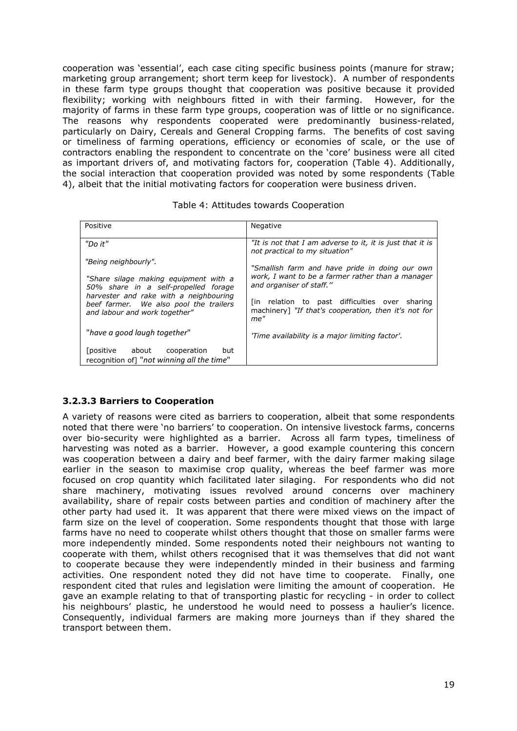cooperation was 'essential', each case citing specific business points (manure for straw; marketing group arrangement; short term keep for livestock). A number of respondents in these farm type groups thought that cooperation was positive because it provided flexibility; working with neighbours fitted in with their farming. However, for the majority of farms in these farm type groups, cooperation was of little or no significance. The reasons why respondents cooperated were predominantly business-related, particularly on Dairy, Cereals and General Cropping farms. The benefits of cost saving or timeliness of farming operations, efficiency or economies of scale, or the use of contractors enabling the respondent to concentrate on the 'core' business were all cited as important drivers of, and motivating factors for, cooperation (Table 4). Additionally, the social interaction that cooperation provided was noted by some respondents (Table 4), albeit that the initial motivating factors for cooperation were business driven.

Table 4: Attitudes towards Cooperation

| Positive | Negative |
|---|---|
| *"Do it"*<br><br>*"Being neighbourly".*<br><br>*"Share silage making equipment with a 50% share in a self-propelled forage harvester and rake with a neighbouring beef farmer. We also pool the trailers and labour and work together"*<br><br>"*have a good laugh together*"<br><br>[positive about cooperation but recognition of] "*not winning all the time*" | *"It is not that I am adverse to it, it is just that it is not practical to my situation"*<br><br>*"Smallish farm and have pride in doing our own work, I want to be a farmer rather than a manager and organiser of staff."*<br><br>[in relation to past difficulties over sharing machinery] *"If that's cooperation, then it's not for me"*<br><br>*'Time availability is a major limiting factor'.* |

### 3.2.3.3 Barriers to Cooperation

A variety of reasons were cited as barriers to cooperation, albeit that some respondents noted that there were 'no barriers' to cooperation. On intensive livestock farms, concerns over bio-security were highlighted as a barrier. Across all farm types, timeliness of harvesting was noted as a barrier. However, a good example countering this concern was cooperation between a dairy and beef farmer, with the dairy farmer making silage earlier in the season to maximise crop quality, whereas the beef farmer was more focused on crop quantity which facilitated later silaging. For respondents who did not share machinery, motivating issues revolved around concerns over machinery availability, share of repair costs between parties and condition of machinery after the other party had used it. It was apparent that there were mixed views on the impact of farm size on the level of cooperation. Some respondents thought that those with large farms have no need to cooperate whilst others thought that those on smaller farms were more independently minded. Some respondents noted their neighbours not wanting to cooperate with them, whilst others recognised that it was themselves that did not want to cooperate because they were independently minded in their business and farming activities. One respondent noted they did not have time to cooperate. Finally, one respondent cited that rules and legislation were limiting the amount of cooperation. He gave an example relating to that of transporting plastic for recycling - in order to collect his neighbours' plastic, he understood he would need to possess a haulier's licence. Consequently, individual farmers are making more journeys than if they shared the transport between them.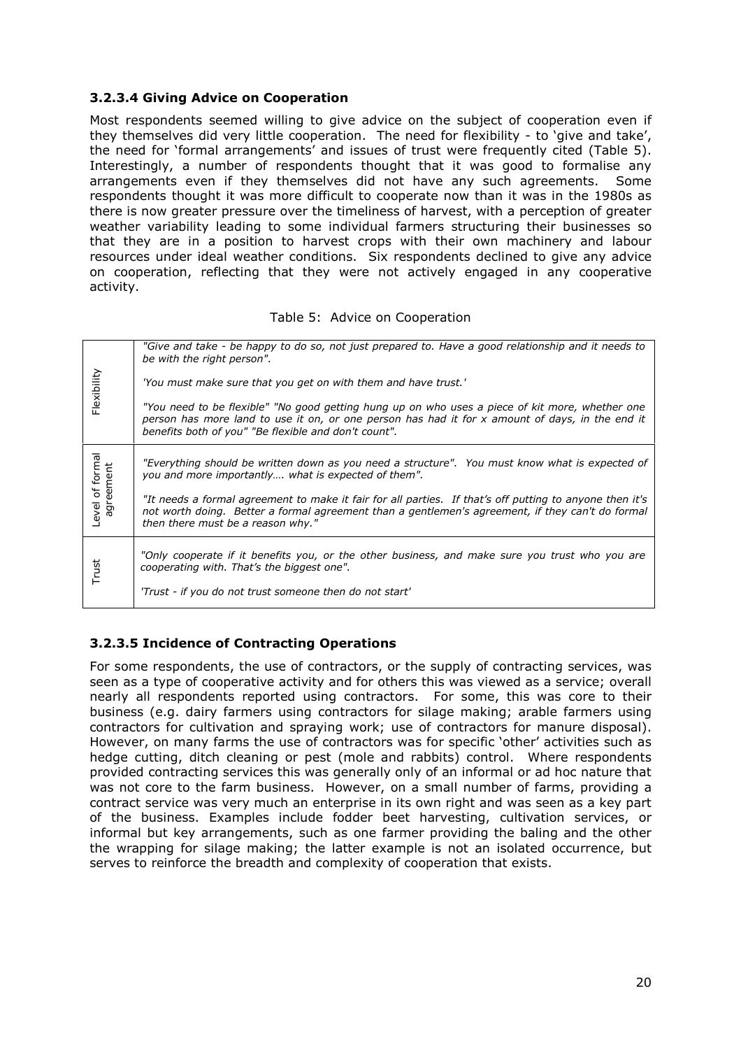### 3.2.3.4 Giving Advice on Cooperation

Most respondents seemed willing to give advice on the subject of cooperation even if they themselves did very little cooperation. The need for flexibility - to 'give and take', the need for 'formal arrangements' and issues of trust were frequently cited (Table 5). Interestingly, a number of respondents thought that it was good to formalise any arrangements even if they themselves did not have any such agreements. Some respondents thought it was more difficult to cooperate now than it was in the 1980s as there is now greater pressure over the timeliness of harvest, with a perception of greater weather variability leading to some individual farmers structuring their businesses so that they are in a position to harvest crops with their own machinery and labour resources under ideal weather conditions. Six respondents declined to give any advice on cooperation, reflecting that they were not actively engaged in any cooperative activity.

Table 5: Advice on Cooperation

| | |
|---|---|
| Flexibility | *"Give and take - be happy to do so, not just prepared to. Have a good relationship and it needs to be with the right person".*<br><br>*'You must make sure that you get on with them and have trust.'*<br><br>*"You need to be flexible" "No good getting hung up on who uses a piece of kit more, whether one person has more land to use it on, or one person has had it for x amount of days, in the end it benefits both of you" "Be flexible and don't count".* |
| Level of formal agreement | *"Everything should be written down as you need a structure". You must know what is expected of you and more importantly…. what is expected of them".*<br><br>*"It needs a formal agreement to make it fair for all parties. If that's off putting to anyone then it's not worth doing. Better a formal agreement than a gentlemen's agreement, if they can't do formal then there must be a reason why."* |
| Trust | *"Only cooperate if it benefits you, or the other business, and make sure you trust who you are cooperating with. That's the biggest one".*<br><br>*'Trust - if you do not trust someone then do not start'* |

### 3.2.3.5 Incidence of Contracting Operations

For some respondents, the use of contractors, or the supply of contracting services, was seen as a type of cooperative activity and for others this was viewed as a service; overall nearly all respondents reported using contractors. For some, this was core to their business (e.g. dairy farmers using contractors for silage making; arable farmers using contractors for cultivation and spraying work; use of contractors for manure disposal). However, on many farms the use of contractors was for specific 'other' activities such as hedge cutting, ditch cleaning or pest (mole and rabbits) control. Where respondents provided contracting services this was generally only of an informal or ad hoc nature that was not core to the farm business. However, on a small number of farms, providing a contract service was very much an enterprise in its own right and was seen as a key part of the business. Examples include fodder beet harvesting, cultivation services, or informal but key arrangements, such as one farmer providing the baling and the other the wrapping for silage making; the latter example is not an isolated occurrence, but serves to reinforce the breadth and complexity of cooperation that exists.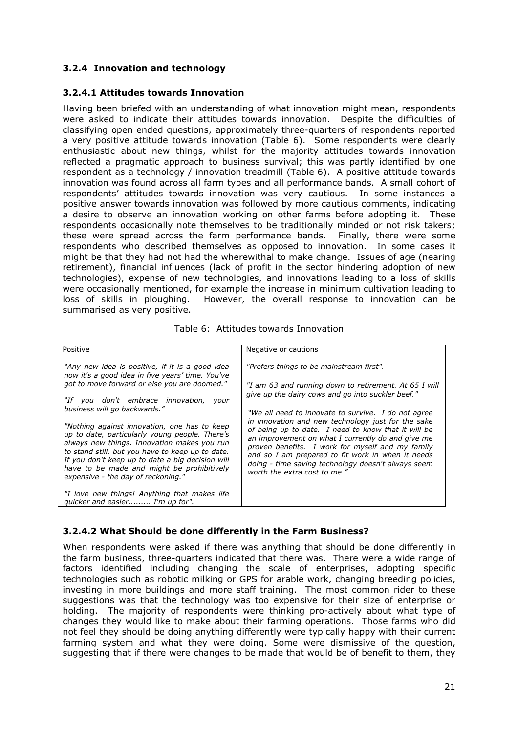### 3.2.4 Innovation and technology

#### 3.2.4.1 Attitudes towards Innovation

Having been briefed with an understanding of what innovation might mean, respondents were asked to indicate their attitudes towards innovation. Despite the difficulties of classifying open ended questions, approximately three-quarters of respondents reported a very positive attitude towards innovation (Table 6). Some respondents were clearly enthusiastic about new things, whilst for the majority attitudes towards innovation reflected a pragmatic approach to business survival; this was partly identified by one respondent as a technology / innovation treadmill (Table 6). A positive attitude towards innovation was found across all farm types and all performance bands. A small cohort of respondents' attitudes towards innovation was very cautious. In some instances a positive answer towards innovation was followed by more cautious comments, indicating a desire to observe an innovation working on other farms before adopting it. These respondents occasionally note themselves to be traditionally minded or not risk takers; these were spread across the farm performance bands. Finally, there were some respondents who described themselves as opposed to innovation. In some cases it might be that they had not had the wherewithal to make change. Issues of age (nearing retirement), financial influences (lack of profit in the sector hindering adoption of new technologies), expense of new technologies, and innovations leading to a loss of skills were occasionally mentioned, for example the increase in minimum cultivation leading to loss of skills in ploughing. However, the overall response to innovation can be summarised as very positive.

Table 6: Attitudes towards Innovation

| Positive | Negative or cautions |
|---|---|
| *"Any new idea is positive, if it is a good idea now it's a good idea in five years' time. You've got to move forward or else you are doomed."*<br><br>*"If you don't embrace innovation, your business will go backwards."*<br><br>*"Nothing against innovation, one has to keep up to date, particularly young people. There's always new things. Innovation makes you run to stand still, but you have to keep up to date. If you don't keep up to date a big decision will have to be made and might be prohibitively expensive - the day of reckoning."*<br><br>*"I love new things! Anything that makes life quicker and easier......... I'm up for".* | *"Prefers things to be mainstream first".*<br><br>*"I am 63 and running down to retirement. At 65 I will give up the dairy cows and go into suckler beef."*<br><br>*"We all need to innovate to survive. I do not agree in innovation and new technology just for the sake of being up to date. I need to know that it will be an improvement on what I currently do and give me proven benefits. I work for myself and my family and so I am prepared to fit work in when it needs doing - time saving technology doesn't always seem worth the extra cost to me."* |

#### 3.2.4.2 What Should be done differently in the Farm Business?

When respondents were asked if there was anything that should be done differently in the farm business, three-quarters indicated that there was. There were a wide range of factors identified including changing the scale of enterprises, adopting specific technologies such as robotic milking or GPS for arable work, changing breeding policies, investing in more buildings and more staff training. The most common rider to these suggestions was that the technology was too expensive for their size of enterprise or holding. The majority of respondents were thinking pro-actively about what type of changes they would like to make about their farming operations. Those farms who did not feel they should be doing anything differently were typically happy with their current farming system and what they were doing. Some were dismissive of the question, suggesting that if there were changes to be made that would be of benefit to them, they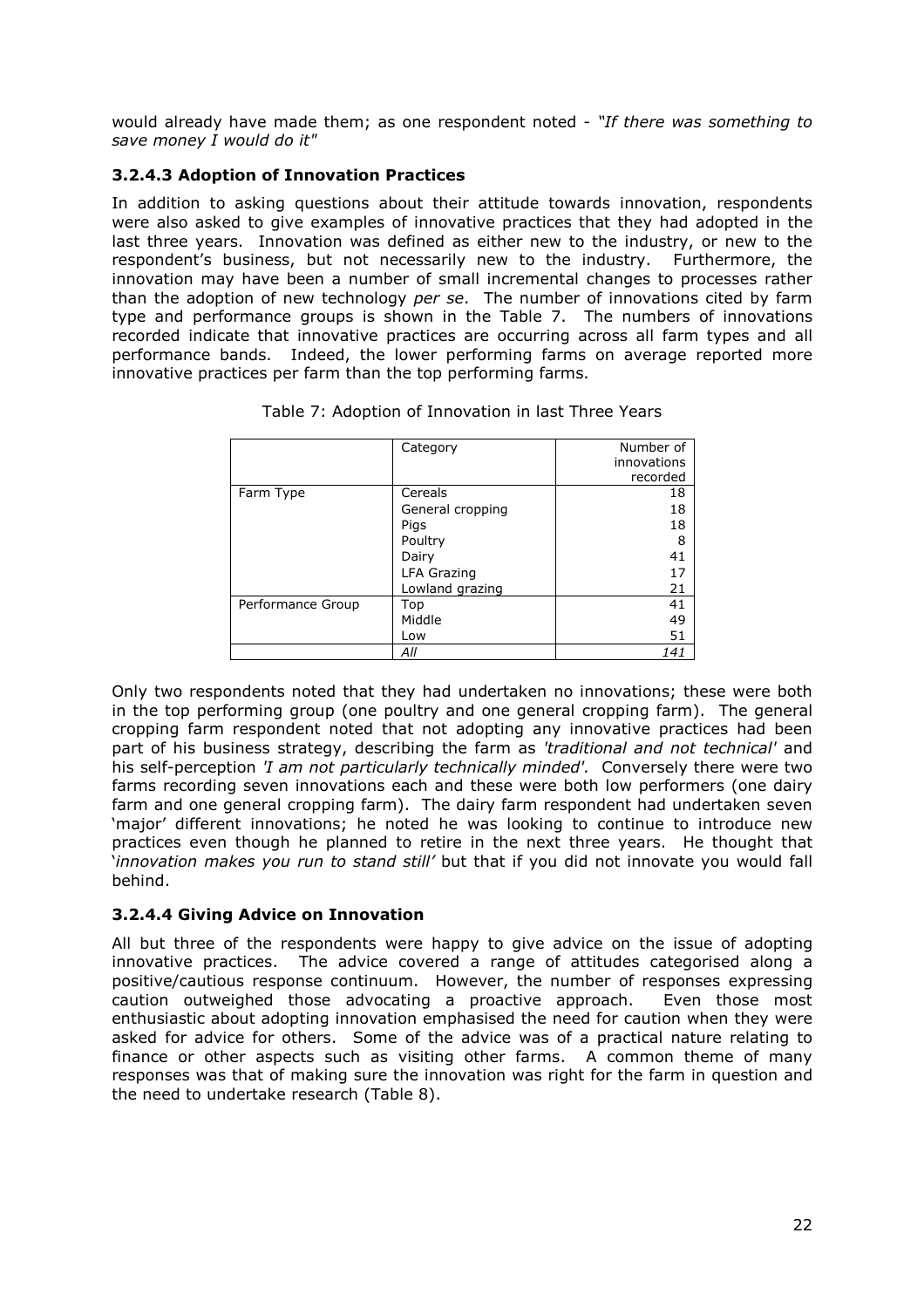would already have made them; as one respondent noted - *"If there was something to save money I would do it"*

#### 3.2.4.3 Adoption of Innovation Practices

In addition to asking questions about their attitude towards innovation, respondents were also asked to give examples of innovative practices that they had adopted in the last three years. Innovation was defined as either new to the industry, or new to the respondent's business, but not necessarily new to the industry. Furthermore, the innovation may have been a number of small incremental changes to processes rather than the adoption of new technology *per se*. The number of innovations cited by farm type and performance groups is shown in the Table 7. The numbers of innovations recorded indicate that innovative practices are occurring across all farm types and all performance bands. Indeed, the lower performing farms on average reported more innovative practices per farm than the top performing farms.

Table 7: Adoption of Innovation in last Three Years

| | Category | Number of innovations recorded |
|---|---|---|
| Farm Type | Cereals | 18 |
| | General cropping | 18 |
| | Pigs | 18 |
| | Poultry | 8 |
| | Dairy | 41 |
| | LFA Grazing | 17 |
| | Lowland grazing | 21 |
| Performance Group | Top | 41 |
| | Middle | 49 |
| | Low | 51 |
| | *All* | *141* |

Only two respondents noted that they had undertaken no innovations; these were both in the top performing group (one poultry and one general cropping farm). The general cropping farm respondent noted that not adopting any innovative practices had been part of his business strategy, describing the farm as *'traditional and not technical'* and his self-perception *'I am not particularly technically minded'.* Conversely there were two farms recording seven innovations each and these were both low performers (one dairy farm and one general cropping farm). The dairy farm respondent had undertaken seven 'major' different innovations; he noted he was looking to continue to introduce new practices even though he planned to retire in the next three years. He thought that '*innovation makes you run to stand still'* but that if you did not innovate you would fall behind.

#### 3.2.4.4 Giving Advice on Innovation

All but three of the respondents were happy to give advice on the issue of adopting innovative practices. The advice covered a range of attitudes categorised along a positive/cautious response continuum. However, the number of responses expressing caution outweighed those advocating a proactive approach. Even those most enthusiastic about adopting innovation emphasised the need for caution when they were asked for advice for others. Some of the advice was of a practical nature relating to finance or other aspects such as visiting other farms. A common theme of many responses was that of making sure the innovation was right for the farm in question and the need to undertake research (Table 8).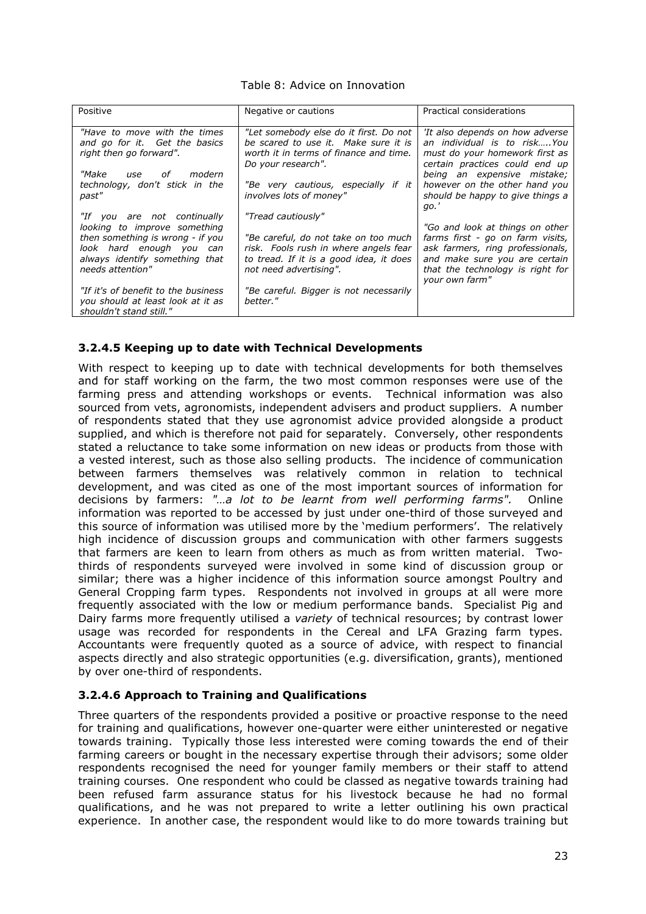Table 8: Advice on Innovation

| Positive | Negative or cautions | Practical considerations |
| --- | --- | --- |
| *"Have to move with the times and go for it. Get the basics right then go forward".*<br><br>*"Make use of modern technology, don't stick in the past"*<br><br>*"If you are not continually looking to improve something then something is wrong - if you look hard enough you can always identify something that needs attention"*<br><br>*"If it's of benefit to the business you should at least look at it as shouldn't stand still."* | *"Let somebody else do it first. Do not be scared to use it. Make sure it is worth it in terms of finance and time. Do your research".*<br><br>*"Be very cautious, especially if it involves lots of money"*<br><br>*"Tread cautiously"*<br><br>*"Be careful, do not take on too much risk. Fools rush in where angels fear to tread. If it is a good idea, it does not need advertising".*<br><br>*"Be careful. Bigger is not necessarily better."* | *'It also depends on how adverse an individual is to risk…..You must do your homework first as certain practices could end up being an expensive mistake; however on the other hand you should be happy to give things a go.'*<br><br>*"Go and look at things on other farms first - go on farm visits, ask farmers, ring professionals, and make sure you are certain that the technology is right for your own farm"* |

### 3.2.4.5 Keeping up to date with Technical Developments

With respect to keeping up to date with technical developments for both themselves and for staff working on the farm, the two most common responses were use of the farming press and attending workshops or events. Technical information was also sourced from vets, agronomists, independent advisers and product suppliers. A number of respondents stated that they use agronomist advice provided alongside a product supplied, and which is therefore not paid for separately. Conversely, other respondents stated a reluctance to take some information on new ideas or products from those with a vested interest, such as those also selling products. The incidence of communication between farmers themselves was relatively common in relation to technical development, and was cited as one of the most important sources of information for decisions by farmers: *"…a lot to be learnt from well performing farms".* Online information was reported to be accessed by just under one-third of those surveyed and this source of information was utilised more by the 'medium performers'. The relatively high incidence of discussion groups and communication with other farmers suggests that farmers are keen to learn from others as much as from written material. Two-thirds of respondents surveyed were involved in some kind of discussion group or similar; there was a higher incidence of this information source amongst Poultry and General Cropping farm types. Respondents not involved in groups at all were more frequently associated with the low or medium performance bands. Specialist Pig and Dairy farms more frequently utilised a *variety* of technical resources; by contrast lower usage was recorded for respondents in the Cereal and LFA Grazing farm types. Accountants were frequently quoted as a source of advice, with respect to financial aspects directly and also strategic opportunities (e.g. diversification, grants), mentioned by over one-third of respondents.

### 3.2.4.6 Approach to Training and Qualifications

Three quarters of the respondents provided a positive or proactive response to the need for training and qualifications, however one-quarter were either uninterested or negative towards training. Typically those less interested were coming towards the end of their farming careers or bought in the necessary expertise through their advisors; some older respondents recognised the need for younger family members or their staff to attend training courses. One respondent who could be classed as negative towards training had been refused farm assurance status for his livestock because he had no formal qualifications, and he was not prepared to write a letter outlining his own practical experience. In another case, the respondent would like to do more towards training but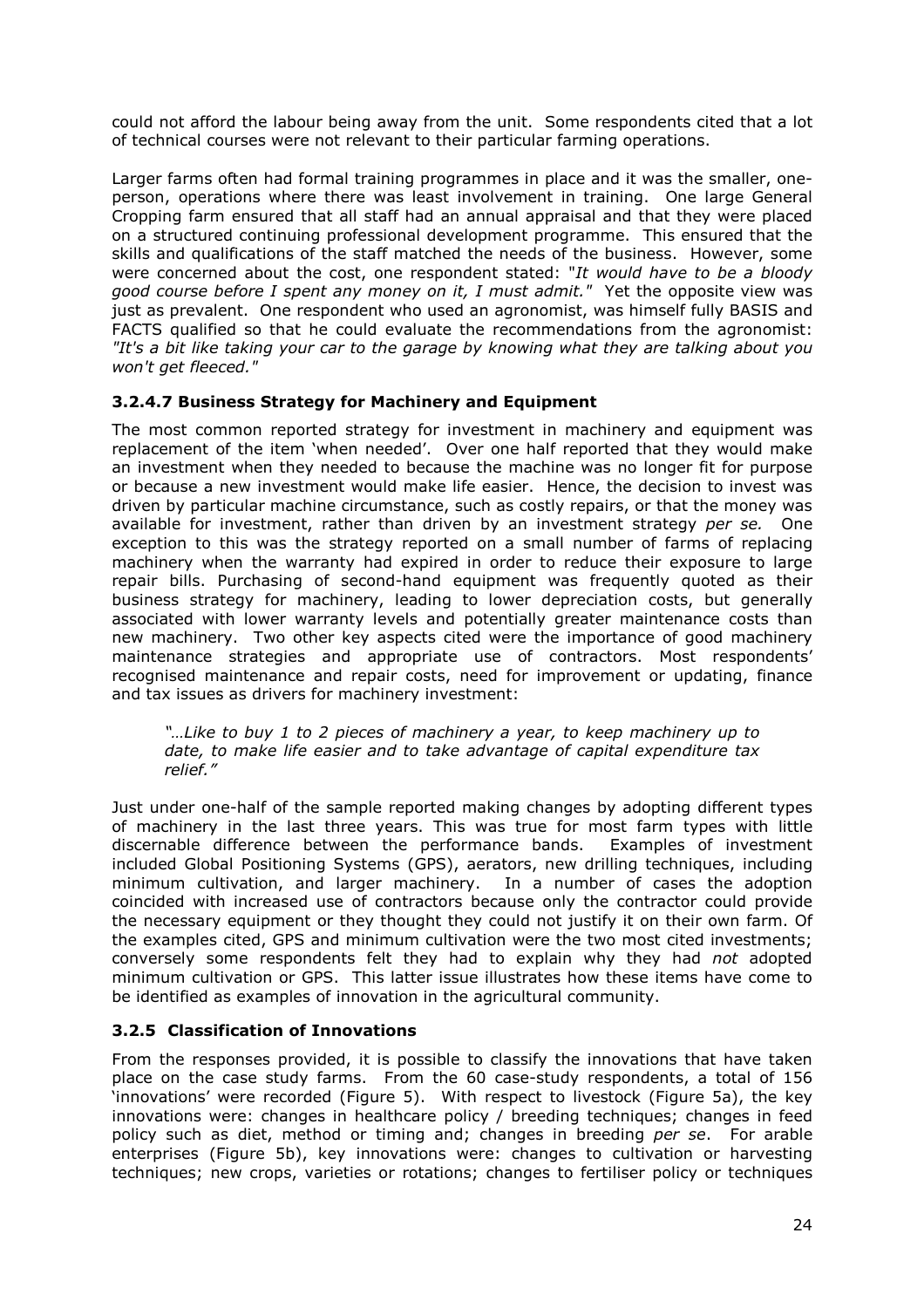could not afford the labour being away from the unit. Some respondents cited that a lot of technical courses were not relevant to their particular farming operations.

Larger farms often had formal training programmes in place and it was the smaller, one-person, operations where there was least involvement in training. One large General Cropping farm ensured that all staff had an annual appraisal and that they were placed on a structured continuing professional development programme. This ensured that the skills and qualifications of the staff matched the needs of the business. However, some were concerned about the cost, one respondent stated: *"It would have to be a bloody good course before I spent any money on it, I must admit."* Yet the opposite view was just as prevalent. One respondent who used an agronomist, was himself fully BASIS and FACTS qualified so that he could evaluate the recommendations from the agronomist: *"It's a bit like taking your car to the garage by knowing what they are talking about you won't get fleeced."*

### 3.2.4.7 Business Strategy for Machinery and Equipment

The most common reported strategy for investment in machinery and equipment was replacement of the item 'when needed'. Over one half reported that they would make an investment when they needed to because the machine was no longer fit for purpose or because a new investment would make life easier. Hence, the decision to invest was driven by particular machine circumstance, such as costly repairs, or that the money was available for investment, rather than driven by an investment strategy *per se.* One exception to this was the strategy reported on a small number of farms of replacing machinery when the warranty had expired in order to reduce their exposure to large repair bills. Purchasing of second-hand equipment was frequently quoted as their business strategy for machinery, leading to lower depreciation costs, but generally associated with lower warranty levels and potentially greater maintenance costs than new machinery. Two other key aspects cited were the importance of good machinery maintenance strategies and appropriate use of contractors. Most respondents' recognised maintenance and repair costs, need for improvement or updating, finance and tax issues as drivers for machinery investment:

> *"…Like to buy 1 to 2 pieces of machinery a year, to keep machinery up to date, to make life easier and to take advantage of capital expenditure tax relief."*

Just under one-half of the sample reported making changes by adopting different types of machinery in the last three years. This was true for most farm types with little discernable difference between the performance bands. Examples of investment included Global Positioning Systems (GPS), aerators, new drilling techniques, including minimum cultivation, and larger machinery. In a number of cases the adoption coincided with increased use of contractors because only the contractor could provide the necessary equipment or they thought they could not justify it on their own farm. Of the examples cited, GPS and minimum cultivation were the two most cited investments; conversely some respondents felt they had to explain why they had *not* adopted minimum cultivation or GPS. This latter issue illustrates how these items have come to be identified as examples of innovation in the agricultural community.

### 3.2.5 Classification of Innovations

From the responses provided, it is possible to classify the innovations that have taken place on the case study farms. From the 60 case-study respondents, a total of 156 'innovations' were recorded (Figure 5). With respect to livestock (Figure 5a), the key innovations were: changes in healthcare policy / breeding techniques; changes in feed policy such as diet, method or timing and; changes in breeding *per se*. For arable enterprises (Figure 5b), key innovations were: changes to cultivation or harvesting techniques; new crops, varieties or rotations; changes to fertiliser policy or techniques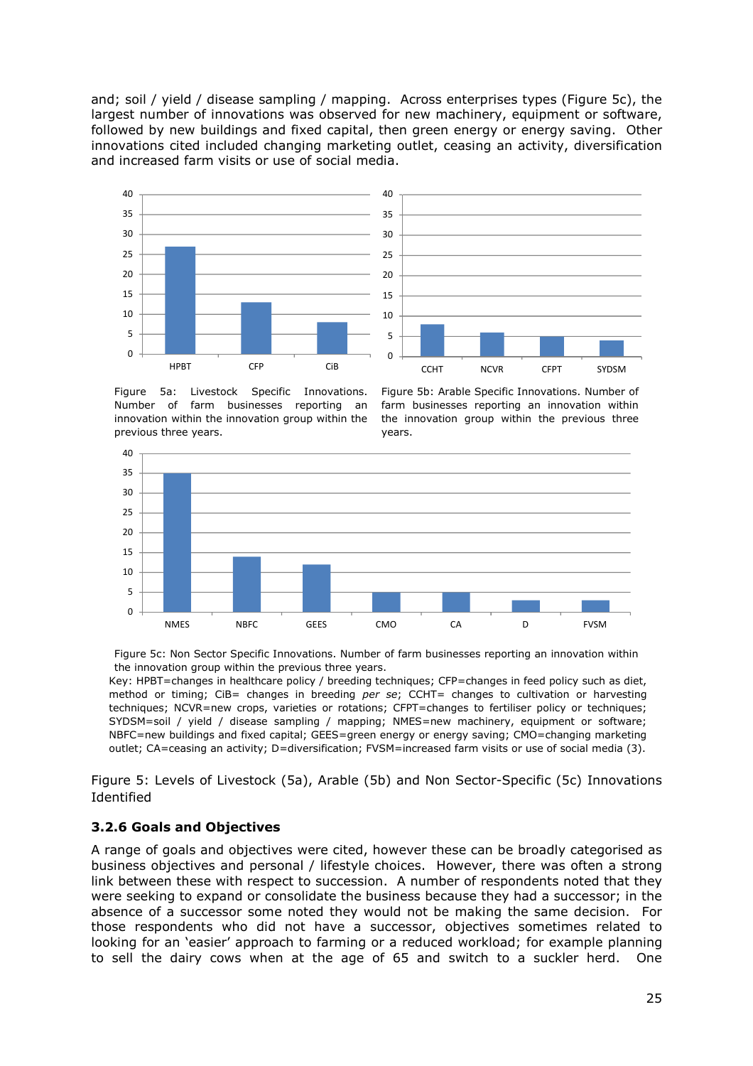and; soil / yield / disease sampling / mapping. Across enterprises types (Figure 5c), the largest number of innovations was observed for new machinery, equipment or software, followed by new buildings and fixed capital, then green energy or energy saving. Other innovations cited included changing marketing outlet, ceasing an activity, diversification and increased farm visits or use of social media.

Figure 5a: Livestock Specific Innovations. Number of farm businesses reporting an innovation within the innovation group within the previous three years.

Figure 5b: Arable Specific Innovations. Number of farm businesses reporting an innovation within the innovation group within the previous three years.

Figure 5c: Non Sector Specific Innovations. Number of farm businesses reporting an innovation within the innovation group within the previous three years.

Key: HPBT=changes in healthcare policy / breeding techniques; CFP=changes in feed policy such as diet, method or timing; CiB= changes in breeding *per se*; CCHT= changes to cultivation or harvesting techniques; NCVR=new crops, varieties or rotations; CFPT=changes to fertiliser policy or techniques; SYDSM=soil / yield / disease sampling / mapping; NMES=new machinery, equipment or software; NBFC=new buildings and fixed capital; GEES=green energy or energy saving; CMO=changing marketing outlet; CA=ceasing an activity; D=diversification; FVSM=increased farm visits or use of social media (3).

Figure 5: Levels of Livestock (5a), Arable (5b) and Non Sector-Specific (5c) Innovations Identified

### 3.2.6 Goals and Objectives

A range of goals and objectives were cited, however these can be broadly categorised as business objectives and personal / lifestyle choices. However, there was often a strong link between these with respect to succession. A number of respondents noted that they were seeking to expand or consolidate the business because they had a successor; in the absence of a successor some noted they would not be making the same decision. For those respondents who did not have a successor, objectives sometimes related to looking for an 'easier' approach to farming or a reduced workload; for example planning to sell the dairy cows when at the age of 65 and switch to a suckler herd. One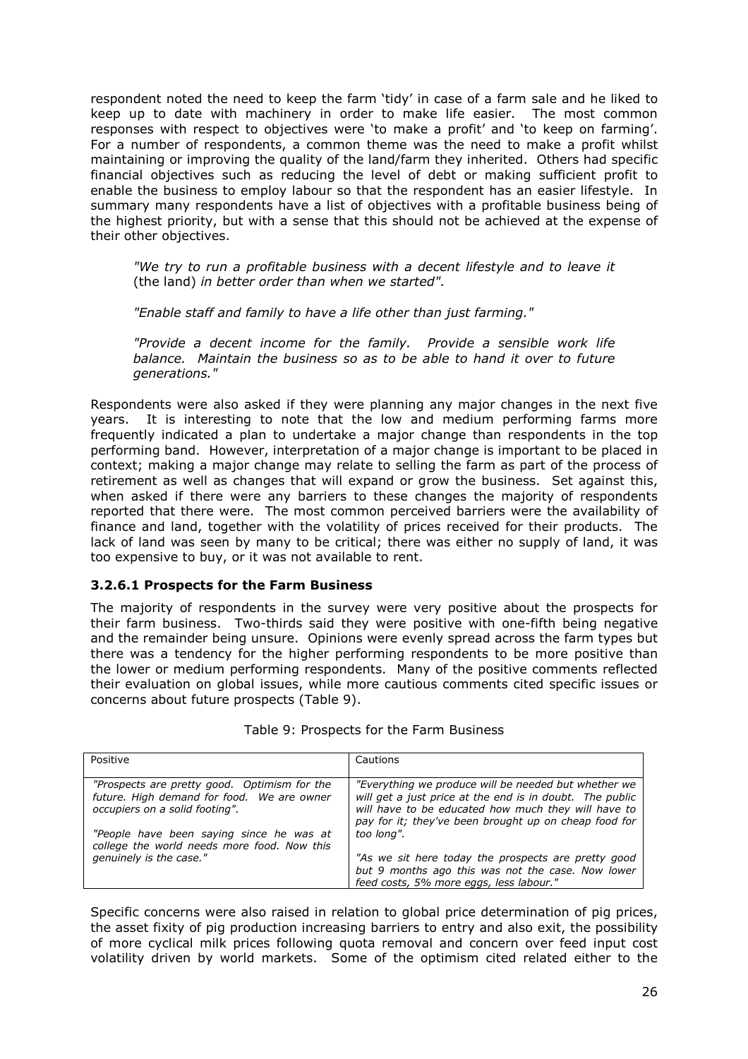respondent noted the need to keep the farm 'tidy' in case of a farm sale and he liked to keep up to date with machinery in order to make life easier. The most common responses with respect to objectives were 'to make a profit' and 'to keep on farming'. For a number of respondents, a common theme was the need to make a profit whilst maintaining or improving the quality of the land/farm they inherited. Others had specific financial objectives such as reducing the level of debt or making sufficient profit to enable the business to employ labour so that the respondent has an easier lifestyle. In summary many respondents have a list of objectives with a profitable business being of the highest priority, but with a sense that this should not be achieved at the expense of their other objectives.

> *"We try to run a profitable business with a decent lifestyle and to leave it* (the land) *in better order than when we started".*
>
> *"Enable staff and family to have a life other than just farming."*
>
> *"Provide a decent income for the family. Provide a sensible work life balance. Maintain the business so as to be able to hand it over to future generations."*

Respondents were also asked if they were planning any major changes in the next five years. It is interesting to note that the low and medium performing farms more frequently indicated a plan to undertake a major change than respondents in the top performing band. However, interpretation of a major change is important to be placed in context; making a major change may relate to selling the farm as part of the process of retirement as well as changes that will expand or grow the business. Set against this, when asked if there were any barriers to these changes the majority of respondents reported that there were. The most common perceived barriers were the availability of finance and land, together with the volatility of prices received for their products. The lack of land was seen by many to be critical; there was either no supply of land, it was too expensive to buy, or it was not available to rent.

#### 3.2.6.1 Prospects for the Farm Business

The majority of respondents in the survey were very positive about the prospects for their farm business. Two-thirds said they were positive with one-fifth being negative and the remainder being unsure. Opinions were evenly spread across the farm types but there was a tendency for the higher performing respondents to be more positive than the lower or medium performing respondents. Many of the positive comments reflected their evaluation on global issues, while more cautious comments cited specific issues or concerns about future prospects (Table 9).

Table 9: Prospects for the Farm Business

| Positive | Cautions |
|---|---|
| *"Prospects are pretty good. Optimism for the future. High demand for food. We are owner occupiers on a solid footing".* <br><br> *"People have been saying since he was at college the world needs more food. Now this genuinely is the case."* | *"Everything we produce will be needed but whether we will get a just price at the end is in doubt. The public will have to be educated how much they will have to pay for it; they've been brought up on cheap food for too long".* <br><br> *"As we sit here today the prospects are pretty good but 9 months ago this was not the case. Now lower feed costs, 5% more eggs, less labour."* |

Specific concerns were also raised in relation to global price determination of pig prices, the asset fixity of pig production increasing barriers to entry and also exit, the possibility of more cyclical milk prices following quota removal and concern over feed input cost volatility driven by world markets. Some of the optimism cited related either to the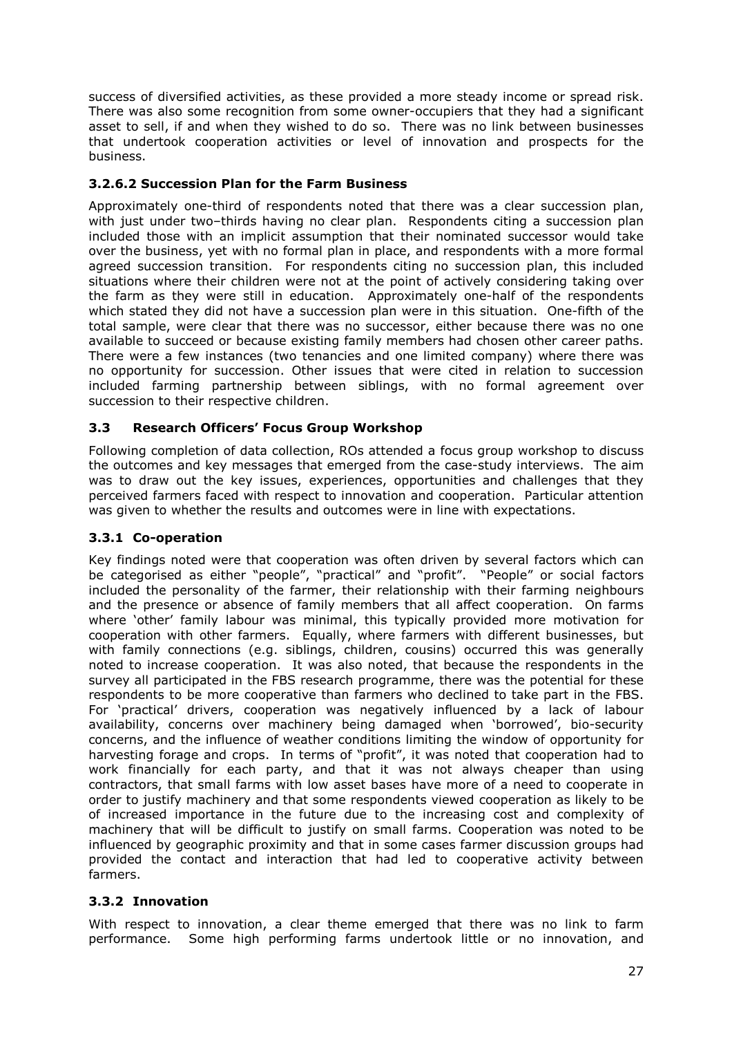success of diversified activities, as these provided a more steady income or spread risk. There was also some recognition from some owner-occupiers that they had a significant asset to sell, if and when they wished to do so. There was no link between businesses that undertook cooperation activities or level of innovation and prospects for the business.

#### 3.2.6.2 Succession Plan for the Farm Business

Approximately one-third of respondents noted that there was a clear succession plan, with just under two–thirds having no clear plan. Respondents citing a succession plan included those with an implicit assumption that their nominated successor would take over the business, yet with no formal plan in place, and respondents with a more formal agreed succession transition. For respondents citing no succession plan, this included situations where their children were not at the point of actively considering taking over the farm as they were still in education. Approximately one-half of the respondents which stated they did not have a succession plan were in this situation. One-fifth of the total sample, were clear that there was no successor, either because there was no one available to succeed or because existing family members had chosen other career paths. There were a few instances (two tenancies and one limited company) where there was no opportunity for succession. Other issues that were cited in relation to succession included farming partnership between siblings, with no formal agreement over succession to their respective children.

## 3.3 Research Officers' Focus Group Workshop

Following completion of data collection, ROs attended a focus group workshop to discuss the outcomes and key messages that emerged from the case-study interviews. The aim was to draw out the key issues, experiences, opportunities and challenges that they perceived farmers faced with respect to innovation and cooperation. Particular attention was given to whether the results and outcomes were in line with expectations.

### 3.3.1 Co-operation

Key findings noted were that cooperation was often driven by several factors which can be categorised as either "people", "practical" and "profit". "People" or social factors included the personality of the farmer, their relationship with their farming neighbours and the presence or absence of family members that all affect cooperation. On farms where 'other' family labour was minimal, this typically provided more motivation for cooperation with other farmers. Equally, where farmers with different businesses, but with family connections (e.g. siblings, children, cousins) occurred this was generally noted to increase cooperation. It was also noted, that because the respondents in the survey all participated in the FBS research programme, there was the potential for these respondents to be more cooperative than farmers who declined to take part in the FBS. For 'practical' drivers, cooperation was negatively influenced by a lack of labour availability, concerns over machinery being damaged when 'borrowed', bio-security concerns, and the influence of weather conditions limiting the window of opportunity for harvesting forage and crops. In terms of "profit", it was noted that cooperation had to work financially for each party, and that it was not always cheaper than using contractors, that small farms with low asset bases have more of a need to cooperate in order to justify machinery and that some respondents viewed cooperation as likely to be of increased importance in the future due to the increasing cost and complexity of machinery that will be difficult to justify on small farms. Cooperation was noted to be influenced by geographic proximity and that in some cases farmer discussion groups had provided the contact and interaction that had led to cooperative activity between farmers.

### 3.3.2 Innovation

With respect to innovation, a clear theme emerged that there was no link to farm performance. Some high performing farms undertook little or no innovation, and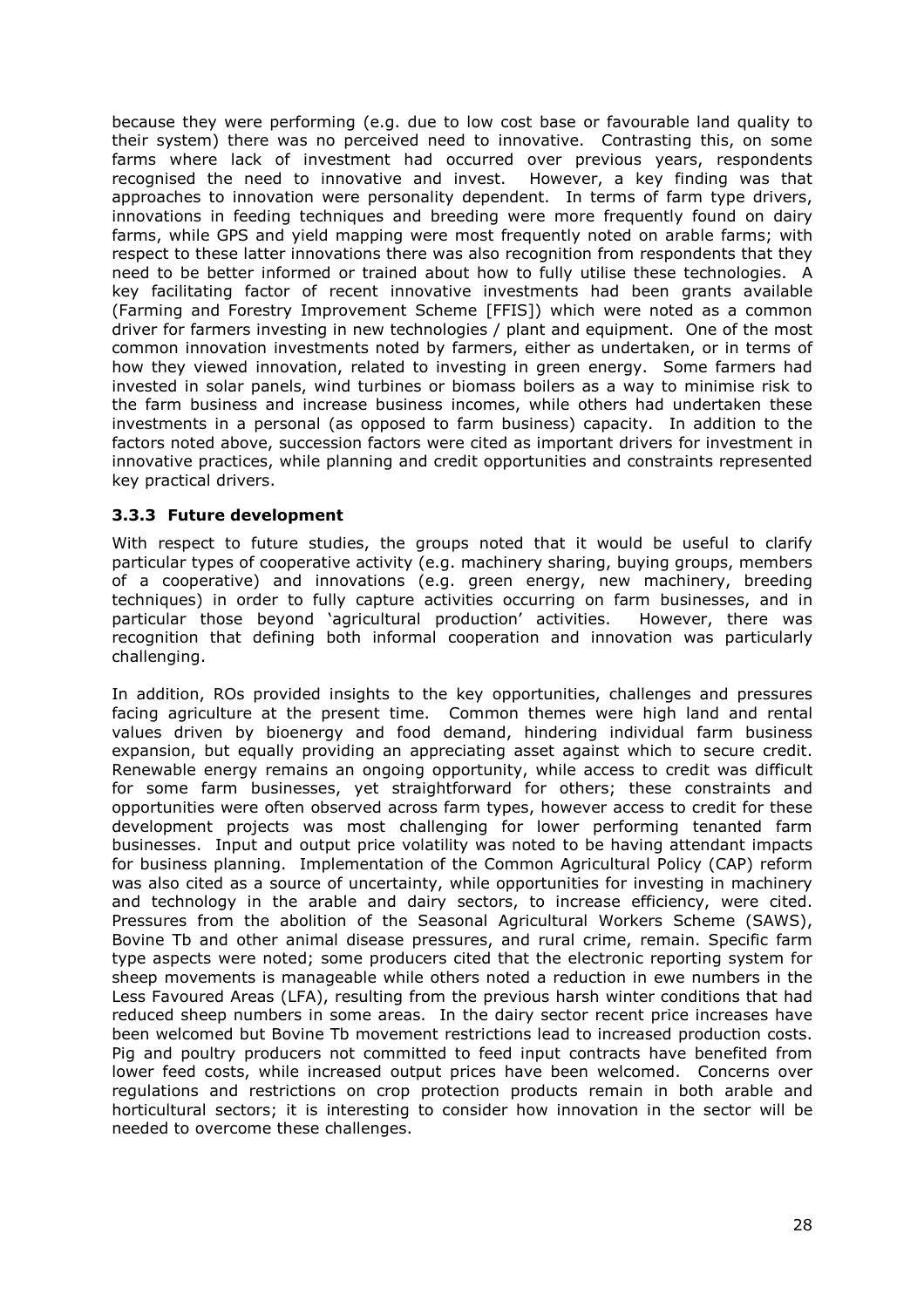because they were performing (e.g. due to low cost base or favourable land quality to their system) there was no perceived need to innovative. Contrasting this, on some farms where lack of investment had occurred over previous years, respondents recognised the need to innovative and invest. However, a key finding was that approaches to innovation were personality dependent. In terms of farm type drivers, innovations in feeding techniques and breeding were more frequently found on dairy farms, while GPS and yield mapping were most frequently noted on arable farms; with respect to these latter innovations there was also recognition from respondents that they need to be better informed or trained about how to fully utilise these technologies. A key facilitating factor of recent innovative investments had been grants available (Farming and Forestry Improvement Scheme [FFIS]) which were noted as a common driver for farmers investing in new technologies / plant and equipment. One of the most common innovation investments noted by farmers, either as undertaken, or in terms of how they viewed innovation, related to investing in green energy. Some farmers had invested in solar panels, wind turbines or biomass boilers as a way to minimise risk to the farm business and increase business incomes, while others had undertaken these investments in a personal (as opposed to farm business) capacity. In addition to the factors noted above, succession factors were cited as important drivers for investment in innovative practices, while planning and credit opportunities and constraints represented key practical drivers.

### 3.3.3 Future development

With respect to future studies, the groups noted that it would be useful to clarify particular types of cooperative activity (e.g. machinery sharing, buying groups, members of a cooperative) and innovations (e.g. green energy, new machinery, breeding techniques) in order to fully capture activities occurring on farm businesses, and in particular those beyond 'agricultural production' activities. However, there was recognition that defining both informal cooperation and innovation was particularly challenging.

In addition, ROs provided insights to the key opportunities, challenges and pressures facing agriculture at the present time. Common themes were high land and rental values driven by bioenergy and food demand, hindering individual farm business expansion, but equally providing an appreciating asset against which to secure credit. Renewable energy remains an ongoing opportunity, while access to credit was difficult for some farm businesses, yet straightforward for others; these constraints and opportunities were often observed across farm types, however access to credit for these development projects was most challenging for lower performing tenanted farm businesses. Input and output price volatility was noted to be having attendant impacts for business planning. Implementation of the Common Agricultural Policy (CAP) reform was also cited as a source of uncertainty, while opportunities for investing in machinery and technology in the arable and dairy sectors, to increase efficiency, were cited. Pressures from the abolition of the Seasonal Agricultural Workers Scheme (SAWS), Bovine Tb and other animal disease pressures, and rural crime, remain. Specific farm type aspects were noted; some producers cited that the electronic reporting system for sheep movements is manageable while others noted a reduction in ewe numbers in the Less Favoured Areas (LFA), resulting from the previous harsh winter conditions that had reduced sheep numbers in some areas. In the dairy sector recent price increases have been welcomed but Bovine Tb movement restrictions lead to increased production costs. Pig and poultry producers not committed to feed input contracts have benefited from lower feed costs, while increased output prices have been welcomed. Concerns over regulations and restrictions on crop protection products remain in both arable and horticultural sectors; it is interesting to consider how innovation in the sector will be needed to overcome these challenges.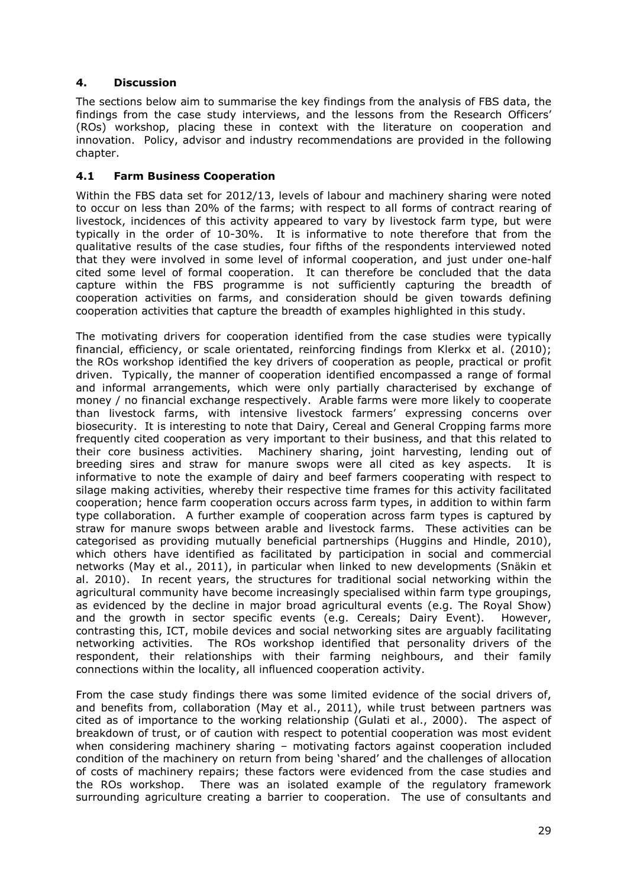## 4. Discussion

The sections below aim to summarise the key findings from the analysis of FBS data, the findings from the case study interviews, and the lessons from the Research Officers' (ROs) workshop, placing these in context with the literature on cooperation and innovation. Policy, advisor and industry recommendations are provided in the following chapter.

### 4.1 Farm Business Cooperation

Within the FBS data set for 2012/13, levels of labour and machinery sharing were noted to occur on less than 20% of the farms; with respect to all forms of contract rearing of livestock, incidences of this activity appeared to vary by livestock farm type, but were typically in the order of 10-30%. It is informative to note therefore that from the qualitative results of the case studies, four fifths of the respondents interviewed noted that they were involved in some level of informal cooperation, and just under one-half cited some level of formal cooperation. It can therefore be concluded that the data capture within the FBS programme is not sufficiently capturing the breadth of cooperation activities on farms, and consideration should be given towards defining cooperation activities that capture the breadth of examples highlighted in this study.

The motivating drivers for cooperation identified from the case studies were typically financial, efficiency, or scale orientated, reinforcing findings from Klerkx et al. (2010); the ROs workshop identified the key drivers of cooperation as people, practical or profit driven. Typically, the manner of cooperation identified encompassed a range of formal and informal arrangements, which were only partially characterised by exchange of money / no financial exchange respectively. Arable farms were more likely to cooperate than livestock farms, with intensive livestock farmers' expressing concerns over biosecurity. It is interesting to note that Dairy, Cereal and General Cropping farms more frequently cited cooperation as very important to their business, and that this related to their core business activities. Machinery sharing, joint harvesting, lending out of breeding sires and straw for manure swops were all cited as key aspects. It is informative to note the example of dairy and beef farmers cooperating with respect to silage making activities, whereby their respective time frames for this activity facilitated cooperation; hence farm cooperation occurs across farm types, in addition to within farm type collaboration. A further example of cooperation across farm types is captured by straw for manure swops between arable and livestock farms. These activities can be categorised as providing mutually beneficial partnerships (Huggins and Hindle, 2010), which others have identified as facilitated by participation in social and commercial networks (May et al., 2011), in particular when linked to new developments (Snäkin et al. 2010). In recent years, the structures for traditional social networking within the agricultural community have become increasingly specialised within farm type groupings, as evidenced by the decline in major broad agricultural events (e.g. The Royal Show) and the growth in sector specific events (e.g. Cereals; Dairy Event). However, contrasting this, ICT, mobile devices and social networking sites are arguably facilitating networking activities. The ROs workshop identified that personality drivers of the respondent, their relationships with their farming neighbours, and their family connections within the locality, all influenced cooperation activity.

From the case study findings there was some limited evidence of the social drivers of, and benefits from, collaboration (May et al., 2011), while trust between partners was cited as of importance to the working relationship (Gulati et al., 2000). The aspect of breakdown of trust, or of caution with respect to potential cooperation was most evident when considering machinery sharing – motivating factors against cooperation included condition of the machinery on return from being 'shared' and the challenges of allocation of costs of machinery repairs; these factors were evidenced from the case studies and the ROs workshop. There was an isolated example of the regulatory framework surrounding agriculture creating a barrier to cooperation. The use of consultants and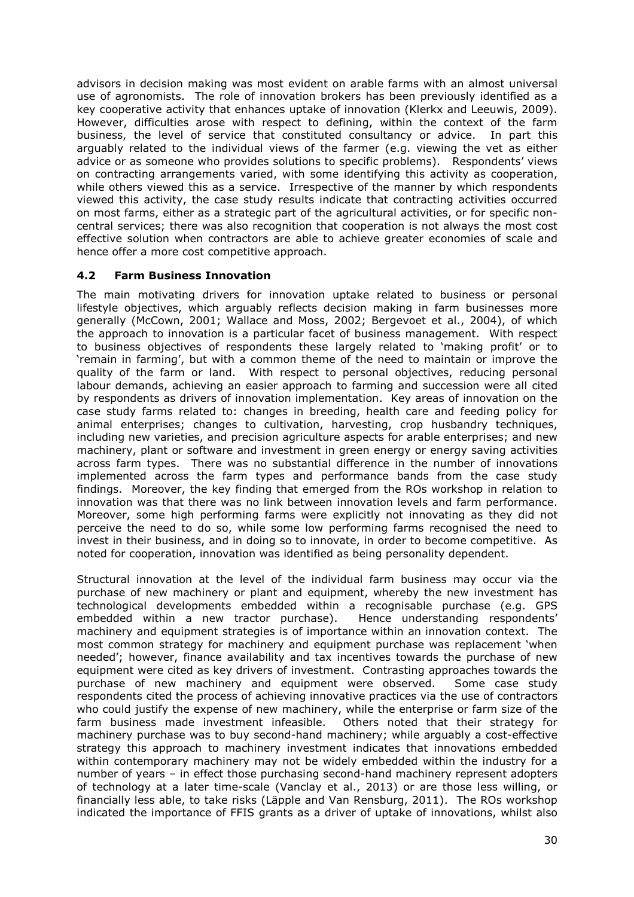advisors in decision making was most evident on arable farms with an almost universal use of agronomists. The role of innovation brokers has been previously identified as a key cooperative activity that enhances uptake of innovation (Klerkx and Leeuwis, 2009). However, difficulties arose with respect to defining, within the context of the farm business, the level of service that constituted consultancy or advice. In part this arguably related to the individual views of the farmer (e.g. viewing the vet as either advice or as someone who provides solutions to specific problems). Respondents' views on contracting arrangements varied, with some identifying this activity as cooperation, while others viewed this as a service. Irrespective of the manner by which respondents viewed this activity, the case study results indicate that contracting activities occurred on most farms, either as a strategic part of the agricultural activities, or for specific non-central services; there was also recognition that cooperation is not always the most cost effective solution when contractors are able to achieve greater economies of scale and hence offer a more cost competitive approach.

### 4.2 Farm Business Innovation

The main motivating drivers for innovation uptake related to business or personal lifestyle objectives, which arguably reflects decision making in farm businesses more generally (McCown, 2001; Wallace and Moss, 2002; Bergevoet et al., 2004), of which the approach to innovation is a particular facet of business management. With respect to business objectives of respondents these largely related to 'making profit' or to 'remain in farming', but with a common theme of the need to maintain or improve the quality of the farm or land. With respect to personal objectives, reducing personal labour demands, achieving an easier approach to farming and succession were all cited by respondents as drivers of innovation implementation. Key areas of innovation on the case study farms related to: changes in breeding, health care and feeding policy for animal enterprises; changes to cultivation, harvesting, crop husbandry techniques, including new varieties, and precision agriculture aspects for arable enterprises; and new machinery, plant or software and investment in green energy or energy saving activities across farm types. There was no substantial difference in the number of innovations implemented across the farm types and performance bands from the case study findings. Moreover, the key finding that emerged from the ROs workshop in relation to innovation was that there was no link between innovation levels and farm performance. Moreover, some high performing farms were explicitly not innovating as they did not perceive the need to do so, while some low performing farms recognised the need to invest in their business, and in doing so to innovate, in order to become competitive. As noted for cooperation, innovation was identified as being personality dependent.

Structural innovation at the level of the individual farm business may occur via the purchase of new machinery or plant and equipment, whereby the new investment has technological developments embedded within a recognisable purchase (e.g. GPS embedded within a new tractor purchase). Hence understanding respondents' machinery and equipment strategies is of importance within an innovation context. The most common strategy for machinery and equipment purchase was replacement 'when needed'; however, finance availability and tax incentives towards the purchase of new equipment were cited as key drivers of investment. Contrasting approaches towards the purchase of new machinery and equipment were observed. Some case study respondents cited the process of achieving innovative practices via the use of contractors who could justify the expense of new machinery, while the enterprise or farm size of the farm business made investment infeasible. Others noted that their strategy for machinery purchase was to buy second-hand machinery; while arguably a cost-effective strategy this approach to machinery investment indicates that innovations embedded within contemporary machinery may not be widely embedded within the industry for a number of years – in effect those purchasing second-hand machinery represent adopters of technology at a later time-scale (Vanclay et al., 2013) or are those less willing, or financially less able, to take risks (Läpple and Van Rensburg, 2011). The ROs workshop indicated the importance of FFIS grants as a driver of uptake of innovations, whilst also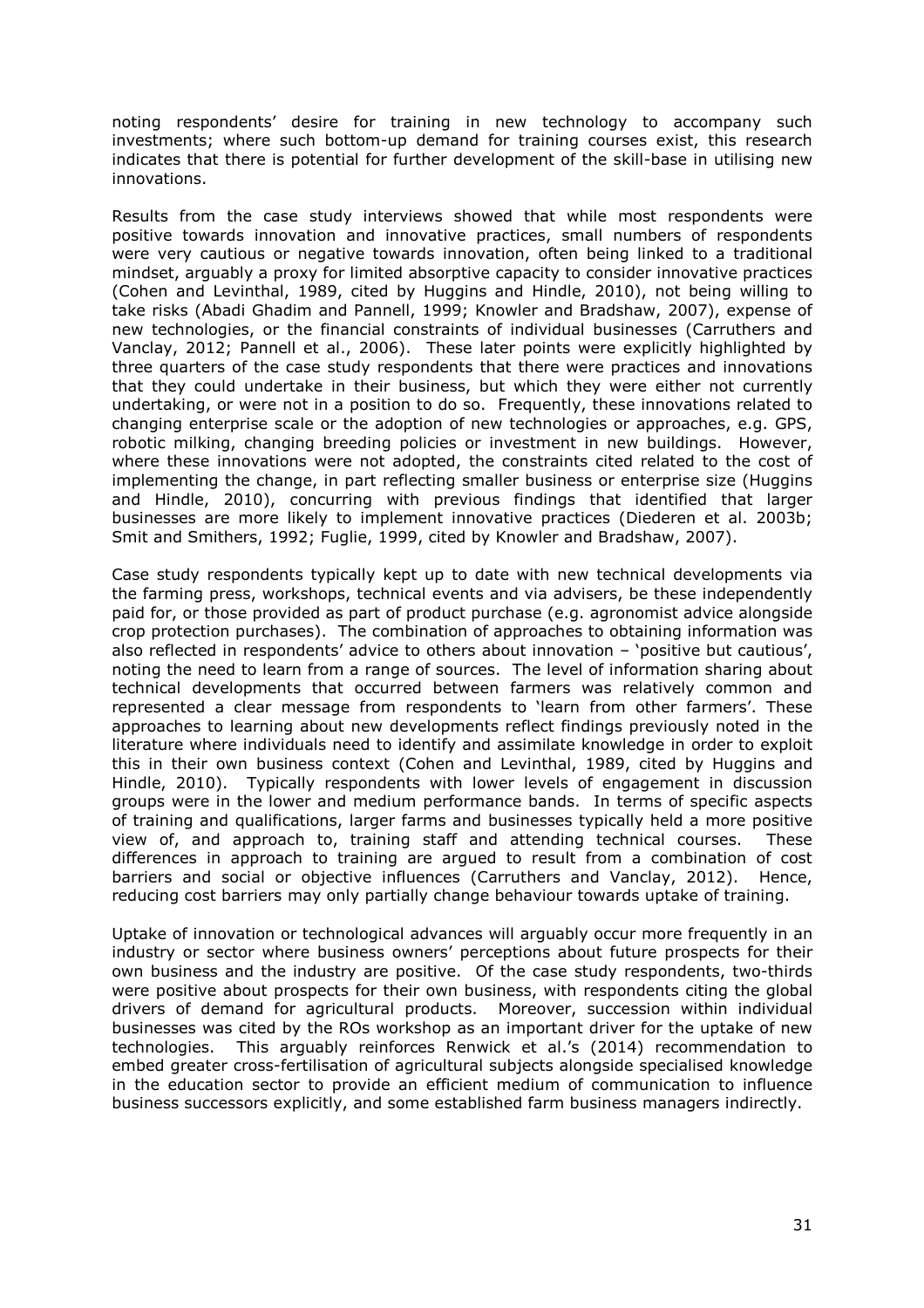noting respondents' desire for training in new technology to accompany such investments; where such bottom-up demand for training courses exist, this research indicates that there is potential for further development of the skill-base in utilising new innovations.

Results from the case study interviews showed that while most respondents were positive towards innovation and innovative practices, small numbers of respondents were very cautious or negative towards innovation, often being linked to a traditional mindset, arguably a proxy for limited absorptive capacity to consider innovative practices (Cohen and Levinthal, 1989, cited by Huggins and Hindle, 2010), not being willing to take risks (Abadi Ghadim and Pannell, 1999; Knowler and Bradshaw, 2007), expense of new technologies, or the financial constraints of individual businesses (Carruthers and Vanclay, 2012; Pannell et al., 2006). These later points were explicitly highlighted by three quarters of the case study respondents that there were practices and innovations that they could undertake in their business, but which they were either not currently undertaking, or were not in a position to do so. Frequently, these innovations related to changing enterprise scale or the adoption of new technologies or approaches, e.g. GPS, robotic milking, changing breeding policies or investment in new buildings. However, where these innovations were not adopted, the constraints cited related to the cost of implementing the change, in part reflecting smaller business or enterprise size (Huggins and Hindle, 2010), concurring with previous findings that identified that larger businesses are more likely to implement innovative practices (Diederen et al. 2003b; Smit and Smithers, 1992; Fuglie, 1999, cited by Knowler and Bradshaw, 2007).

Case study respondents typically kept up to date with new technical developments via the farming press, workshops, technical events and via advisers, be these independently paid for, or those provided as part of product purchase (e.g. agronomist advice alongside crop protection purchases). The combination of approaches to obtaining information was also reflected in respondents' advice to others about innovation – 'positive but cautious', noting the need to learn from a range of sources. The level of information sharing about technical developments that occurred between farmers was relatively common and represented a clear message from respondents to 'learn from other farmers'. These approaches to learning about new developments reflect findings previously noted in the literature where individuals need to identify and assimilate knowledge in order to exploit this in their own business context (Cohen and Levinthal, 1989, cited by Huggins and Hindle, 2010). Typically respondents with lower levels of engagement in discussion groups were in the lower and medium performance bands. In terms of specific aspects of training and qualifications, larger farms and businesses typically held a more positive view of, and approach to, training staff and attending technical courses. These differences in approach to training are argued to result from a combination of cost barriers and social or objective influences (Carruthers and Vanclay, 2012). Hence, reducing cost barriers may only partially change behaviour towards uptake of training.

Uptake of innovation or technological advances will arguably occur more frequently in an industry or sector where business owners' perceptions about future prospects for their own business and the industry are positive. Of the case study respondents, two-thirds were positive about prospects for their own business, with respondents citing the global drivers of demand for agricultural products. Moreover, succession within individual businesses was cited by the ROs workshop as an important driver for the uptake of new technologies. This arguably reinforces Renwick et al.'s (2014) recommendation to embed greater cross-fertilisation of agricultural subjects alongside specialised knowledge in the education sector to provide an efficient medium of communication to influence business successors explicitly, and some established farm business managers indirectly.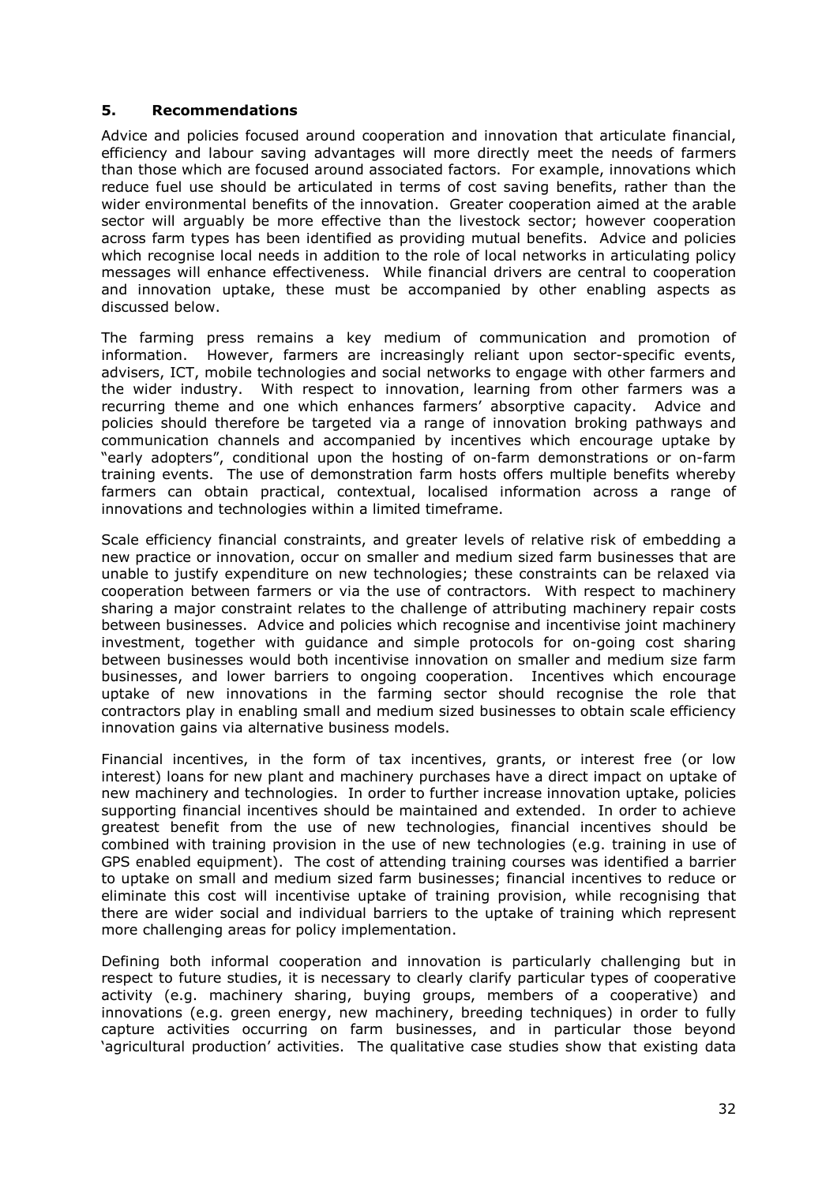## 5. Recommendations

Advice and policies focused around cooperation and innovation that articulate financial, efficiency and labour saving advantages will more directly meet the needs of farmers than those which are focused around associated factors. For example, innovations which reduce fuel use should be articulated in terms of cost saving benefits, rather than the wider environmental benefits of the innovation. Greater cooperation aimed at the arable sector will arguably be more effective than the livestock sector; however cooperation across farm types has been identified as providing mutual benefits. Advice and policies which recognise local needs in addition to the role of local networks in articulating policy messages will enhance effectiveness. While financial drivers are central to cooperation and innovation uptake, these must be accompanied by other enabling aspects as discussed below.

The farming press remains a key medium of communication and promotion of information. However, farmers are increasingly reliant upon sector-specific events, advisers, ICT, mobile technologies and social networks to engage with other farmers and the wider industry. With respect to innovation, learning from other farmers was a recurring theme and one which enhances farmers' absorptive capacity. Advice and policies should therefore be targeted via a range of innovation broking pathways and communication channels and accompanied by incentives which encourage uptake by "early adopters", conditional upon the hosting of on-farm demonstrations or on-farm training events. The use of demonstration farm hosts offers multiple benefits whereby farmers can obtain practical, contextual, localised information across a range of innovations and technologies within a limited timeframe.

Scale efficiency financial constraints, and greater levels of relative risk of embedding a new practice or innovation, occur on smaller and medium sized farm businesses that are unable to justify expenditure on new technologies; these constraints can be relaxed via cooperation between farmers or via the use of contractors. With respect to machinery sharing a major constraint relates to the challenge of attributing machinery repair costs between businesses. Advice and policies which recognise and incentivise joint machinery investment, together with guidance and simple protocols for on-going cost sharing between businesses would both incentivise innovation on smaller and medium size farm businesses, and lower barriers to ongoing cooperation. Incentives which encourage uptake of new innovations in the farming sector should recognise the role that contractors play in enabling small and medium sized businesses to obtain scale efficiency innovation gains via alternative business models.

Financial incentives, in the form of tax incentives, grants, or interest free (or low interest) loans for new plant and machinery purchases have a direct impact on uptake of new machinery and technologies. In order to further increase innovation uptake, policies supporting financial incentives should be maintained and extended. In order to achieve greatest benefit from the use of new technologies, financial incentives should be combined with training provision in the use of new technologies (e.g. training in use of GPS enabled equipment). The cost of attending training courses was identified a barrier to uptake on small and medium sized farm businesses; financial incentives to reduce or eliminate this cost will incentivise uptake of training provision, while recognising that there are wider social and individual barriers to the uptake of training which represent more challenging areas for policy implementation.

Defining both informal cooperation and innovation is particularly challenging but in respect to future studies, it is necessary to clearly clarify particular types of cooperative activity (e.g. machinery sharing, buying groups, members of a cooperative) and innovations (e.g. green energy, new machinery, breeding techniques) in order to fully capture activities occurring on farm businesses, and in particular those beyond 'agricultural production' activities. The qualitative case studies show that existing data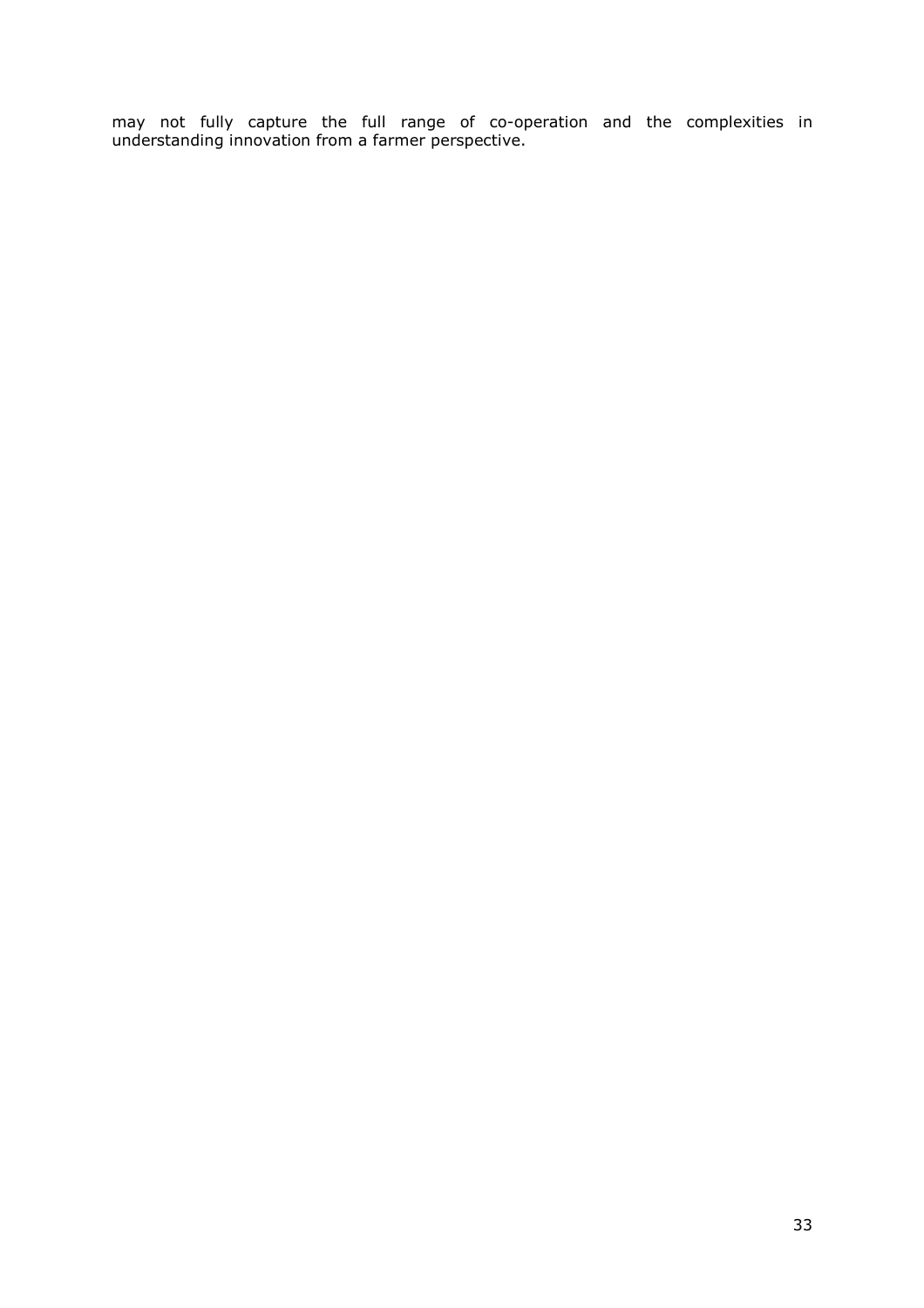may not fully capture the full range of co-operation and the complexities in understanding innovation from a farmer perspective.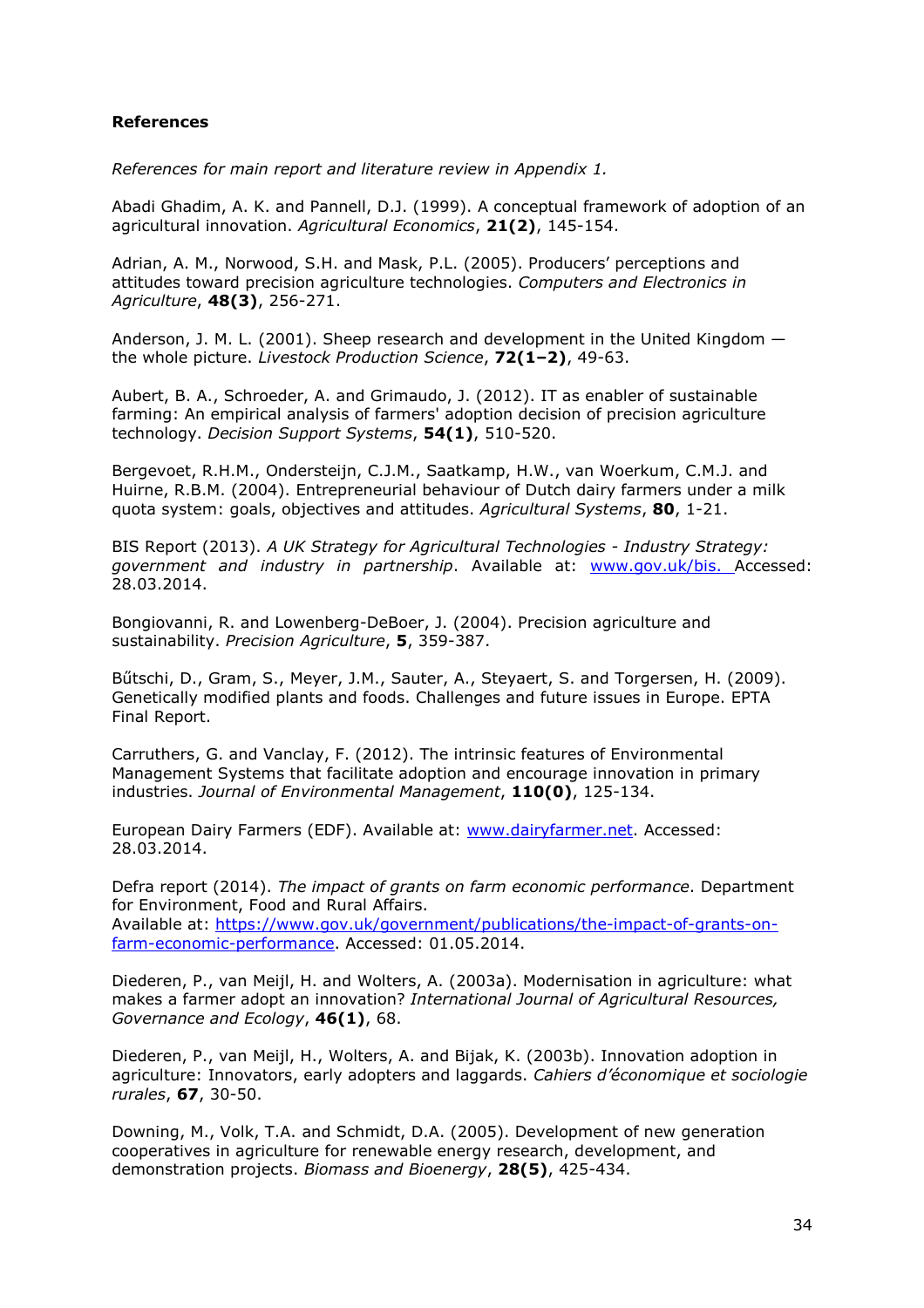**References**

*References for main report and literature review in Appendix 1.*

Abadi Ghadim, A. K. and Pannell, D.J. (1999). A conceptual framework of adoption of an agricultural innovation. *Agricultural Economics*, **21(2)**, 145-154.

Adrian, A. M., Norwood, S.H. and Mask, P.L. (2005). Producers' perceptions and attitudes toward precision agriculture technologies. *Computers and Electronics in Agriculture*, **48(3)**, 256-271.

Anderson, J. M. L. (2001). Sheep research and development in the United Kingdom — the whole picture. *Livestock Production Science*, **72(1–2)**, 49-63.

Aubert, B. A., Schroeder, A. and Grimaudo, J. (2012). IT as enabler of sustainable farming: An empirical analysis of farmers' adoption decision of precision agriculture technology. *Decision Support Systems*, **54(1)**, 510-520.

Bergevoet, R.H.M., Ondersteijn, C.J.M., Saatkamp, H.W., van Woerkum, C.M.J. and Huirne, R.B.M. (2004). Entrepreneurial behaviour of Dutch dairy farmers under a milk quota system: goals, objectives and attitudes. *Agricultural Systems*, **80**, 1-21.

BIS Report (2013). *A UK Strategy for Agricultural Technologies - Industry Strategy: government and industry in partnership*. Available at: www.gov.uk/bis. Accessed: 28.03.2014.

Bongiovanni, R. and Lowenberg-DeBoer, J. (2004). Precision agriculture and sustainability. *Precision Agriculture*, **5**, 359-387.

Bűtschi, D., Gram, S., Meyer, J.M., Sauter, A., Steyaert, S. and Torgersen, H. (2009). Genetically modified plants and foods. Challenges and future issues in Europe. EPTA Final Report.

Carruthers, G. and Vanclay, F. (2012). The intrinsic features of Environmental Management Systems that facilitate adoption and encourage innovation in primary industries. *Journal of Environmental Management*, **110(0)**, 125-134.

European Dairy Farmers (EDF). Available at: www.dairyfarmer.net. Accessed: 28.03.2014.

Defra report (2014). *The impact of grants on farm economic performance*. Department for Environment, Food and Rural Affairs.
Available at: https://www.gov.uk/government/publications/the-impact-of-grants-on-farm-economic-performance. Accessed: 01.05.2014.

Diederen, P., van Meijl, H. and Wolters, A. (2003a). Modernisation in agriculture: what makes a farmer adopt an innovation? *International Journal of Agricultural Resources, Governance and Ecology*, **46(1)**, 68.

Diederen, P., van Meijl, H., Wolters, A. and Bijak, K. (2003b). Innovation adoption in agriculture: Innovators, early adopters and laggards. *Cahiers d'économique et sociologie rurales*, **67**, 30-50.

Downing, M., Volk, T.A. and Schmidt, D.A. (2005). Development of new generation cooperatives in agriculture for renewable energy research, development, and demonstration projects. *Biomass and Bioenergy*, **28(5)**, 425-434.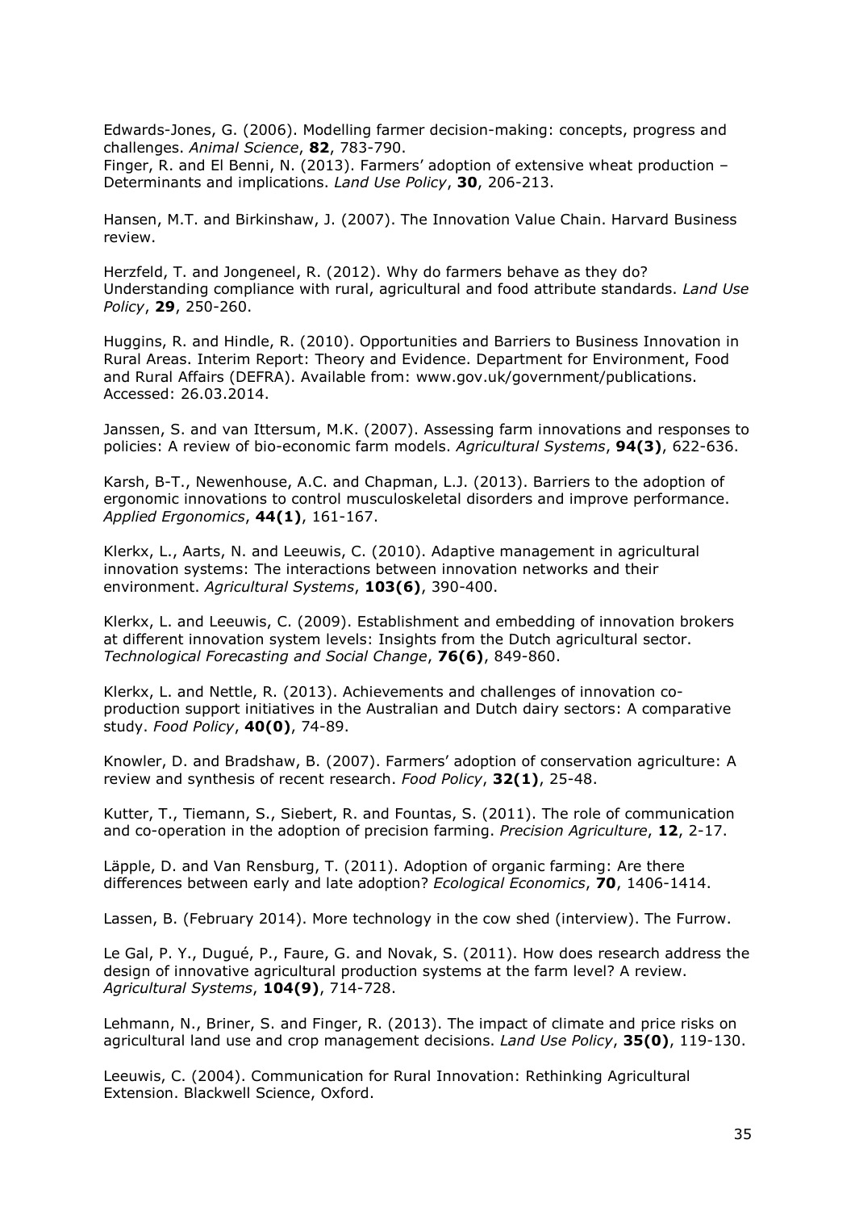Edwards-Jones, G. (2006). Modelling farmer decision-making: concepts, progress and challenges. *Animal Science*, **82**, 783-790.
Finger, R. and El Benni, N. (2013). Farmers' adoption of extensive wheat production – Determinants and implications. *Land Use Policy*, **30**, 206-213.

Hansen, M.T. and Birkinshaw, J. (2007). The Innovation Value Chain. Harvard Business review.

Herzfeld, T. and Jongeneel, R. (2012). Why do farmers behave as they do? Understanding compliance with rural, agricultural and food attribute standards. *Land Use Policy*, **29**, 250-260.

Huggins, R. and Hindle, R. (2010). Opportunities and Barriers to Business Innovation in Rural Areas. Interim Report: Theory and Evidence. Department for Environment, Food and Rural Affairs (DEFRA). Available from: www.gov.uk/government/publications. Accessed: 26.03.2014.

Janssen, S. and van Ittersum, M.K. (2007). Assessing farm innovations and responses to policies: A review of bio-economic farm models. *Agricultural Systems*, **94(3)**, 622-636.

Karsh, B-T., Newenhouse, A.C. and Chapman, L.J. (2013). Barriers to the adoption of ergonomic innovations to control musculoskeletal disorders and improve performance. *Applied Ergonomics*, **44(1)**, 161-167.

Klerkx, L., Aarts, N. and Leeuwis, C. (2010). Adaptive management in agricultural innovation systems: The interactions between innovation networks and their environment. *Agricultural Systems*, **103(6)**, 390-400.

Klerkx, L. and Leeuwis, C. (2009). Establishment and embedding of innovation brokers at different innovation system levels: Insights from the Dutch agricultural sector. *Technological Forecasting and Social Change*, **76(6)**, 849-860.

Klerkx, L. and Nettle, R. (2013). Achievements and challenges of innovation co-production support initiatives in the Australian and Dutch dairy sectors: A comparative study. *Food Policy*, **40(0)**, 74-89.

Knowler, D. and Bradshaw, B. (2007). Farmers' adoption of conservation agriculture: A review and synthesis of recent research. *Food Policy*, **32(1)**, 25-48.

Kutter, T., Tiemann, S., Siebert, R. and Fountas, S. (2011). The role of communication and co-operation in the adoption of precision farming. *Precision Agriculture*, **12**, 2-17.

Läpple, D. and Van Rensburg, T. (2011). Adoption of organic farming: Are there differences between early and late adoption? *Ecological Economics*, **70**, 1406-1414.

Lassen, B. (February 2014). More technology in the cow shed (interview). The Furrow.

Le Gal, P. Y., Dugué, P., Faure, G. and Novak, S. (2011). How does research address the design of innovative agricultural production systems at the farm level? A review. *Agricultural Systems*, **104(9)**, 714-728.

Lehmann, N., Briner, S. and Finger, R. (2013). The impact of climate and price risks on agricultural land use and crop management decisions. *Land Use Policy*, **35(0)**, 119-130.

Leeuwis, C. (2004). Communication for Rural Innovation: Rethinking Agricultural Extension. Blackwell Science, Oxford.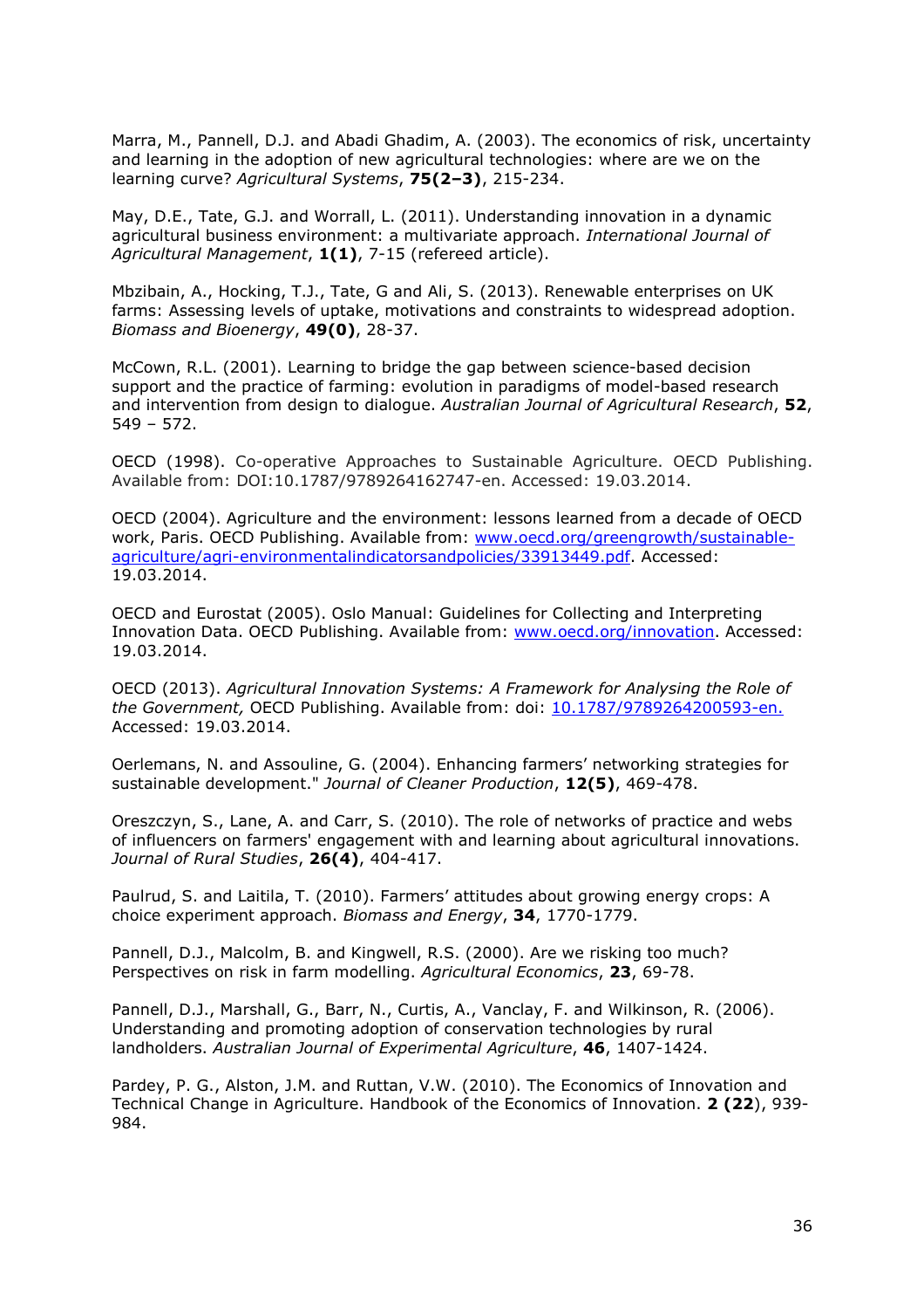Marra, M., Pannell, D.J. and Abadi Ghadim, A. (2003). The economics of risk, uncertainty and learning in the adoption of new agricultural technologies: where are we on the learning curve? *Agricultural Systems*, **75(2–3)**, 215-234.

May, D.E., Tate, G.J. and Worrall, L. (2011). Understanding innovation in a dynamic agricultural business environment: a multivariate approach. *International Journal of Agricultural Management*, **1(1)**, 7-15 (refereed article).

Mbzibain, A., Hocking, T.J., Tate, G and Ali, S. (2013). Renewable enterprises on UK farms: Assessing levels of uptake, motivations and constraints to widespread adoption. *Biomass and Bioenergy*, **49(0)**, 28-37.

McCown, R.L. (2001). Learning to bridge the gap between science-based decision support and the practice of farming: evolution in paradigms of model-based research and intervention from design to dialogue. *Australian Journal of Agricultural Research*, **52**, 549 – 572.

OECD (1998). Co-operative Approaches to Sustainable Agriculture. OECD Publishing. Available from: DOI:10.1787/9789264162747-en. Accessed: 19.03.2014.

OECD (2004). Agriculture and the environment: lessons learned from a decade of OECD work, Paris. OECD Publishing. Available from: [www.oecd.org/greengrowth/sustainable-agriculture/agri-environmentalindicatorsandpolicies/33913449.pdf](www.oecd.org/greengrowth/sustainable-agriculture/agri-environmentalindicatorsandpolicies/33913449.pdf). Accessed: 19.03.2014.

OECD and Eurostat (2005). Oslo Manual: Guidelines for Collecting and Interpreting Innovation Data. OECD Publishing. Available from: [www.oecd.org/innovation](www.oecd.org/innovation). Accessed: 19.03.2014.

OECD (2013). *Agricultural Innovation Systems: A Framework for Analysing the Role of the Government,* OECD Publishing. Available from: doi: [10.1787/9789264200593-en.](10.1787/9789264200593-en) Accessed: 19.03.2014.

Oerlemans, N. and Assouline, G. (2004). Enhancing farmers' networking strategies for sustainable development." *Journal of Cleaner Production*, **12(5)**, 469-478.

Oreszczyn, S., Lane, A. and Carr, S. (2010). The role of networks of practice and webs of influencers on farmers' engagement with and learning about agricultural innovations. *Journal of Rural Studies*, **26(4)**, 404-417.

Paulrud, S. and Laitila, T. (2010). Farmers' attitudes about growing energy crops: A choice experiment approach. *Biomass and Energy*, **34**, 1770-1779.

Pannell, D.J., Malcolm, B. and Kingwell, R.S. (2000). Are we risking too much? Perspectives on risk in farm modelling. *Agricultural Economics*, **23**, 69-78.

Pannell, D.J., Marshall, G., Barr, N., Curtis, A., Vanclay, F. and Wilkinson, R. (2006). Understanding and promoting adoption of conservation technologies by rural landholders. *Australian Journal of Experimental Agriculture*, **46**, 1407-1424.

Pardey, P. G., Alston, J.M. and Ruttan, V.W. (2010). The Economics of Innovation and Technical Change in Agriculture. Handbook of the Economics of Innovation. **2 (22**), 939-984.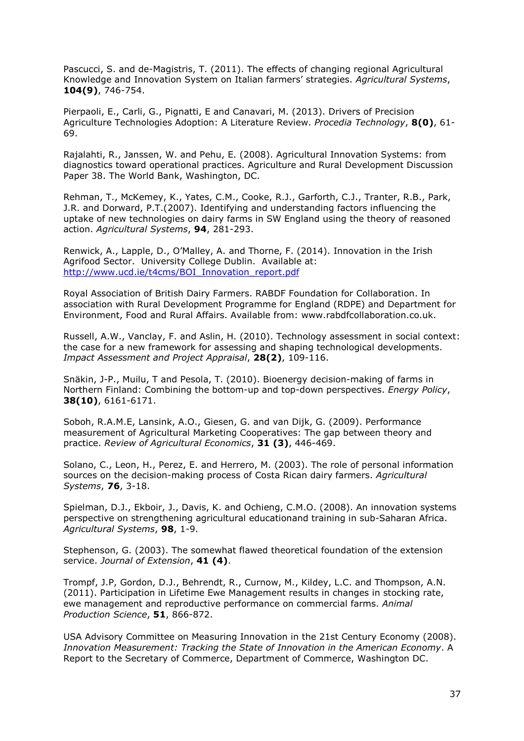Pascucci, S. and de-Magistris, T. (2011). The effects of changing regional Agricultural Knowledge and Innovation System on Italian farmers' strategies. *Agricultural Systems*, **104(9)**, 746-754.

Pierpaoli, E., Carli, G., Pignatti, E and Canavari, M. (2013). Drivers of Precision Agriculture Technologies Adoption: A Literature Review. *Procedia Technology*, **8(0)**, 61-69.

Rajalahti, R., Janssen, W. and Pehu, E. (2008). Agricultural Innovation Systems: from diagnostics toward operational practices. Agriculture and Rural Development Discussion Paper 38. The World Bank, Washington, DC.

Rehman, T., McKemey, K., Yates, C.M., Cooke, R.J., Garforth, C.J., Tranter, R.B., Park, J.R. and Dorward, P.T.(2007). Identifying and understanding factors influencing the uptake of new technologies on dairy farms in SW England using the theory of reasoned action. *Agricultural Systems*, **94**, 281-293.

Renwick, A., Lapple, D., O'Malley, A. and Thorne, F. (2014). Innovation in the Irish Agrifood Sector. University College Dublin. Available at: [http://www.ucd.ie/t4cms/BOI_Innovation_report.pdf](http://www.ucd.ie/t4cms/BOI_Innovation_report.pdf)

Royal Association of British Dairy Farmers. RABDF Foundation for Collaboration. In association with Rural Development Programme for England (RDPE) and Department for Environment, Food and Rural Affairs. Available from: www.rabdfcollaboration.co.uk.

Russell, A.W., Vanclay, F. and Aslin, H. (2010). Technology assessment in social context: the case for a new framework for assessing and shaping technological developments. *Impact Assessment and Project Appraisal*, **28(2)**, 109-116.

Snäkin, J-P., Muilu, T and Pesola, T. (2010). Bioenergy decision-making of farms in Northern Finland: Combining the bottom-up and top-down perspectives. *Energy Policy*, **38(10)**, 6161-6171.

Soboh, R.A.M.E, Lansink, A.O., Giesen, G. and van Dijk, G. (2009). Performance measurement of Agricultural Marketing Cooperatives: The gap between theory and practice. *Review of Agricultural Economics*, **31 (3)**, 446-469.

Solano, C., Leon, H., Perez, E. and Herrero, M. (2003). The role of personal information sources on the decision-making process of Costa Rican dairy farmers. *Agricultural Systems*, **76**, 3-18.

Spielman, D.J., Ekboir, J., Davis, K. and Ochieng, C.M.O. (2008). An innovation systems perspective on strengthening agricultural educationand training in sub-Saharan Africa. *Agricultural Systems*, **98**, 1-9.

Stephenson, G. (2003). The somewhat flawed theoretical foundation of the extension service. *Journal of Extension*, **41 (4)**.

Trompf, J.P, Gordon, D.J., Behrendt, R., Curnow, M., Kildey, L.C. and Thompson, A.N. (2011). Participation in Lifetime Ewe Management results in changes in stocking rate, ewe management and reproductive performance on commercial farms. *Animal Production Science*, **51**, 866-872.

USA Advisory Committee on Measuring Innovation in the 21st Century Economy (2008). *Innovation Measurement: Tracking the State of Innovation in the American Economy*. A Report to the Secretary of Commerce, Department of Commerce, Washington DC.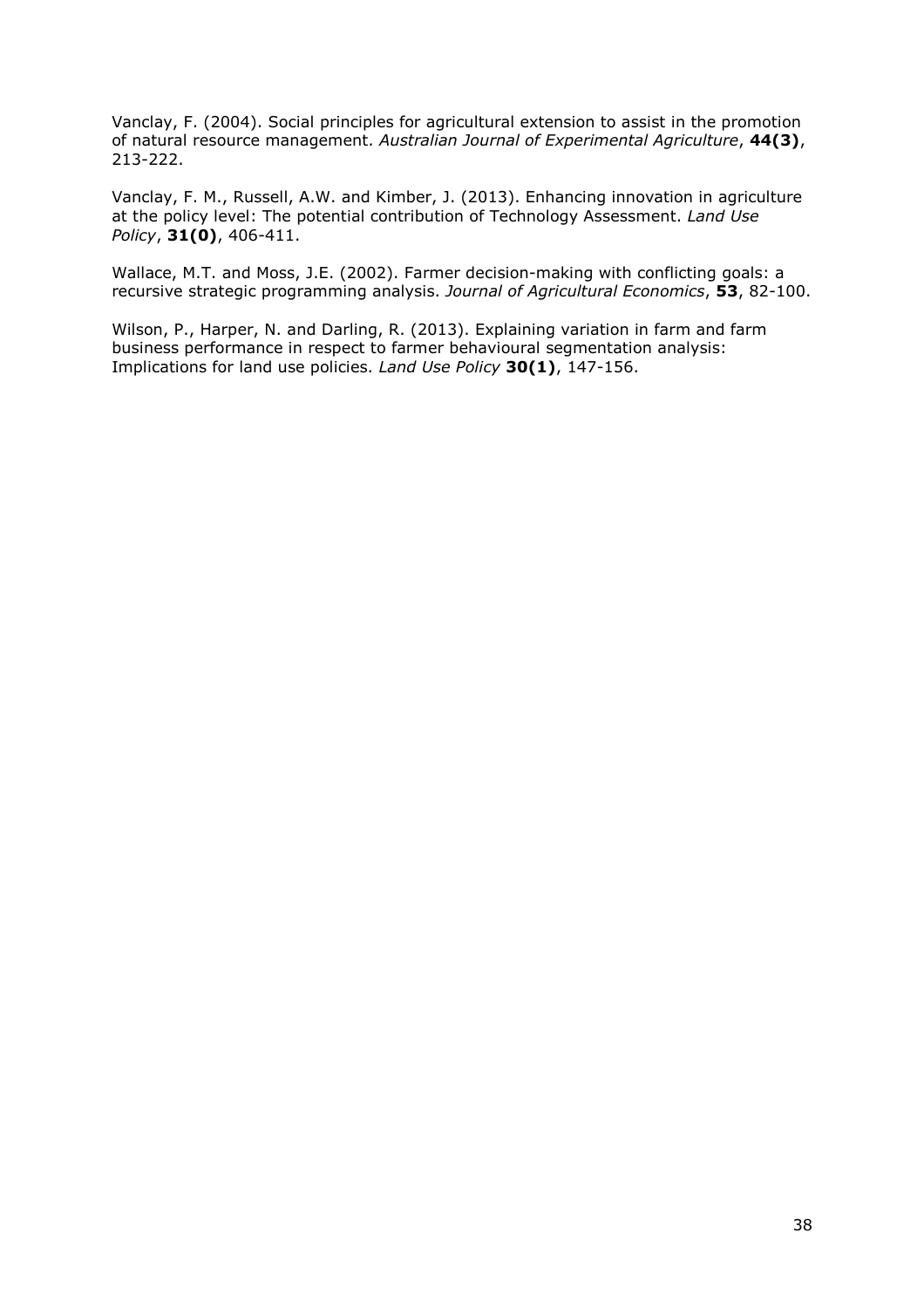Vanclay, F. (2004). Social principles for agricultural extension to assist in the promotion of natural resource management. *Australian Journal of Experimental Agriculture*, **44(3)**, 213-222.

Vanclay, F. M., Russell, A.W. and Kimber, J. (2013). Enhancing innovation in agriculture at the policy level: The potential contribution of Technology Assessment. *Land Use Policy*, **31(0)**, 406-411.

Wallace, M.T. and Moss, J.E. (2002). Farmer decision-making with conflicting goals: a recursive strategic programming analysis. *Journal of Agricultural Economics*, **53**, 82-100.

Wilson, P., Harper, N. and Darling, R. (2013). Explaining variation in farm and farm business performance in respect to farmer behavioural segmentation analysis: Implications for land use policies. *Land Use Policy* **30(1)**, 147-156.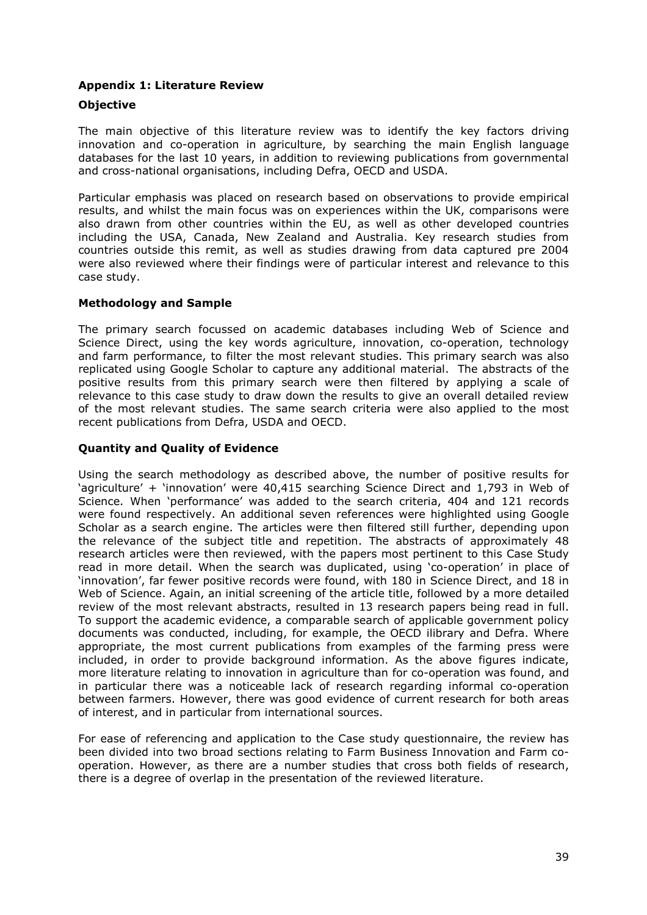## Appendix 1: Literature Review

### Objective

The main objective of this literature review was to identify the key factors driving innovation and co-operation in agriculture, by searching the main English language databases for the last 10 years, in addition to reviewing publications from governmental and cross-national organisations, including Defra, OECD and USDA.

Particular emphasis was placed on research based on observations to provide empirical results, and whilst the main focus was on experiences within the UK, comparisons were also drawn from other countries within the EU, as well as other developed countries including the USA, Canada, New Zealand and Australia. Key research studies from countries outside this remit, as well as studies drawing from data captured pre 2004 were also reviewed where their findings were of particular interest and relevance to this case study.

### Methodology and Sample

The primary search focussed on academic databases including Web of Science and Science Direct, using the key words agriculture, innovation, co-operation, technology and farm performance, to filter the most relevant studies. This primary search was also replicated using Google Scholar to capture any additional material. The abstracts of the positive results from this primary search were then filtered by applying a scale of relevance to this case study to draw down the results to give an overall detailed review of the most relevant studies. The same search criteria were also applied to the most recent publications from Defra, USDA and OECD.

### Quantity and Quality of Evidence

Using the search methodology as described above, the number of positive results for 'agriculture' + 'innovation' were 40,415 searching Science Direct and 1,793 in Web of Science. When 'performance' was added to the search criteria, 404 and 121 records were found respectively. An additional seven references were highlighted using Google Scholar as a search engine. The articles were then filtered still further, depending upon the relevance of the subject title and repetition. The abstracts of approximately 48 research articles were then reviewed, with the papers most pertinent to this Case Study read in more detail. When the search was duplicated, using 'co-operation' in place of 'innovation', far fewer positive records were found, with 180 in Science Direct, and 18 in Web of Science. Again, an initial screening of the article title, followed by a more detailed review of the most relevant abstracts, resulted in 13 research papers being read in full. To support the academic evidence, a comparable search of applicable government policy documents was conducted, including, for example, the OECD ilibrary and Defra. Where appropriate, the most current publications from examples of the farming press were included, in order to provide background information. As the above figures indicate, more literature relating to innovation in agriculture than for co-operation was found, and in particular there was a noticeable lack of research regarding informal co-operation between farmers. However, there was good evidence of current research for both areas of interest, and in particular from international sources.

For ease of referencing and application to the Case study questionnaire, the review has been divided into two broad sections relating to Farm Business Innovation and Farm co-operation. However, as there are a number studies that cross both fields of research, there is a degree of overlap in the presentation of the reviewed literature.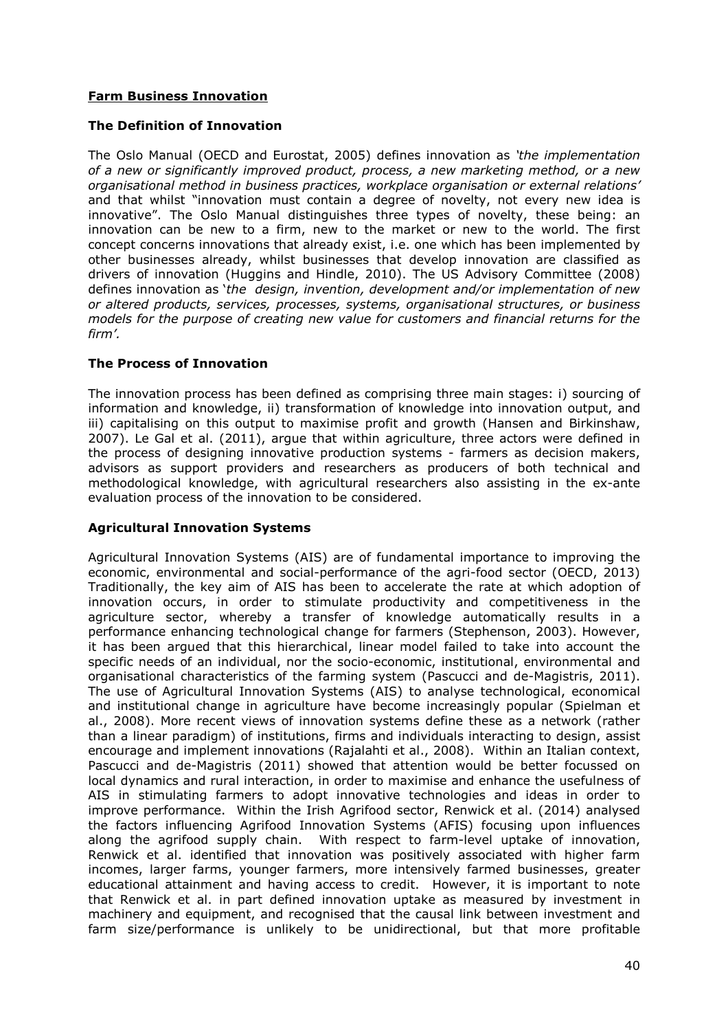## Farm Business Innovation

### The Definition of Innovation

The Oslo Manual (OECD and Eurostat, 2005) defines innovation as *'the implementation of a new or significantly improved product, process, a new marketing method, or a new organisational method in business practices, workplace organisation or external relations'* and that whilst "innovation must contain a degree of novelty, not every new idea is innovative". The Oslo Manual distinguishes three types of novelty, these being: an innovation can be new to a firm, new to the market or new to the world. The first concept concerns innovations that already exist, i.e. one which has been implemented by other businesses already, whilst businesses that develop innovation are classified as drivers of innovation (Huggins and Hindle, 2010). The US Advisory Committee (2008) defines innovation as '*the design, invention, development and/or implementation of new or altered products, services, processes, systems, organisational structures, or business models for the purpose of creating new value for customers and financial returns for the firm'.*

### The Process of Innovation

The innovation process has been defined as comprising three main stages: i) sourcing of information and knowledge, ii) transformation of knowledge into innovation output, and iii) capitalising on this output to maximise profit and growth (Hansen and Birkinshaw, 2007). Le Gal et al. (2011), argue that within agriculture, three actors were defined in the process of designing innovative production systems - farmers as decision makers, advisors as support providers and researchers as producers of both technical and methodological knowledge, with agricultural researchers also assisting in the ex-ante evaluation process of the innovation to be considered.

### Agricultural Innovation Systems

Agricultural Innovation Systems (AIS) are of fundamental importance to improving the economic, environmental and social-performance of the agri-food sector (OECD, 2013) Traditionally, the key aim of AIS has been to accelerate the rate at which adoption of innovation occurs, in order to stimulate productivity and competitiveness in the agriculture sector, whereby a transfer of knowledge automatically results in a performance enhancing technological change for farmers (Stephenson, 2003). However, it has been argued that this hierarchical, linear model failed to take into account the specific needs of an individual, nor the socio-economic, institutional, environmental and organisational characteristics of the farming system (Pascucci and de-Magistris, 2011). The use of Agricultural Innovation Systems (AIS) to analyse technological, economical and institutional change in agriculture have become increasingly popular (Spielman et al., 2008). More recent views of innovation systems define these as a network (rather than a linear paradigm) of institutions, firms and individuals interacting to design, assist encourage and implement innovations (Rajalahti et al., 2008). Within an Italian context, Pascucci and de-Magistris (2011) showed that attention would be better focussed on local dynamics and rural interaction, in order to maximise and enhance the usefulness of AIS in stimulating farmers to adopt innovative technologies and ideas in order to improve performance. Within the Irish Agrifood sector, Renwick et al. (2014) analysed the factors influencing Agrifood Innovation Systems (AFIS) focusing upon influences along the agrifood supply chain. With respect to farm-level uptake of innovation, Renwick et al. identified that innovation was positively associated with higher farm incomes, larger farms, younger farmers, more intensively farmed businesses, greater educational attainment and having access to credit. However, it is important to note that Renwick et al. in part defined innovation uptake as measured by investment in machinery and equipment, and recognised that the causal link between investment and farm size/performance is unlikely to be unidirectional, but that more profitable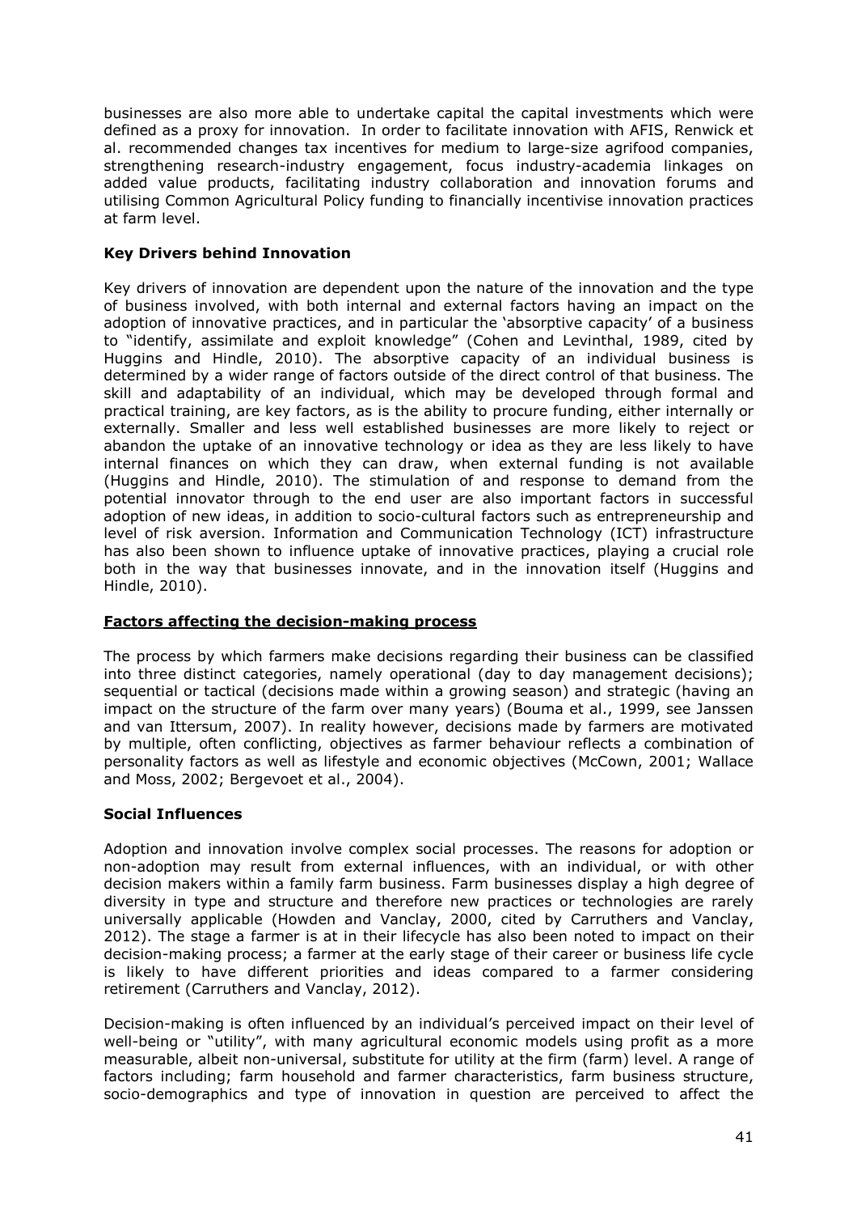businesses are also more able to undertake capital the capital investments which were defined as a proxy for innovation. In order to facilitate innovation with AFIS, Renwick et al. recommended changes tax incentives for medium to large-size agrifood companies, strengthening research-industry engagement, focus industry-academia linkages on added value products, facilitating industry collaboration and innovation forums and utilising Common Agricultural Policy funding to financially incentivise innovation practices at farm level.

### Key Drivers behind Innovation

Key drivers of innovation are dependent upon the nature of the innovation and the type of business involved, with both internal and external factors having an impact on the adoption of innovative practices, and in particular the 'absorptive capacity' of a business to "identify, assimilate and exploit knowledge" (Cohen and Levinthal, 1989, cited by Huggins and Hindle, 2010). The absorptive capacity of an individual business is determined by a wider range of factors outside of the direct control of that business. The skill and adaptability of an individual, which may be developed through formal and practical training, are key factors, as is the ability to procure funding, either internally or externally. Smaller and less well established businesses are more likely to reject or abandon the uptake of an innovative technology or idea as they are less likely to have internal finances on which they can draw, when external funding is not available (Huggins and Hindle, 2010). The stimulation of and response to demand from the potential innovator through to the end user are also important factors in successful adoption of new ideas, in addition to socio-cultural factors such as entrepreneurship and level of risk aversion. Information and Communication Technology (ICT) infrastructure has also been shown to influence uptake of innovative practices, playing a crucial role both in the way that businesses innovate, and in the innovation itself (Huggins and Hindle, 2010).

## Factors affecting the decision-making process

The process by which farmers make decisions regarding their business can be classified into three distinct categories, namely operational (day to day management decisions); sequential or tactical (decisions made within a growing season) and strategic (having an impact on the structure of the farm over many years) (Bouma et al., 1999, see Janssen and van Ittersum, 2007). In reality however, decisions made by farmers are motivated by multiple, often conflicting, objectives as farmer behaviour reflects a combination of personality factors as well as lifestyle and economic objectives (McCown, 2001; Wallace and Moss, 2002; Bergevoet et al., 2004).

### Social Influences

Adoption and innovation involve complex social processes. The reasons for adoption or non-adoption may result from external influences, with an individual, or with other decision makers within a family farm business. Farm businesses display a high degree of diversity in type and structure and therefore new practices or technologies are rarely universally applicable (Howden and Vanclay, 2000, cited by Carruthers and Vanclay, 2012). The stage a farmer is at in their lifecycle has also been noted to impact on their decision-making process; a farmer at the early stage of their career or business life cycle is likely to have different priorities and ideas compared to a farmer considering retirement (Carruthers and Vanclay, 2012).

Decision-making is often influenced by an individual's perceived impact on their level of well-being or "utility", with many agricultural economic models using profit as a more measurable, albeit non-universal, substitute for utility at the firm (farm) level. A range of factors including; farm household and farmer characteristics, farm business structure, socio-demographics and type of innovation in question are perceived to affect the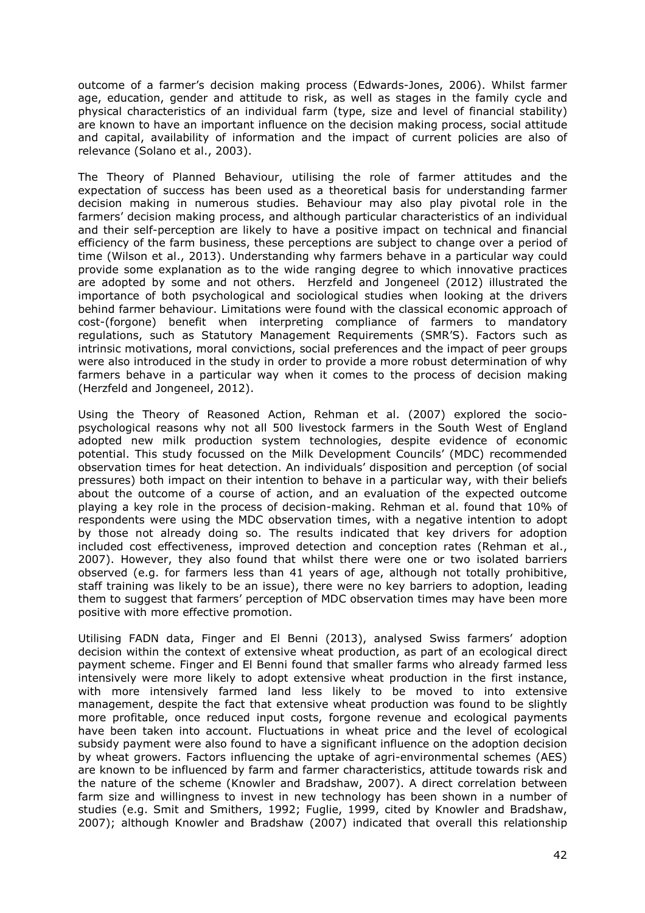outcome of a farmer's decision making process (Edwards-Jones, 2006). Whilst farmer age, education, gender and attitude to risk, as well as stages in the family cycle and physical characteristics of an individual farm (type, size and level of financial stability) are known to have an important influence on the decision making process, social attitude and capital, availability of information and the impact of current policies are also of relevance (Solano et al., 2003).

The Theory of Planned Behaviour, utilising the role of farmer attitudes and the expectation of success has been used as a theoretical basis for understanding farmer decision making in numerous studies. Behaviour may also play pivotal role in the farmers' decision making process, and although particular characteristics of an individual and their self-perception are likely to have a positive impact on technical and financial efficiency of the farm business, these perceptions are subject to change over a period of time (Wilson et al., 2013). Understanding why farmers behave in a particular way could provide some explanation as to the wide ranging degree to which innovative practices are adopted by some and not others. Herzfeld and Jongeneel (2012) illustrated the importance of both psychological and sociological studies when looking at the drivers behind farmer behaviour. Limitations were found with the classical economic approach of cost-(forgone) benefit when interpreting compliance of farmers to mandatory regulations, such as Statutory Management Requirements (SMR'S). Factors such as intrinsic motivations, moral convictions, social preferences and the impact of peer groups were also introduced in the study in order to provide a more robust determination of why farmers behave in a particular way when it comes to the process of decision making (Herzfeld and Jongeneel, 2012).

Using the Theory of Reasoned Action, Rehman et al. (2007) explored the socio-psychological reasons why not all 500 livestock farmers in the South West of England adopted new milk production system technologies, despite evidence of economic potential. This study focussed on the Milk Development Councils' (MDC) recommended observation times for heat detection. An individuals' disposition and perception (of social pressures) both impact on their intention to behave in a particular way, with their beliefs about the outcome of a course of action, and an evaluation of the expected outcome playing a key role in the process of decision-making. Rehman et al. found that 10% of respondents were using the MDC observation times, with a negative intention to adopt by those not already doing so. The results indicated that key drivers for adoption included cost effectiveness, improved detection and conception rates (Rehman et al., 2007). However, they also found that whilst there were one or two isolated barriers observed (e.g. for farmers less than 41 years of age, although not totally prohibitive, staff training was likely to be an issue), there were no key barriers to adoption, leading them to suggest that farmers' perception of MDC observation times may have been more positive with more effective promotion.

Utilising FADN data, Finger and El Benni (2013), analysed Swiss farmers' adoption decision within the context of extensive wheat production, as part of an ecological direct payment scheme. Finger and El Benni found that smaller farms who already farmed less intensively were more likely to adopt extensive wheat production in the first instance, with more intensively farmed land less likely to be moved to into extensive management, despite the fact that extensive wheat production was found to be slightly more profitable, once reduced input costs, forgone revenue and ecological payments have been taken into account. Fluctuations in wheat price and the level of ecological subsidy payment were also found to have a significant influence on the adoption decision by wheat growers. Factors influencing the uptake of agri-environmental schemes (AES) are known to be influenced by farm and farmer characteristics, attitude towards risk and the nature of the scheme (Knowler and Bradshaw, 2007). A direct correlation between farm size and willingness to invest in new technology has been shown in a number of studies (e.g. Smit and Smithers, 1992; Fuglie, 1999, cited by Knowler and Bradshaw, 2007); although Knowler and Bradshaw (2007) indicated that overall this relationship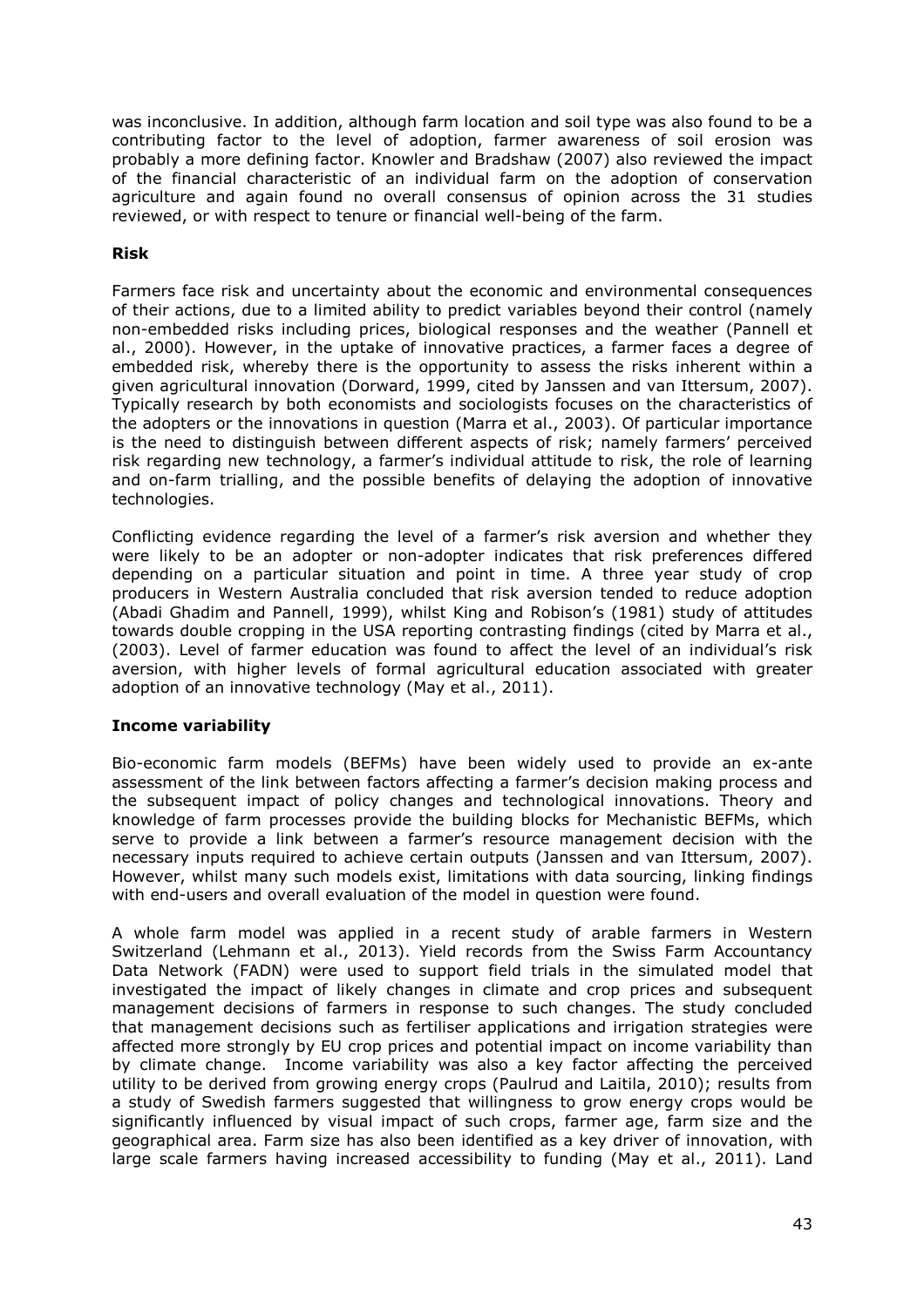was inconclusive. In addition, although farm location and soil type was also found to be a contributing factor to the level of adoption, farmer awareness of soil erosion was probably a more defining factor. Knowler and Bradshaw (2007) also reviewed the impact of the financial characteristic of an individual farm on the adoption of conservation agriculture and again found no overall consensus of opinion across the 31 studies reviewed, or with respect to tenure or financial well-being of the farm.

**Risk**

Farmers face risk and uncertainty about the economic and environmental consequences of their actions, due to a limited ability to predict variables beyond their control (namely non-embedded risks including prices, biological responses and the weather (Pannell et al., 2000). However, in the uptake of innovative practices, a farmer faces a degree of embedded risk, whereby there is the opportunity to assess the risks inherent within a given agricultural innovation (Dorward, 1999, cited by Janssen and van Ittersum, 2007). Typically research by both economists and sociologists focuses on the characteristics of the adopters or the innovations in question (Marra et al., 2003). Of particular importance is the need to distinguish between different aspects of risk; namely farmers' perceived risk regarding new technology, a farmer's individual attitude to risk, the role of learning and on-farm trialling, and the possible benefits of delaying the adoption of innovative technologies.

Conflicting evidence regarding the level of a farmer's risk aversion and whether they were likely to be an adopter or non-adopter indicates that risk preferences differed depending on a particular situation and point in time. A three year study of crop producers in Western Australia concluded that risk aversion tended to reduce adoption (Abadi Ghadim and Pannell, 1999), whilst King and Robison's (1981) study of attitudes towards double cropping in the USA reporting contrasting findings (cited by Marra et al., (2003). Level of farmer education was found to affect the level of an individual's risk aversion, with higher levels of formal agricultural education associated with greater adoption of an innovative technology (May et al., 2011).

**Income variability**

Bio-economic farm models (BEFMs) have been widely used to provide an ex-ante assessment of the link between factors affecting a farmer's decision making process and the subsequent impact of policy changes and technological innovations. Theory and knowledge of farm processes provide the building blocks for Mechanistic BEFMs, which serve to provide a link between a farmer's resource management decision with the necessary inputs required to achieve certain outputs (Janssen and van Ittersum, 2007). However, whilst many such models exist, limitations with data sourcing, linking findings with end-users and overall evaluation of the model in question were found.

A whole farm model was applied in a recent study of arable farmers in Western Switzerland (Lehmann et al., 2013). Yield records from the Swiss Farm Accountancy Data Network (FADN) were used to support field trials in the simulated model that investigated the impact of likely changes in climate and crop prices and subsequent management decisions of farmers in response to such changes. The study concluded that management decisions such as fertiliser applications and irrigation strategies were affected more strongly by EU crop prices and potential impact on income variability than by climate change. Income variability was also a key factor affecting the perceived utility to be derived from growing energy crops (Paulrud and Laitila, 2010); results from a study of Swedish farmers suggested that willingness to grow energy crops would be significantly influenced by visual impact of such crops, farmer age, farm size and the geographical area. Farm size has also been identified as a key driver of innovation, with large scale farmers having increased accessibility to funding (May et al., 2011). Land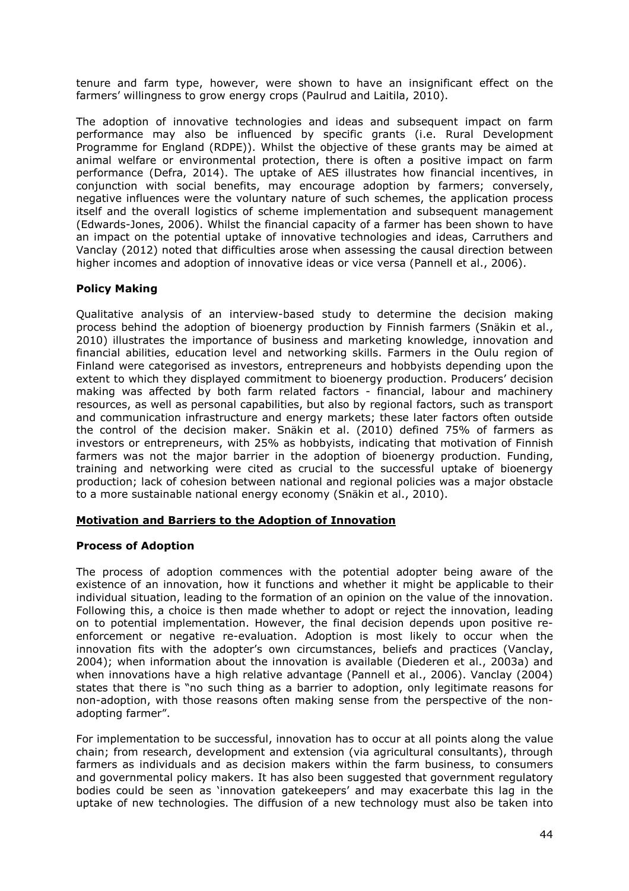tenure and farm type, however, were shown to have an insignificant effect on the farmers' willingness to grow energy crops (Paulrud and Laitila, 2010).

The adoption of innovative technologies and ideas and subsequent impact on farm performance may also be influenced by specific grants (i.e. Rural Development Programme for England (RDPE)). Whilst the objective of these grants may be aimed at animal welfare or environmental protection, there is often a positive impact on farm performance (Defra, 2014). The uptake of AES illustrates how financial incentives, in conjunction with social benefits, may encourage adoption by farmers; conversely, negative influences were the voluntary nature of such schemes, the application process itself and the overall logistics of scheme implementation and subsequent management (Edwards-Jones, 2006). Whilst the financial capacity of a farmer has been shown to have an impact on the potential uptake of innovative technologies and ideas, Carruthers and Vanclay (2012) noted that difficulties arose when assessing the causal direction between higher incomes and adoption of innovative ideas or vice versa (Pannell et al., 2006).

**Policy Making**

Qualitative analysis of an interview-based study to determine the decision making process behind the adoption of bioenergy production by Finnish farmers (Snäkin et al., 2010) illustrates the importance of business and marketing knowledge, innovation and financial abilities, education level and networking skills. Farmers in the Oulu region of Finland were categorised as investors, entrepreneurs and hobbyists depending upon the extent to which they displayed commitment to bioenergy production. Producers' decision making was affected by both farm related factors - financial, labour and machinery resources, as well as personal capabilities, but also by regional factors, such as transport and communication infrastructure and energy markets; these later factors often outside the control of the decision maker. Snäkin et al. (2010) defined 75% of farmers as investors or entrepreneurs, with 25% as hobbyists, indicating that motivation of Finnish farmers was not the major barrier in the adoption of bioenergy production. Funding, training and networking were cited as crucial to the successful uptake of bioenergy production; lack of cohesion between national and regional policies was a major obstacle to a more sustainable national energy economy (Snäkin et al., 2010).

## **Motivation and Barriers to the Adoption of Innovation**

**Process of Adoption**

The process of adoption commences with the potential adopter being aware of the existence of an innovation, how it functions and whether it might be applicable to their individual situation, leading to the formation of an opinion on the value of the innovation. Following this, a choice is then made whether to adopt or reject the innovation, leading on to potential implementation. However, the final decision depends upon positive re-enforcement or negative re-evaluation. Adoption is most likely to occur when the innovation fits with the adopter's own circumstances, beliefs and practices (Vanclay, 2004); when information about the innovation is available (Diederen et al., 2003a) and when innovations have a high relative advantage (Pannell et al., 2006). Vanclay (2004) states that there is "no such thing as a barrier to adoption, only legitimate reasons for non-adoption, with those reasons often making sense from the perspective of the non-adopting farmer".

For implementation to be successful, innovation has to occur at all points along the value chain; from research, development and extension (via agricultural consultants), through farmers as individuals and as decision makers within the farm business, to consumers and governmental policy makers. It has also been suggested that government regulatory bodies could be seen as 'innovation gatekeepers' and may exacerbate this lag in the uptake of new technologies. The diffusion of a new technology must also be taken into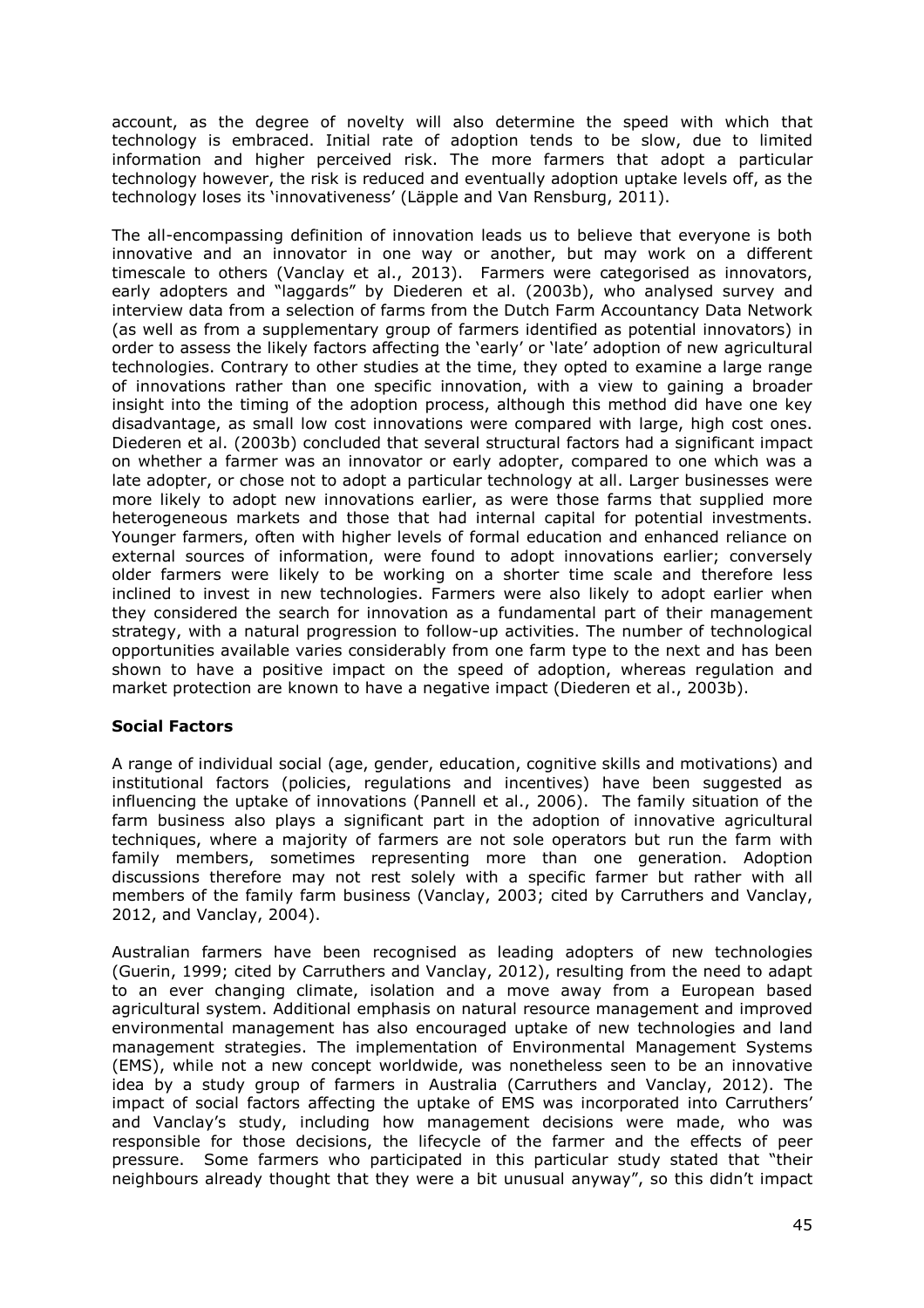account, as the degree of novelty will also determine the speed with which that technology is embraced. Initial rate of adoption tends to be slow, due to limited information and higher perceived risk. The more farmers that adopt a particular technology however, the risk is reduced and eventually adoption uptake levels off, as the technology loses its 'innovativeness' (Läpple and Van Rensburg, 2011).

The all-encompassing definition of innovation leads us to believe that everyone is both innovative and an innovator in one way or another, but may work on a different timescale to others (Vanclay et al., 2013). Farmers were categorised as innovators, early adopters and "laggards" by Diederen et al. (2003b), who analysed survey and interview data from a selection of farms from the Dutch Farm Accountancy Data Network (as well as from a supplementary group of farmers identified as potential innovators) in order to assess the likely factors affecting the 'early' or 'late' adoption of new agricultural technologies. Contrary to other studies at the time, they opted to examine a large range of innovations rather than one specific innovation, with a view to gaining a broader insight into the timing of the adoption process, although this method did have one key disadvantage, as small low cost innovations were compared with large, high cost ones. Diederen et al. (2003b) concluded that several structural factors had a significant impact on whether a farmer was an innovator or early adopter, compared to one which was a late adopter, or chose not to adopt a particular technology at all. Larger businesses were more likely to adopt new innovations earlier, as were those farms that supplied more heterogeneous markets and those that had internal capital for potential investments. Younger farmers, often with higher levels of formal education and enhanced reliance on external sources of information, were found to adopt innovations earlier; conversely older farmers were likely to be working on a shorter time scale and therefore less inclined to invest in new technologies. Farmers were also likely to adopt earlier when they considered the search for innovation as a fundamental part of their management strategy, with a natural progression to follow-up activities. The number of technological opportunities available varies considerably from one farm type to the next and has been shown to have a positive impact on the speed of adoption, whereas regulation and market protection are known to have a negative impact (Diederen et al., 2003b).

**Social Factors**

A range of individual social (age, gender, education, cognitive skills and motivations) and institutional factors (policies, regulations and incentives) have been suggested as influencing the uptake of innovations (Pannell et al., 2006). The family situation of the farm business also plays a significant part in the adoption of innovative agricultural techniques, where a majority of farmers are not sole operators but run the farm with family members, sometimes representing more than one generation. Adoption discussions therefore may not rest solely with a specific farmer but rather with all members of the family farm business (Vanclay, 2003; cited by Carruthers and Vanclay, 2012, and Vanclay, 2004).

Australian farmers have been recognised as leading adopters of new technologies (Guerin, 1999; cited by Carruthers and Vanclay, 2012), resulting from the need to adapt to an ever changing climate, isolation and a move away from a European based agricultural system. Additional emphasis on natural resource management and improved environmental management has also encouraged uptake of new technologies and land management strategies. The implementation of Environmental Management Systems (EMS), while not a new concept worldwide, was nonetheless seen to be an innovative idea by a study group of farmers in Australia (Carruthers and Vanclay, 2012). The impact of social factors affecting the uptake of EMS was incorporated into Carruthers' and Vanclay's study, including how management decisions were made, who was responsible for those decisions, the lifecycle of the farmer and the effects of peer pressure. Some farmers who participated in this particular study stated that "their neighbours already thought that they were a bit unusual anyway", so this didn't impact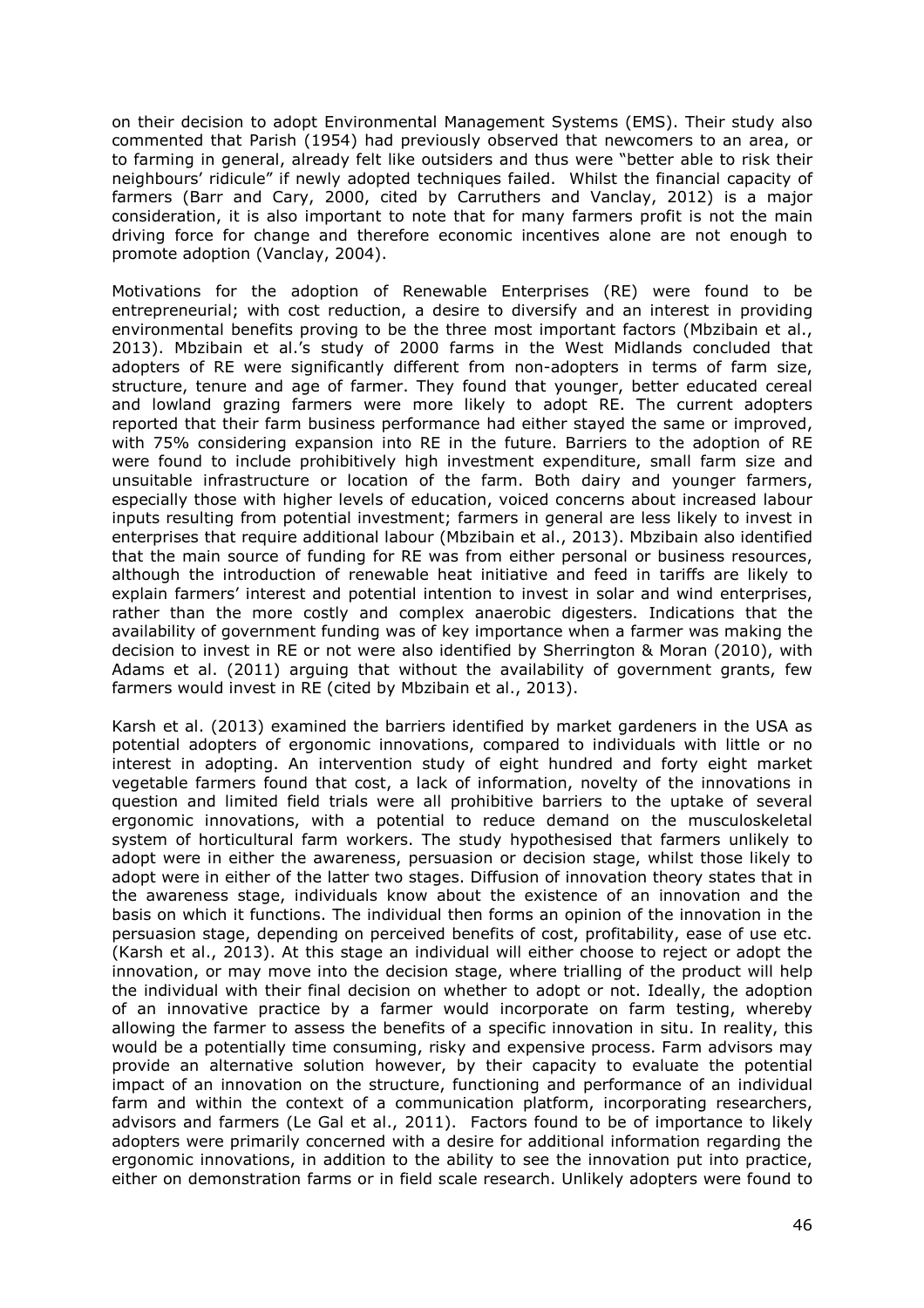on their decision to adopt Environmental Management Systems (EMS). Their study also commented that Parish (1954) had previously observed that newcomers to an area, or to farming in general, already felt like outsiders and thus were "better able to risk their neighbours' ridicule" if newly adopted techniques failed. Whilst the financial capacity of farmers (Barr and Cary, 2000, cited by Carruthers and Vanclay, 2012) is a major consideration, it is also important to note that for many farmers profit is not the main driving force for change and therefore economic incentives alone are not enough to promote adoption (Vanclay, 2004).

Motivations for the adoption of Renewable Enterprises (RE) were found to be entrepreneurial; with cost reduction, a desire to diversify and an interest in providing environmental benefits proving to be the three most important factors (Mbzibain et al., 2013). Mbzibain et al.'s study of 2000 farms in the West Midlands concluded that adopters of RE were significantly different from non-adopters in terms of farm size, structure, tenure and age of farmer. They found that younger, better educated cereal and lowland grazing farmers were more likely to adopt RE. The current adopters reported that their farm business performance had either stayed the same or improved, with 75% considering expansion into RE in the future. Barriers to the adoption of RE were found to include prohibitively high investment expenditure, small farm size and unsuitable infrastructure or location of the farm. Both dairy and younger farmers, especially those with higher levels of education, voiced concerns about increased labour inputs resulting from potential investment; farmers in general are less likely to invest in enterprises that require additional labour (Mbzibain et al., 2013). Mbzibain also identified that the main source of funding for RE was from either personal or business resources, although the introduction of renewable heat initiative and feed in tariffs are likely to explain farmers' interest and potential intention to invest in solar and wind enterprises, rather than the more costly and complex anaerobic digesters. Indications that the availability of government funding was of key importance when a farmer was making the decision to invest in RE or not were also identified by Sherrington & Moran (2010), with Adams et al. (2011) arguing that without the availability of government grants, few farmers would invest in RE (cited by Mbzibain et al., 2013).

Karsh et al. (2013) examined the barriers identified by market gardeners in the USA as potential adopters of ergonomic innovations, compared to individuals with little or no interest in adopting. An intervention study of eight hundred and forty eight market vegetable farmers found that cost, a lack of information, novelty of the innovations in question and limited field trials were all prohibitive barriers to the uptake of several ergonomic innovations, with a potential to reduce demand on the musculoskeletal system of horticultural farm workers. The study hypothesised that farmers unlikely to adopt were in either the awareness, persuasion or decision stage, whilst those likely to adopt were in either of the latter two stages. Diffusion of innovation theory states that in the awareness stage, individuals know about the existence of an innovation and the basis on which it functions. The individual then forms an opinion of the innovation in the persuasion stage, depending on perceived benefits of cost, profitability, ease of use etc. (Karsh et al., 2013). At this stage an individual will either choose to reject or adopt the innovation, or may move into the decision stage, where trialling of the product will help the individual with their final decision on whether to adopt or not. Ideally, the adoption of an innovative practice by a farmer would incorporate on farm testing, whereby allowing the farmer to assess the benefits of a specific innovation in situ. In reality, this would be a potentially time consuming, risky and expensive process. Farm advisors may provide an alternative solution however, by their capacity to evaluate the potential impact of an innovation on the structure, functioning and performance of an individual farm and within the context of a communication platform, incorporating researchers, advisors and farmers (Le Gal et al., 2011). Factors found to be of importance to likely adopters were primarily concerned with a desire for additional information regarding the ergonomic innovations, in addition to the ability to see the innovation put into practice, either on demonstration farms or in field scale research. Unlikely adopters were found to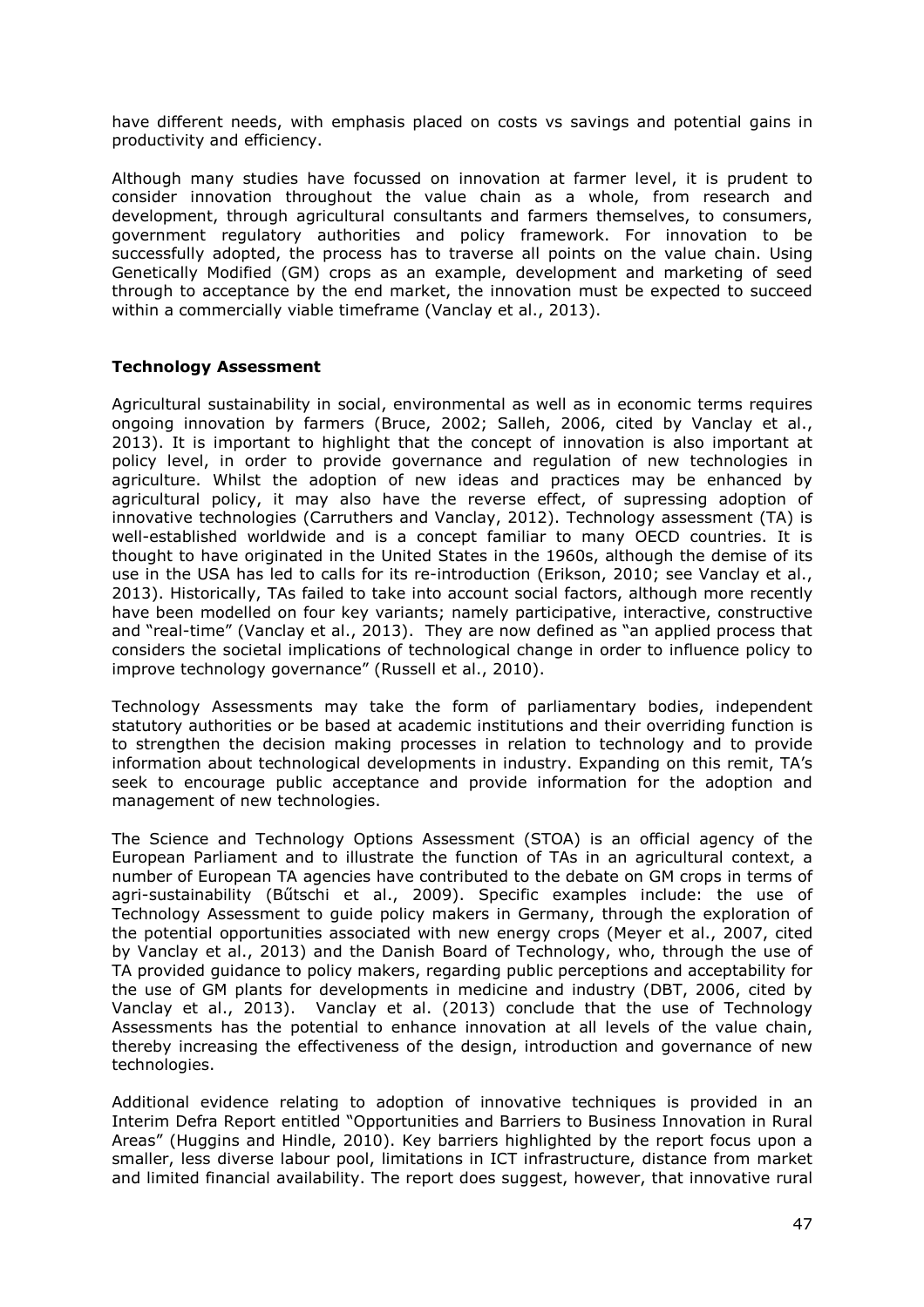have different needs, with emphasis placed on costs vs savings and potential gains in productivity and efficiency.

Although many studies have focussed on innovation at farmer level, it is prudent to consider innovation throughout the value chain as a whole, from research and development, through agricultural consultants and farmers themselves, to consumers, government regulatory authorities and policy framework. For innovation to be successfully adopted, the process has to traverse all points on the value chain. Using Genetically Modified (GM) crops as an example, development and marketing of seed through to acceptance by the end market, the innovation must be expected to succeed within a commercially viable timeframe (Vanclay et al., 2013).

**Technology Assessment**

Agricultural sustainability in social, environmental as well as in economic terms requires ongoing innovation by farmers (Bruce, 2002; Salleh, 2006, cited by Vanclay et al., 2013). It is important to highlight that the concept of innovation is also important at policy level, in order to provide governance and regulation of new technologies in agriculture. Whilst the adoption of new ideas and practices may be enhanced by agricultural policy, it may also have the reverse effect, of supressing adoption of innovative technologies (Carruthers and Vanclay, 2012). Technology assessment (TA) is well-established worldwide and is a concept familiar to many OECD countries. It is thought to have originated in the United States in the 1960s, although the demise of its use in the USA has led to calls for its re-introduction (Erikson, 2010; see Vanclay et al., 2013). Historically, TAs failed to take into account social factors, although more recently have been modelled on four key variants; namely participative, interactive, constructive and "real-time" (Vanclay et al., 2013). They are now defined as "an applied process that considers the societal implications of technological change in order to influence policy to improve technology governance" (Russell et al., 2010).

Technology Assessments may take the form of parliamentary bodies, independent statutory authorities or be based at academic institutions and their overriding function is to strengthen the decision making processes in relation to technology and to provide information about technological developments in industry. Expanding on this remit, TA's seek to encourage public acceptance and provide information for the adoption and management of new technologies.

The Science and Technology Options Assessment (STOA) is an official agency of the European Parliament and to illustrate the function of TAs in an agricultural context, a number of European TA agencies have contributed to the debate on GM crops in terms of agri-sustainability (Bűtschi et al., 2009). Specific examples include: the use of Technology Assessment to guide policy makers in Germany, through the exploration of the potential opportunities associated with new energy crops (Meyer et al., 2007, cited by Vanclay et al., 2013) and the Danish Board of Technology, who, through the use of TA provided guidance to policy makers, regarding public perceptions and acceptability for the use of GM plants for developments in medicine and industry (DBT, 2006, cited by Vanclay et al., 2013). Vanclay et al. (2013) conclude that the use of Technology Assessments has the potential to enhance innovation at all levels of the value chain, thereby increasing the effectiveness of the design, introduction and governance of new technologies.

Additional evidence relating to adoption of innovative techniques is provided in an Interim Defra Report entitled "Opportunities and Barriers to Business Innovation in Rural Areas" (Huggins and Hindle, 2010). Key barriers highlighted by the report focus upon a smaller, less diverse labour pool, limitations in ICT infrastructure, distance from market and limited financial availability. The report does suggest, however, that innovative rural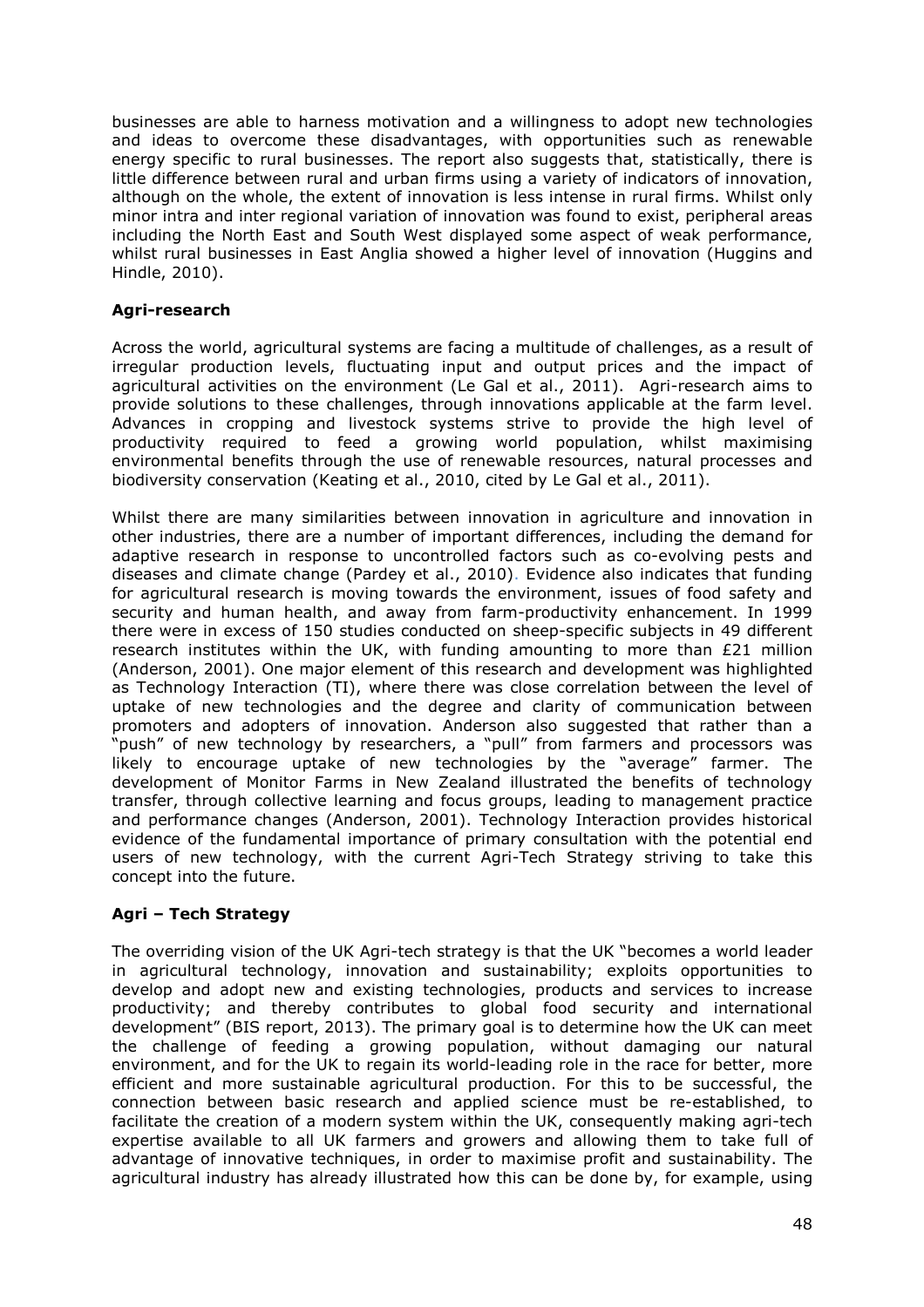businesses are able to harness motivation and a willingness to adopt new technologies and ideas to overcome these disadvantages, with opportunities such as renewable energy specific to rural businesses. The report also suggests that, statistically, there is little difference between rural and urban firms using a variety of indicators of innovation, although on the whole, the extent of innovation is less intense in rural firms. Whilst only minor intra and inter regional variation of innovation was found to exist, peripheral areas including the North East and South West displayed some aspect of weak performance, whilst rural businesses in East Anglia showed a higher level of innovation (Huggins and Hindle, 2010).

**Agri-research**

Across the world, agricultural systems are facing a multitude of challenges, as a result of irregular production levels, fluctuating input and output prices and the impact of agricultural activities on the environment (Le Gal et al., 2011). Agri-research aims to provide solutions to these challenges, through innovations applicable at the farm level. Advances in cropping and livestock systems strive to provide the high level of productivity required to feed a growing world population, whilst maximising environmental benefits through the use of renewable resources, natural processes and biodiversity conservation (Keating et al., 2010, cited by Le Gal et al., 2011).

Whilst there are many similarities between innovation in agriculture and innovation in other industries, there are a number of important differences, including the demand for adaptive research in response to uncontrolled factors such as co-evolving pests and diseases and climate change (Pardey et al., 2010). Evidence also indicates that funding for agricultural research is moving towards the environment, issues of food safety and security and human health, and away from farm-productivity enhancement. In 1999 there were in excess of 150 studies conducted on sheep-specific subjects in 49 different research institutes within the UK, with funding amounting to more than £21 million (Anderson, 2001). One major element of this research and development was highlighted as Technology Interaction (TI), where there was close correlation between the level of uptake of new technologies and the degree and clarity of communication between promoters and adopters of innovation. Anderson also suggested that rather than a "push" of new technology by researchers, a "pull" from farmers and processors was likely to encourage uptake of new technologies by the "average" farmer. The development of Monitor Farms in New Zealand illustrated the benefits of technology transfer, through collective learning and focus groups, leading to management practice and performance changes (Anderson, 2001). Technology Interaction provides historical evidence of the fundamental importance of primary consultation with the potential end users of new technology, with the current Agri-Tech Strategy striving to take this concept into the future.

**Agri – Tech Strategy**

The overriding vision of the UK Agri-tech strategy is that the UK "becomes a world leader in agricultural technology, innovation and sustainability; exploits opportunities to develop and adopt new and existing technologies, products and services to increase productivity; and thereby contributes to global food security and international development" (BIS report, 2013). The primary goal is to determine how the UK can meet the challenge of feeding a growing population, without damaging our natural environment, and for the UK to regain its world-leading role in the race for better, more efficient and more sustainable agricultural production. For this to be successful, the connection between basic research and applied science must be re-established, to facilitate the creation of a modern system within the UK, consequently making agri-tech expertise available to all UK farmers and growers and allowing them to take full of advantage of innovative techniques, in order to maximise profit and sustainability. The agricultural industry has already illustrated how this can be done by, for example, using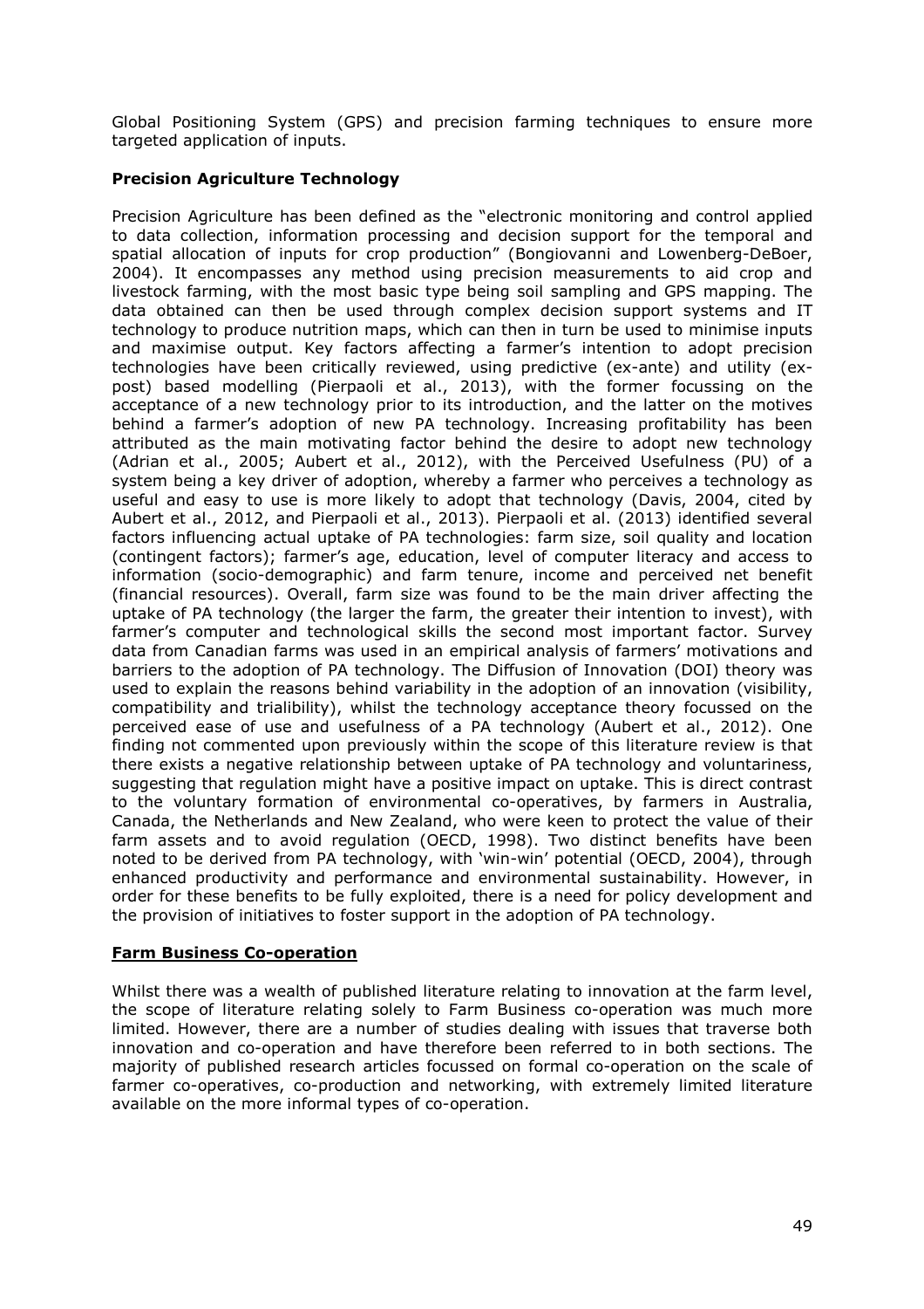Global Positioning System (GPS) and precision farming techniques to ensure more targeted application of inputs.

**Precision Agriculture Technology**

Precision Agriculture has been defined as the "electronic monitoring and control applied to data collection, information processing and decision support for the temporal and spatial allocation of inputs for crop production" (Bongiovanni and Lowenberg-DeBoer, 2004). It encompasses any method using precision measurements to aid crop and livestock farming, with the most basic type being soil sampling and GPS mapping. The data obtained can then be used through complex decision support systems and IT technology to produce nutrition maps, which can then in turn be used to minimise inputs and maximise output. Key factors affecting a farmer's intention to adopt precision technologies have been critically reviewed, using predictive (ex-ante) and utility (ex-post) based modelling (Pierpaoli et al., 2013), with the former focussing on the acceptance of a new technology prior to its introduction, and the latter on the motives behind a farmer's adoption of new PA technology. Increasing profitability has been attributed as the main motivating factor behind the desire to adopt new technology (Adrian et al., 2005; Aubert et al., 2012), with the Perceived Usefulness (PU) of a system being a key driver of adoption, whereby a farmer who perceives a technology as useful and easy to use is more likely to adopt that technology (Davis, 2004, cited by Aubert et al., 2012, and Pierpaoli et al., 2013). Pierpaoli et al. (2013) identified several factors influencing actual uptake of PA technologies: farm size, soil quality and location (contingent factors); farmer's age, education, level of computer literacy and access to information (socio-demographic) and farm tenure, income and perceived net benefit (financial resources). Overall, farm size was found to be the main driver affecting the uptake of PA technology (the larger the farm, the greater their intention to invest), with farmer's computer and technological skills the second most important factor. Survey data from Canadian farms was used in an empirical analysis of farmers' motivations and barriers to the adoption of PA technology. The Diffusion of Innovation (DOI) theory was used to explain the reasons behind variability in the adoption of an innovation (visibility, compatibility and trialibility), whilst the technology acceptance theory focussed on the perceived ease of use and usefulness of a PA technology (Aubert et al., 2012). One finding not commented upon previously within the scope of this literature review is that there exists a negative relationship between uptake of PA technology and voluntariness, suggesting that regulation might have a positive impact on uptake. This is direct contrast to the voluntary formation of environmental co-operatives, by farmers in Australia, Canada, the Netherlands and New Zealand, who were keen to protect the value of their farm assets and to avoid regulation (OECD, 1998). Two distinct benefits have been noted to be derived from PA technology, with 'win-win' potential (OECD, 2004), through enhanced productivity and performance and environmental sustainability. However, in order for these benefits to be fully exploited, there is a need for policy development and the provision of initiatives to foster support in the adoption of PA technology.

**Farm Business Co-operation**

Whilst there was a wealth of published literature relating to innovation at the farm level, the scope of literature relating solely to Farm Business co-operation was much more limited. However, there are a number of studies dealing with issues that traverse both innovation and co-operation and have therefore been referred to in both sections. The majority of published research articles focussed on formal co-operation on the scale of farmer co-operatives, co-production and networking, with extremely limited literature available on the more informal types of co-operation.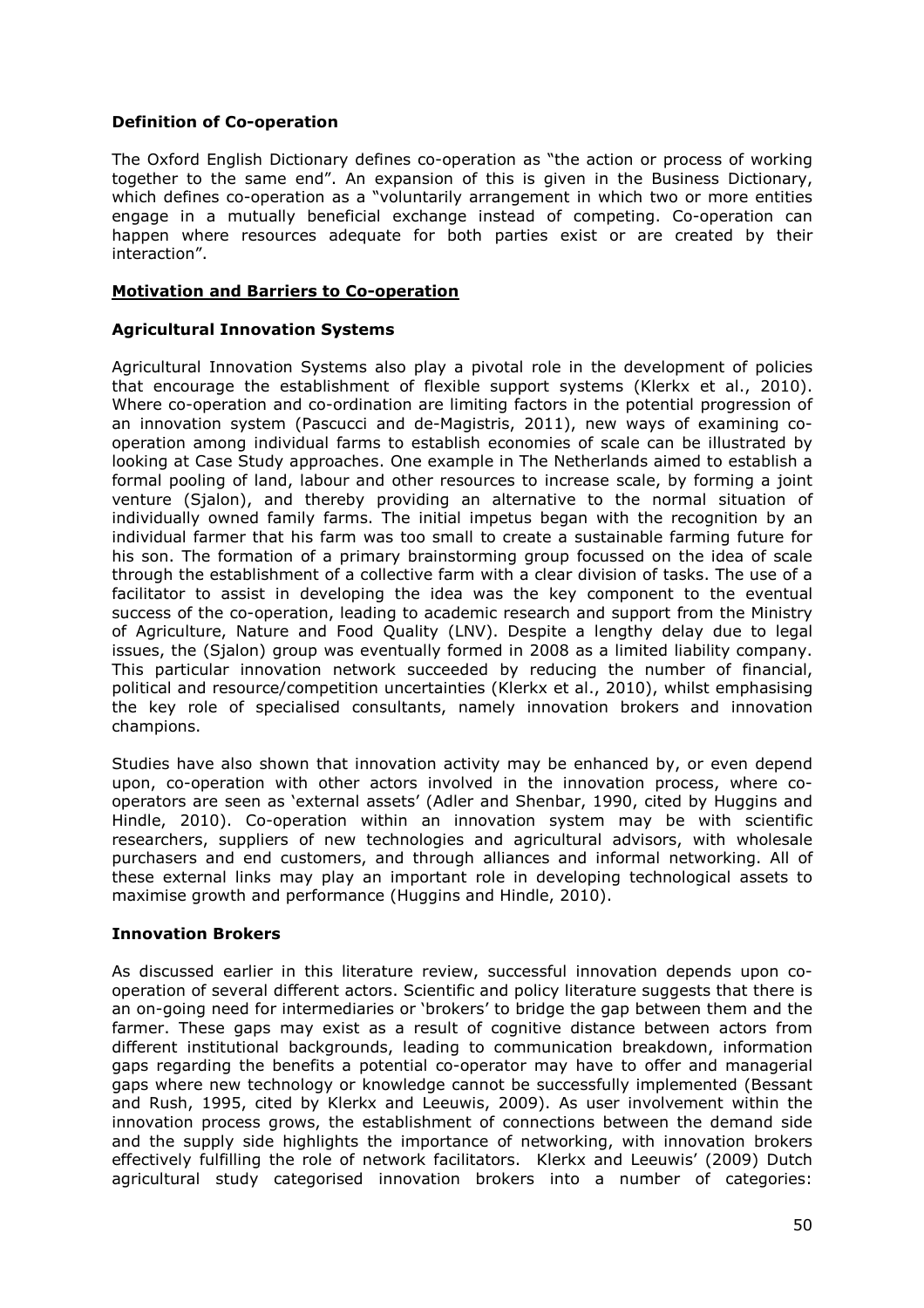**Definition of Co-operation**

The Oxford English Dictionary defines co-operation as "the action or process of working together to the same end". An expansion of this is given in the Business Dictionary, which defines co-operation as a "voluntarily arrangement in which two or more entities engage in a mutually beneficial exchange instead of competing. Co-operation can happen where resources adequate for both parties exist or are created by their interaction".

## Motivation and Barriers to Co-operation

### Agricultural Innovation Systems

Agricultural Innovation Systems also play a pivotal role in the development of policies that encourage the establishment of flexible support systems (Klerkx et al., 2010). Where co-operation and co-ordination are limiting factors in the potential progression of an innovation system (Pascucci and de-Magistris, 2011), new ways of examining co-operation among individual farms to establish economies of scale can be illustrated by looking at Case Study approaches. One example in The Netherlands aimed to establish a formal pooling of land, labour and other resources to increase scale, by forming a joint venture (Sjalon), and thereby providing an alternative to the normal situation of individually owned family farms. The initial impetus began with the recognition by an individual farmer that his farm was too small to create a sustainable farming future for his son. The formation of a primary brainstorming group focussed on the idea of scale through the establishment of a collective farm with a clear division of tasks. The use of a facilitator to assist in developing the idea was the key component to the eventual success of the co-operation, leading to academic research and support from the Ministry of Agriculture, Nature and Food Quality (LNV). Despite a lengthy delay due to legal issues, the (Sjalon) group was eventually formed in 2008 as a limited liability company. This particular innovation network succeeded by reducing the number of financial, political and resource/competition uncertainties (Klerkx et al., 2010), whilst emphasising the key role of specialised consultants, namely innovation brokers and innovation champions.

Studies have also shown that innovation activity may be enhanced by, or even depend upon, co-operation with other actors involved in the innovation process, where co-operators are seen as 'external assets' (Adler and Shenbar, 1990, cited by Huggins and Hindle, 2010). Co-operation within an innovation system may be with scientific researchers, suppliers of new technologies and agricultural advisors, with wholesale purchasers and end customers, and through alliances and informal networking. All of these external links may play an important role in developing technological assets to maximise growth and performance (Huggins and Hindle, 2010).

### Innovation Brokers

As discussed earlier in this literature review, successful innovation depends upon co-operation of several different actors. Scientific and policy literature suggests that there is an on-going need for intermediaries or 'brokers' to bridge the gap between them and the farmer. These gaps may exist as a result of cognitive distance between actors from different institutional backgrounds, leading to communication breakdown, information gaps regarding the benefits a potential co-operator may have to offer and managerial gaps where new technology or knowledge cannot be successfully implemented (Bessant and Rush, 1995, cited by Klerkx and Leeuwis, 2009). As user involvement within the innovation process grows, the establishment of connections between the demand side and the supply side highlights the importance of networking, with innovation brokers effectively fulfilling the role of network facilitators. Klerkx and Leeuwis' (2009) Dutch agricultural study categorised innovation brokers into a number of categories: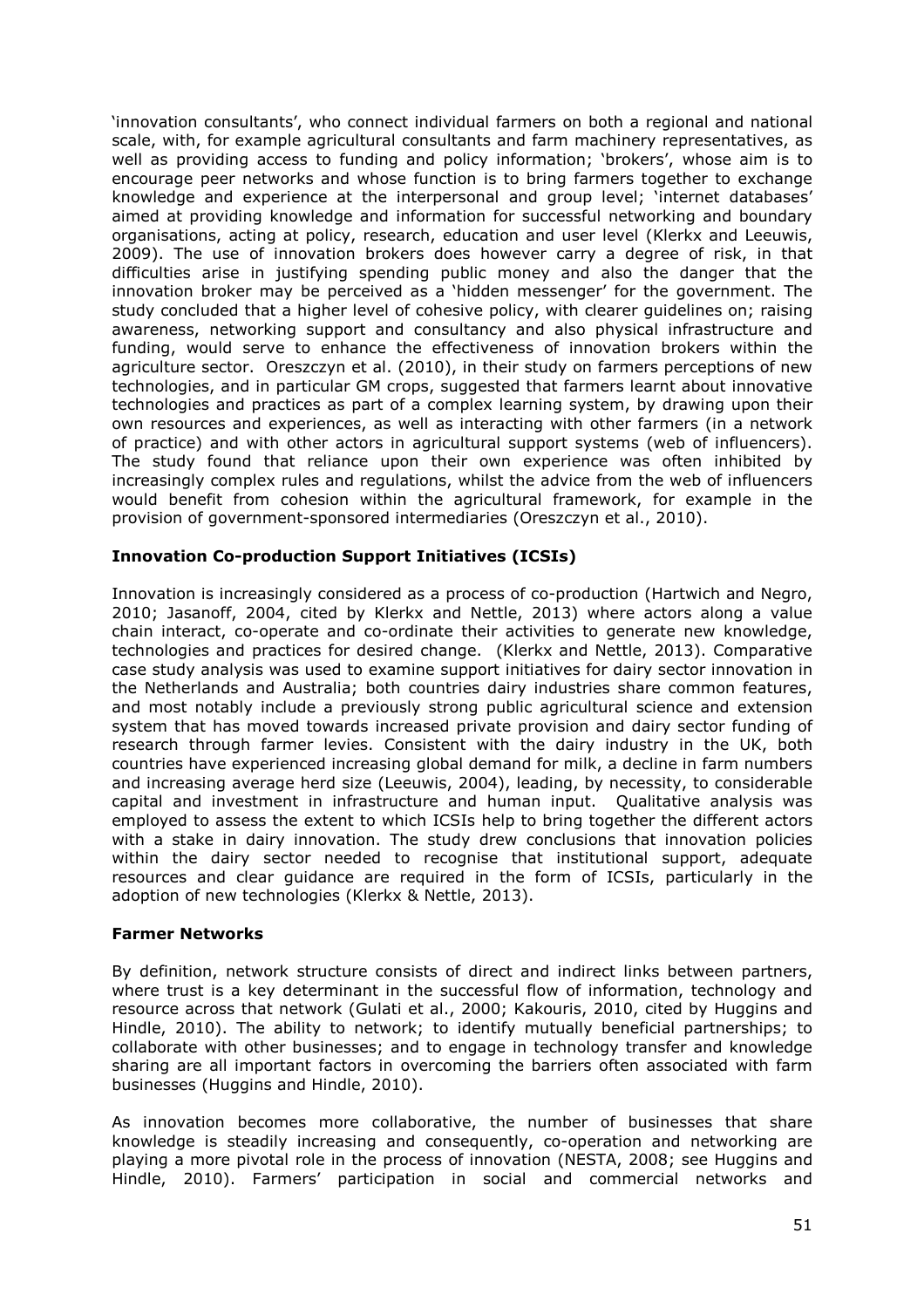'innovation consultants', who connect individual farmers on both a regional and national scale, with, for example agricultural consultants and farm machinery representatives, as well as providing access to funding and policy information; 'brokers', whose aim is to encourage peer networks and whose function is to bring farmers together to exchange knowledge and experience at the interpersonal and group level; 'internet databases' aimed at providing knowledge and information for successful networking and boundary organisations, acting at policy, research, education and user level (Klerkx and Leeuwis, 2009). The use of innovation brokers does however carry a degree of risk, in that difficulties arise in justifying spending public money and also the danger that the innovation broker may be perceived as a 'hidden messenger' for the government. The study concluded that a higher level of cohesive policy, with clearer guidelines on; raising awareness, networking support and consultancy and also physical infrastructure and funding, would serve to enhance the effectiveness of innovation brokers within the agriculture sector. Oreszczyn et al. (2010), in their study on farmers perceptions of new technologies, and in particular GM crops, suggested that farmers learnt about innovative technologies and practices as part of a complex learning system, by drawing upon their own resources and experiences, as well as interacting with other farmers (in a network of practice) and with other actors in agricultural support systems (web of influencers). The study found that reliance upon their own experience was often inhibited by increasingly complex rules and regulations, whilst the advice from the web of influencers would benefit from cohesion within the agricultural framework, for example in the provision of government-sponsored intermediaries (Oreszczyn et al., 2010).

**Innovation Co-production Support Initiatives (ICSIs)**

Innovation is increasingly considered as a process of co-production (Hartwich and Negro, 2010; Jasanoff, 2004, cited by Klerkx and Nettle, 2013) where actors along a value chain interact, co-operate and co-ordinate their activities to generate new knowledge, technologies and practices for desired change. (Klerkx and Nettle, 2013). Comparative case study analysis was used to examine support initiatives for dairy sector innovation in the Netherlands and Australia; both countries dairy industries share common features, and most notably include a previously strong public agricultural science and extension system that has moved towards increased private provision and dairy sector funding of research through farmer levies. Consistent with the dairy industry in the UK, both countries have experienced increasing global demand for milk, a decline in farm numbers and increasing average herd size (Leeuwis, 2004), leading, by necessity, to considerable capital and investment in infrastructure and human input. Qualitative analysis was employed to assess the extent to which ICSIs help to bring together the different actors with a stake in dairy innovation. The study drew conclusions that innovation policies within the dairy sector needed to recognise that institutional support, adequate resources and clear guidance are required in the form of ICSIs, particularly in the adoption of new technologies (Klerkx & Nettle, 2013).

**Farmer Networks**

By definition, network structure consists of direct and indirect links between partners, where trust is a key determinant in the successful flow of information, technology and resource across that network (Gulati et al., 2000; Kakouris, 2010, cited by Huggins and Hindle, 2010). The ability to network; to identify mutually beneficial partnerships; to collaborate with other businesses; and to engage in technology transfer and knowledge sharing are all important factors in overcoming the barriers often associated with farm businesses (Huggins and Hindle, 2010).

As innovation becomes more collaborative, the number of businesses that share knowledge is steadily increasing and consequently, co-operation and networking are playing a more pivotal role in the process of innovation (NESTA, 2008; see Huggins and Hindle, 2010). Farmers' participation in social and commercial networks and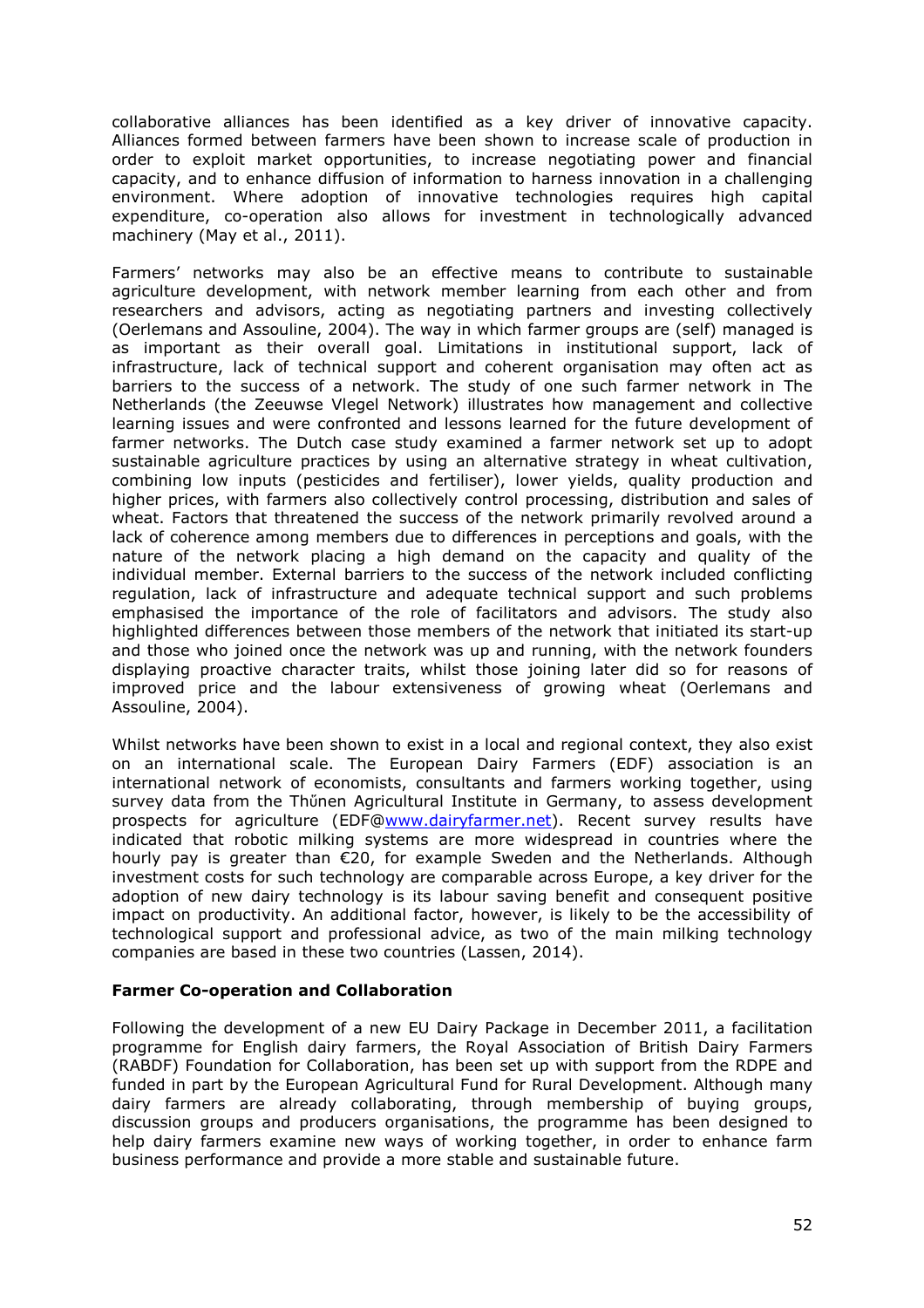collaborative alliances has been identified as a key driver of innovative capacity. Alliances formed between farmers have been shown to increase scale of production in order to exploit market opportunities, to increase negotiating power and financial capacity, and to enhance diffusion of information to harness innovation in a challenging environment. Where adoption of innovative technologies requires high capital expenditure, co-operation also allows for investment in technologically advanced machinery (May et al., 2011).

Farmers' networks may also be an effective means to contribute to sustainable agriculture development, with network member learning from each other and from researchers and advisors, acting as negotiating partners and investing collectively (Oerlemans and Assouline, 2004). The way in which farmer groups are (self) managed is as important as their overall goal. Limitations in institutional support, lack of infrastructure, lack of technical support and coherent organisation may often act as barriers to the success of a network. The study of one such farmer network in The Netherlands (the Zeeuwse Vlegel Network) illustrates how management and collective learning issues and were confronted and lessons learned for the future development of farmer networks. The Dutch case study examined a farmer network set up to adopt sustainable agriculture practices by using an alternative strategy in wheat cultivation, combining low inputs (pesticides and fertiliser), lower yields, quality production and higher prices, with farmers also collectively control processing, distribution and sales of wheat. Factors that threatened the success of the network primarily revolved around a lack of coherence among members due to differences in perceptions and goals, with the nature of the network placing a high demand on the capacity and quality of the individual member. External barriers to the success of the network included conflicting regulation, lack of infrastructure and adequate technical support and such problems emphasised the importance of the role of facilitators and advisors. The study also highlighted differences between those members of the network that initiated its start-up and those who joined once the network was up and running, with the network founders displaying proactive character traits, whilst those joining later did so for reasons of improved price and the labour extensiveness of growing wheat (Oerlemans and Assouline, 2004).

Whilst networks have been shown to exist in a local and regional context, they also exist on an international scale. The European Dairy Farmers (EDF) association is an international network of economists, consultants and farmers working together, using survey data from the Thűnen Agricultural Institute in Germany, to assess development prospects for agriculture (EDF@www.dairyfarmer.net). Recent survey results have indicated that robotic milking systems are more widespread in countries where the hourly pay is greater than €20, for example Sweden and the Netherlands. Although investment costs for such technology are comparable across Europe, a key driver for the adoption of new dairy technology is its labour saving benefit and consequent positive impact on productivity. An additional factor, however, is likely to be the accessibility of technological support and professional advice, as two of the main milking technology companies are based in these two countries (Lassen, 2014).

**Farmer Co-operation and Collaboration**

Following the development of a new EU Dairy Package in December 2011, a facilitation programme for English dairy farmers, the Royal Association of British Dairy Farmers (RABDF) Foundation for Collaboration, has been set up with support from the RDPE and funded in part by the European Agricultural Fund for Rural Development. Although many dairy farmers are already collaborating, through membership of buying groups, discussion groups and producers organisations, the programme has been designed to help dairy farmers examine new ways of working together, in order to enhance farm business performance and provide a more stable and sustainable future.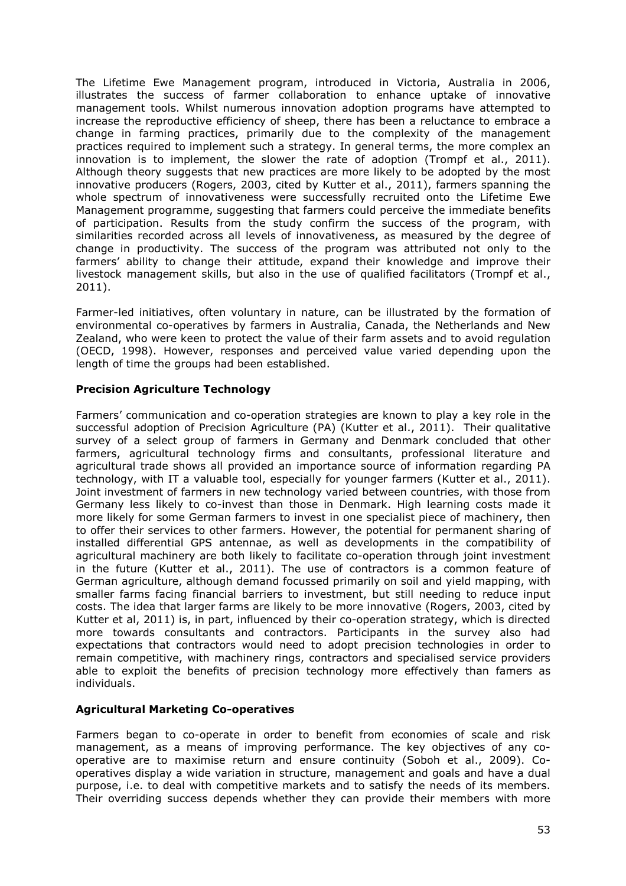The Lifetime Ewe Management program, introduced in Victoria, Australia in 2006, illustrates the success of farmer collaboration to enhance uptake of innovative management tools. Whilst numerous innovation adoption programs have attempted to increase the reproductive efficiency of sheep, there has been a reluctance to embrace a change in farming practices, primarily due to the complexity of the management practices required to implement such a strategy. In general terms, the more complex an innovation is to implement, the slower the rate of adoption (Trompf et al., 2011). Although theory suggests that new practices are more likely to be adopted by the most innovative producers (Rogers, 2003, cited by Kutter et al., 2011), farmers spanning the whole spectrum of innovativeness were successfully recruited onto the Lifetime Ewe Management programme, suggesting that farmers could perceive the immediate benefits of participation. Results from the study confirm the success of the program, with similarities recorded across all levels of innovativeness, as measured by the degree of change in productivity. The success of the program was attributed not only to the farmers' ability to change their attitude, expand their knowledge and improve their livestock management skills, but also in the use of qualified facilitators (Trompf et al., 2011).

Farmer-led initiatives, often voluntary in nature, can be illustrated by the formation of environmental co-operatives by farmers in Australia, Canada, the Netherlands and New Zealand, who were keen to protect the value of their farm assets and to avoid regulation (OECD, 1998). However, responses and perceived value varied depending upon the length of time the groups had been established.

### Precision Agriculture Technology

Farmers' communication and co-operation strategies are known to play a key role in the successful adoption of Precision Agriculture (PA) (Kutter et al., 2011). Their qualitative survey of a select group of farmers in Germany and Denmark concluded that other farmers, agricultural technology firms and consultants, professional literature and agricultural trade shows all provided an importance source of information regarding PA technology, with IT a valuable tool, especially for younger farmers (Kutter et al., 2011). Joint investment of farmers in new technology varied between countries, with those from Germany less likely to co-invest than those in Denmark. High learning costs made it more likely for some German farmers to invest in one specialist piece of machinery, then to offer their services to other farmers. However, the potential for permanent sharing of installed differential GPS antennae, as well as developments in the compatibility of agricultural machinery are both likely to facilitate co-operation through joint investment in the future (Kutter et al., 2011). The use of contractors is a common feature of German agriculture, although demand focussed primarily on soil and yield mapping, with smaller farms facing financial barriers to investment, but still needing to reduce input costs. The idea that larger farms are likely to be more innovative (Rogers, 2003, cited by Kutter et al, 2011) is, in part, influenced by their co-operation strategy, which is directed more towards consultants and contractors. Participants in the survey also had expectations that contractors would need to adopt precision technologies in order to remain competitive, with machinery rings, contractors and specialised service providers able to exploit the benefits of precision technology more effectively than famers as individuals.

### Agricultural Marketing Co-operatives

Farmers began to co-operate in order to benefit from economies of scale and risk management, as a means of improving performance. The key objectives of any co-operative are to maximise return and ensure continuity (Soboh et al., 2009). Co-operatives display a wide variation in structure, management and goals and have a dual purpose, i.e. to deal with competitive markets and to satisfy the needs of its members. Their overriding success depends whether they can provide their members with more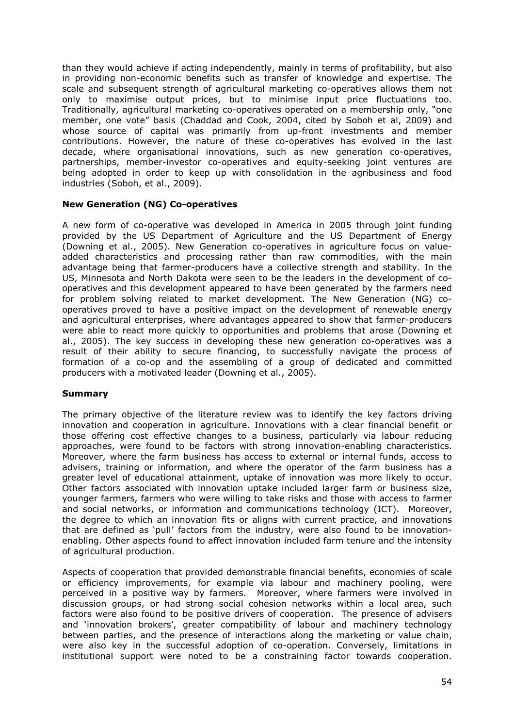than they would achieve if acting independently, mainly in terms of profitability, but also in providing non-economic benefits such as transfer of knowledge and expertise. The scale and subsequent strength of agricultural marketing co-operatives allows them not only to maximise output prices, but to minimise input price fluctuations too. Traditionally, agricultural marketing co-operatives operated on a membership only, "one member, one vote" basis (Chaddad and Cook, 2004, cited by Soboh et al, 2009) and whose source of capital was primarily from up-front investments and member contributions. However, the nature of these co-operatives has evolved in the last decade, where organisational innovations, such as new generation co-operatives, partnerships, member-investor co-operatives and equity-seeking joint ventures are being adopted in order to keep up with consolidation in the agribusiness and food industries (Soboh, et al., 2009).

**New Generation (NG) Co-operatives**

A new form of co-operative was developed in America in 2005 through joint funding provided by the US Department of Agriculture and the US Department of Energy (Downing et al., 2005). New Generation co-operatives in agriculture focus on value-added characteristics and processing rather than raw commodities, with the main advantage being that farmer-producers have a collective strength and stability. In the US, Minnesota and North Dakota were seen to be the leaders in the development of co-operatives and this development appeared to have been generated by the farmers need for problem solving related to market development. The New Generation (NG) co-operatives proved to have a positive impact on the development of renewable energy and agricultural enterprises, where advantages appeared to show that farmer-producers were able to react more quickly to opportunities and problems that arose (Downing et al., 2005). The key success in developing these new generation co-operatives was a result of their ability to secure financing, to successfully navigate the process of formation of a co-op and the assembling of a group of dedicated and committed producers with a motivated leader (Downing et al., 2005).

**Summary**

The primary objective of the literature review was to identify the key factors driving innovation and cooperation in agriculture. Innovations with a clear financial benefit or those offering cost effective changes to a business, particularly via labour reducing approaches, were found to be factors with strong innovation-enabling characteristics. Moreover, where the farm business has access to external or internal funds, access to advisers, training or information, and where the operator of the farm business has a greater level of educational attainment, uptake of innovation was more likely to occur. Other factors associated with innovation uptake included larger farm or business size, younger farmers, farmers who were willing to take risks and those with access to farmer and social networks, or information and communications technology (ICT). Moreover, the degree to which an innovation fits or aligns with current practice, and innovations that are defined as 'pull' factors from the industry, were also found to be innovation-enabling. Other aspects found to affect innovation included farm tenure and the intensity of agricultural production.

Aspects of cooperation that provided demonstrable financial benefits, economies of scale or efficiency improvements, for example via labour and machinery pooling, were perceived in a positive way by farmers. Moreover, where farmers were involved in discussion groups, or had strong social cohesion networks within a local area, such factors were also found to be positive drivers of cooperation. The presence of advisers and 'innovation brokers', greater compatibility of labour and machinery technology between parties, and the presence of interactions along the marketing or value chain, were also key in the successful adoption of co-operation. Conversely, limitations in institutional support were noted to be a constraining factor towards cooperation.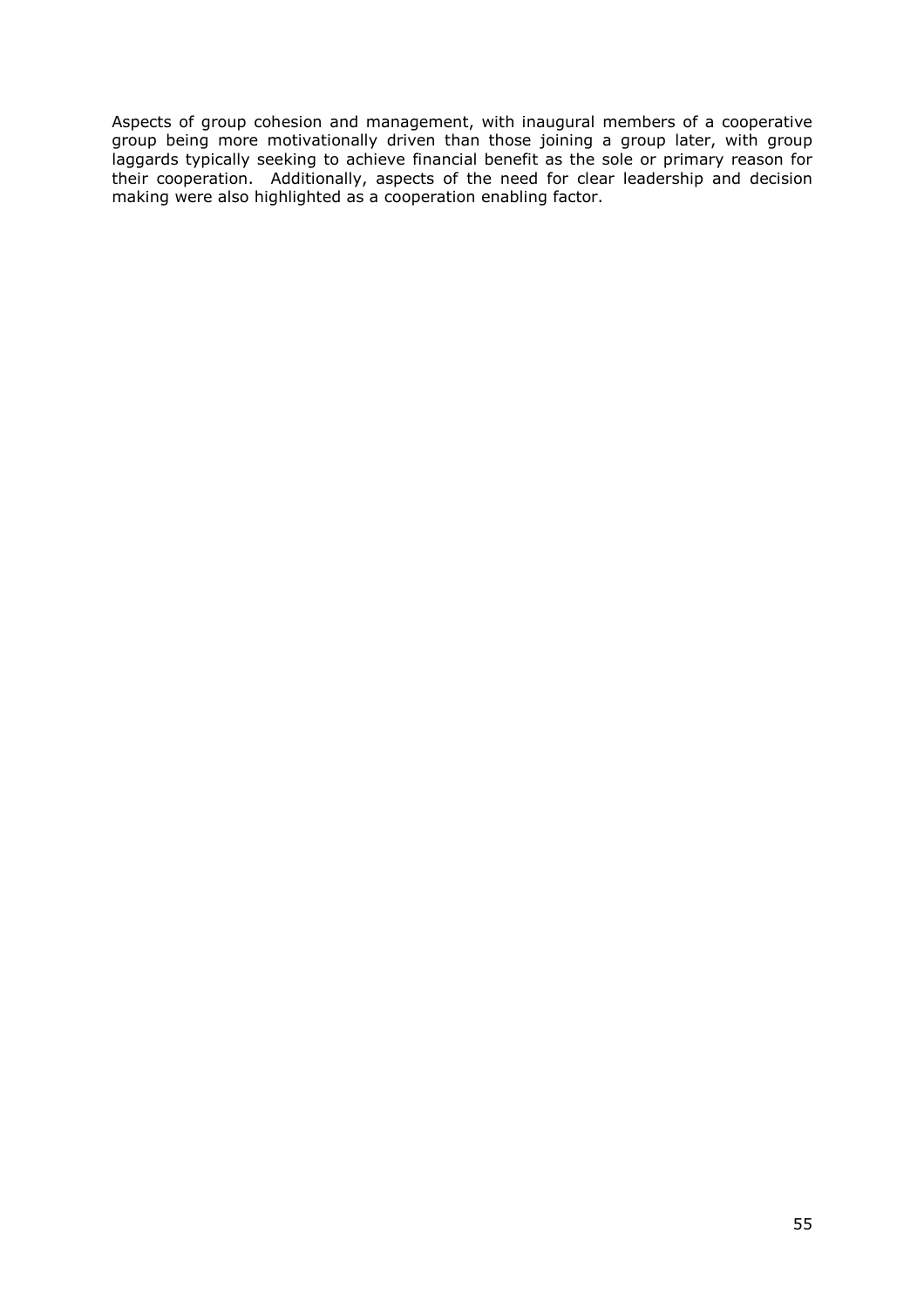Aspects of group cohesion and management, with inaugural members of a cooperative group being more motivationally driven than those joining a group later, with group laggards typically seeking to achieve financial benefit as the sole or primary reason for their cooperation. Additionally, aspects of the need for clear leadership and decision making were also highlighted as a cooperation enabling factor.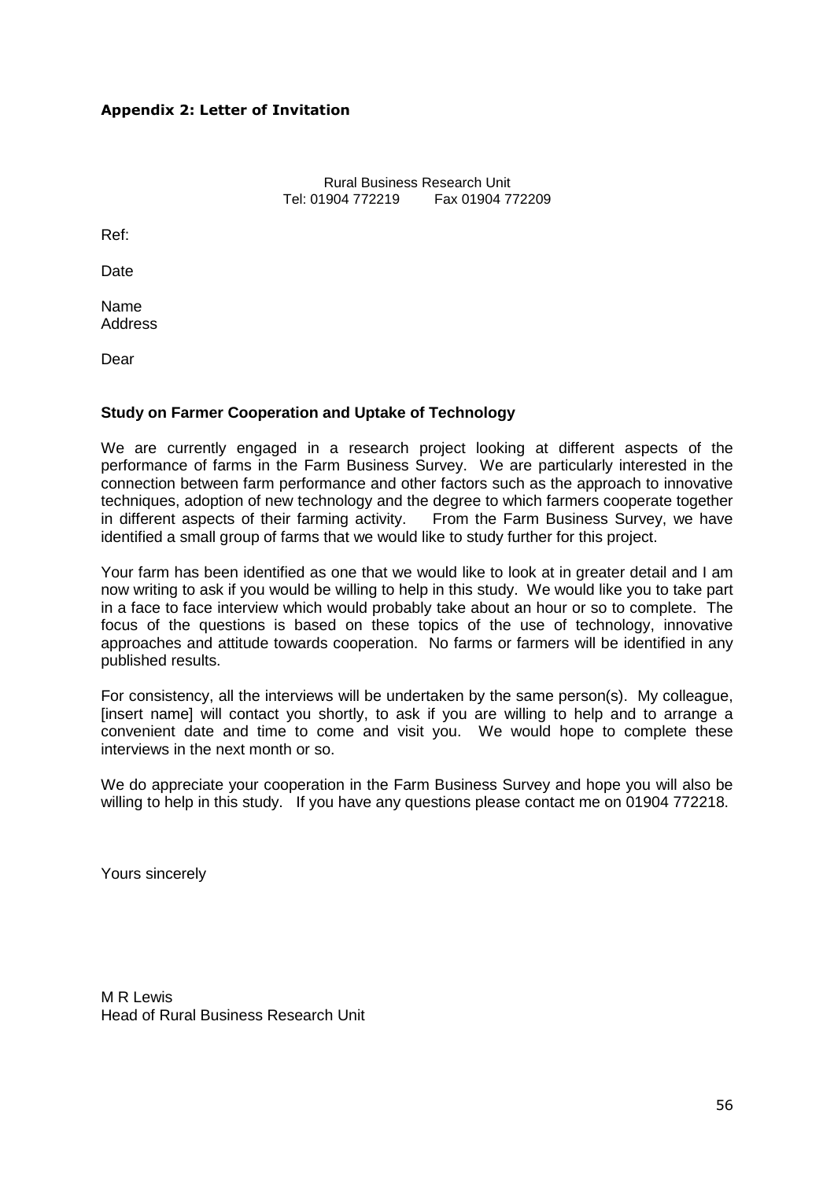**Appendix 2: Letter of Invitation**

Rural Business Research Unit
Tel: 01904 772219    Fax 01904 772209

Ref:

Date

Name
Address

Dear

**Study on Farmer Cooperation and Uptake of Technology**

We are currently engaged in a research project looking at different aspects of the performance of farms in the Farm Business Survey. We are particularly interested in the connection between farm performance and other factors such as the approach to innovative techniques, adoption of new technology and the degree to which farmers cooperate together in different aspects of their farming activity. From the Farm Business Survey, we have identified a small group of farms that we would like to study further for this project.

Your farm has been identified as one that we would like to look at in greater detail and I am now writing to ask if you would be willing to help in this study. We would like you to take part in a face to face interview which would probably take about an hour or so to complete. The focus of the questions is based on these topics of the use of technology, innovative approaches and attitude towards cooperation. No farms or farmers will be identified in any published results.

For consistency, all the interviews will be undertaken by the same person(s). My colleague, [insert name] will contact you shortly, to ask if you are willing to help and to arrange a convenient date and time to come and visit you. We would hope to complete these interviews in the next month or so.

We do appreciate your cooperation in the Farm Business Survey and hope you will also be willing to help in this study. If you have any questions please contact me on 01904 772218.

Yours sincerely

M R Lewis
Head of Rural Business Research Unit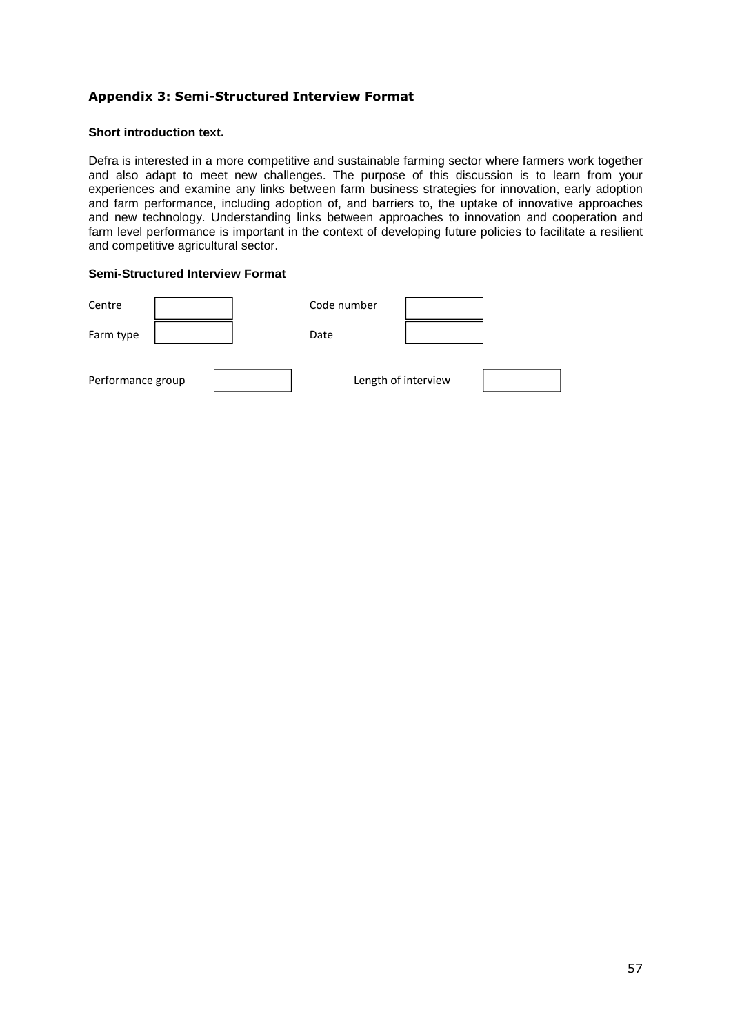## Appendix 3: Semi-Structured Interview Format

**Short introduction text.**

Defra is interested in a more competitive and sustainable farming sector where farmers work together and also adapt to meet new challenges. The purpose of this discussion is to learn from your experiences and examine any links between farm business strategies for innovation, early adoption and farm performance, including adoption of, and barriers to, the uptake of innovative approaches and new technology. Understanding links between approaches to innovation and cooperation and farm level performance is important in the context of developing future policies to facilitate a resilient and competitive agricultural sector.

**Semi-Structured Interview Format**

| | | | |
|---|---|---|---|
| Centre | | Code number | |
| Farm type | | Date | |
| Performance group | | Length of interview | |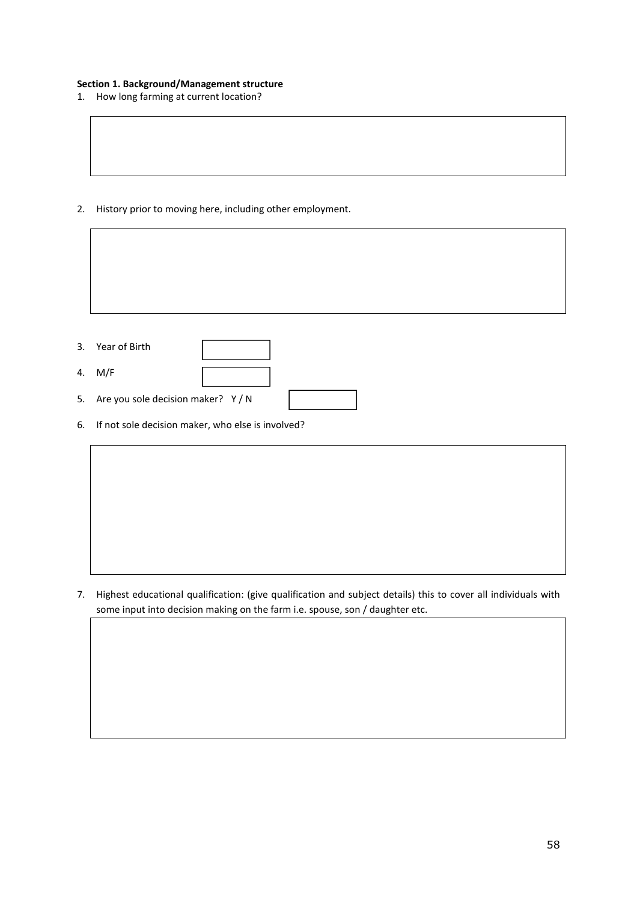**Section 1. Background/Management structure**

1. How long farming at current location?

2. History prior to moving here, including other employment.

3. Year of Birth

4. M/F

5. Are you sole decision maker? Y / N

6. If not sole decision maker, who else is involved?

7. Highest educational qualification: (give qualification and subject details) this to cover all individuals with some input into decision making on the farm i.e. spouse, son / daughter etc.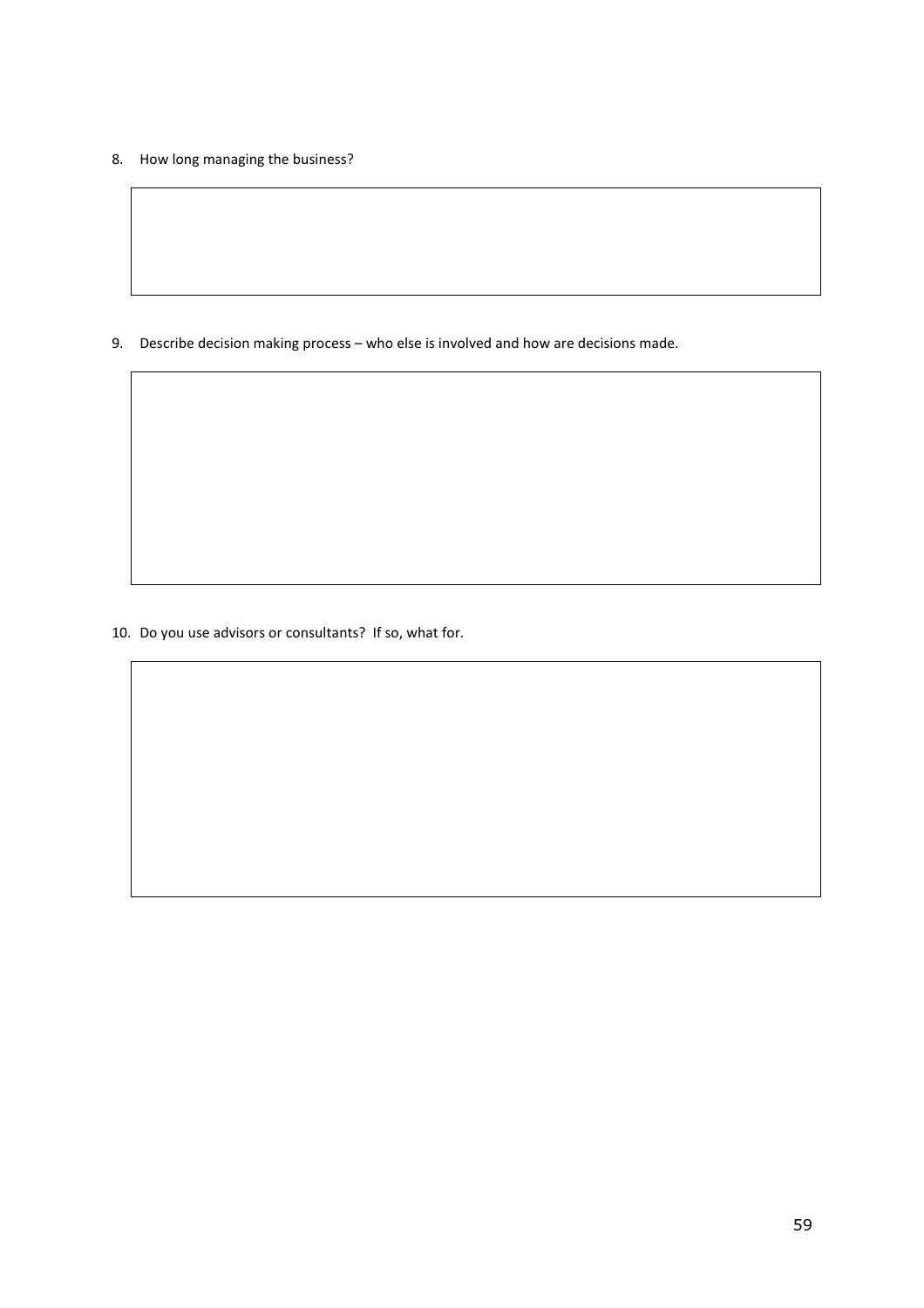8. How long managing the business?

9. Describe decision making process – who else is involved and how are decisions made.

10. Do you use advisors or consultants? If so, what for.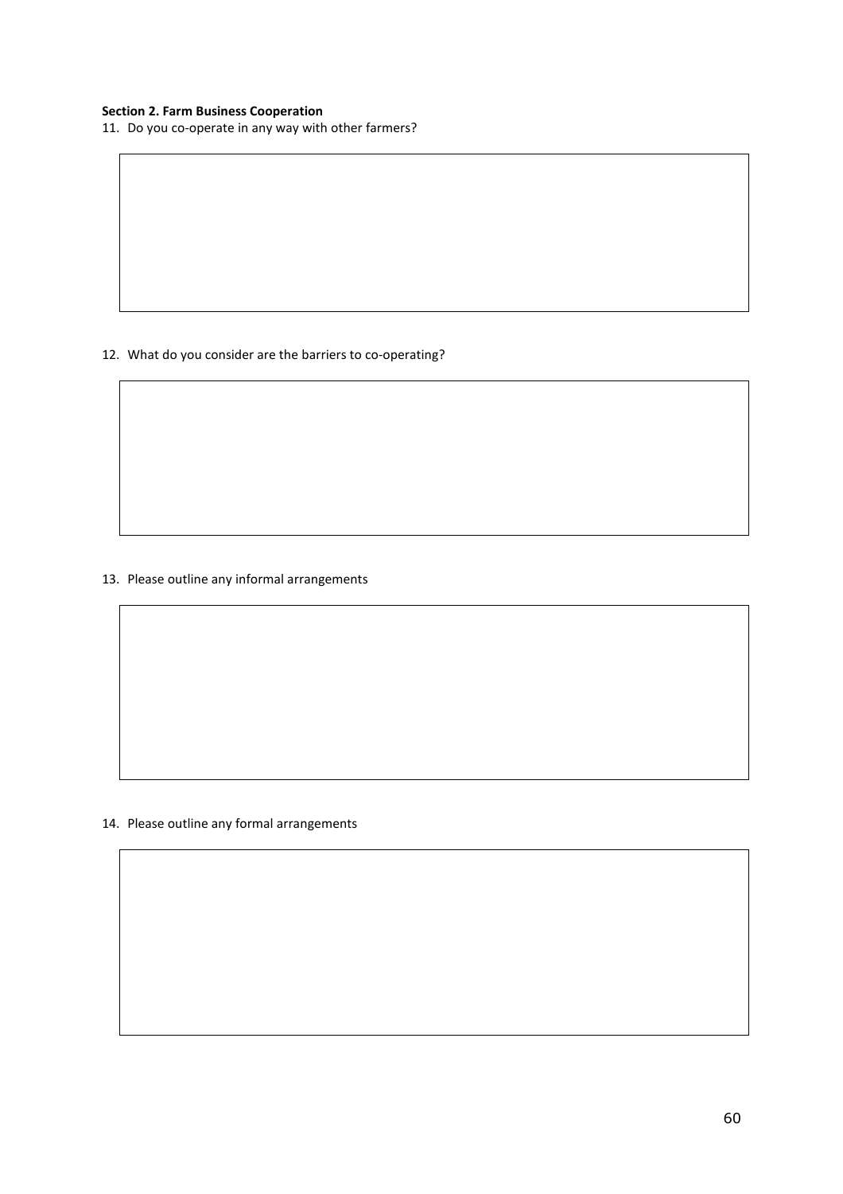**Section 2. Farm Business Cooperation**

11. Do you co-operate in any way with other farmers?

12. What do you consider are the barriers to co-operating?

13. Please outline any informal arrangements

14. Please outline any formal arrangements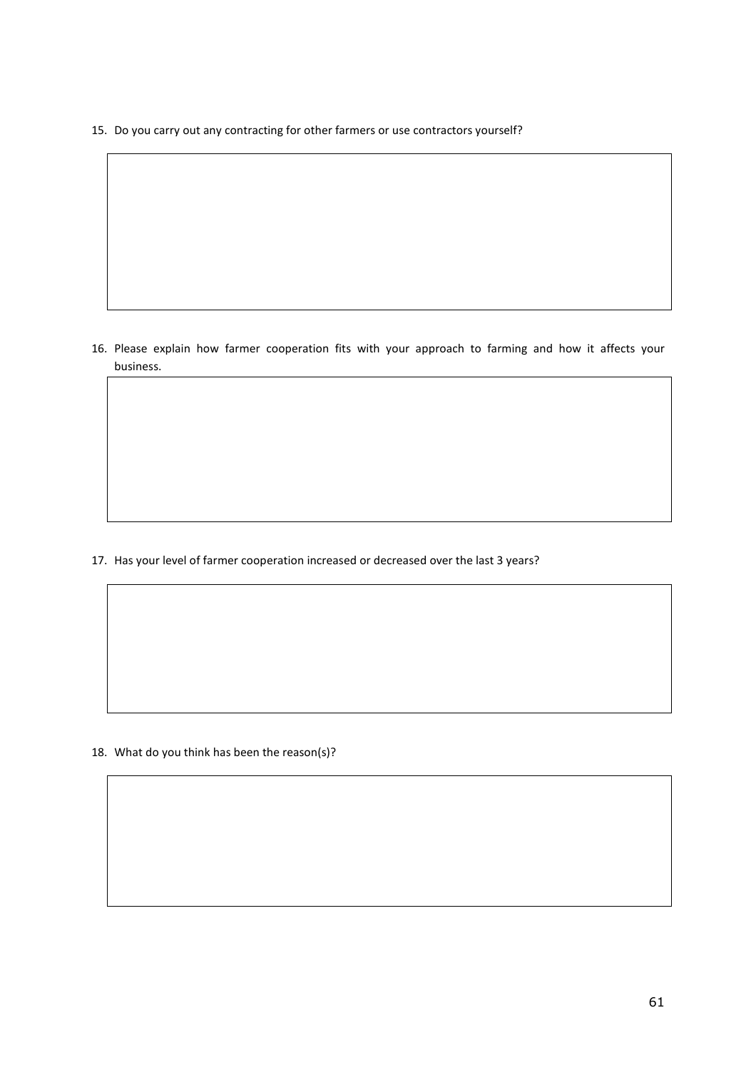15. Do you carry out any contracting for other farmers or use contractors yourself?

16. Please explain how farmer cooperation fits with your approach to farming and how it affects your business.

17. Has your level of farmer cooperation increased or decreased over the last 3 years?

18. What do you think has been the reason(s)?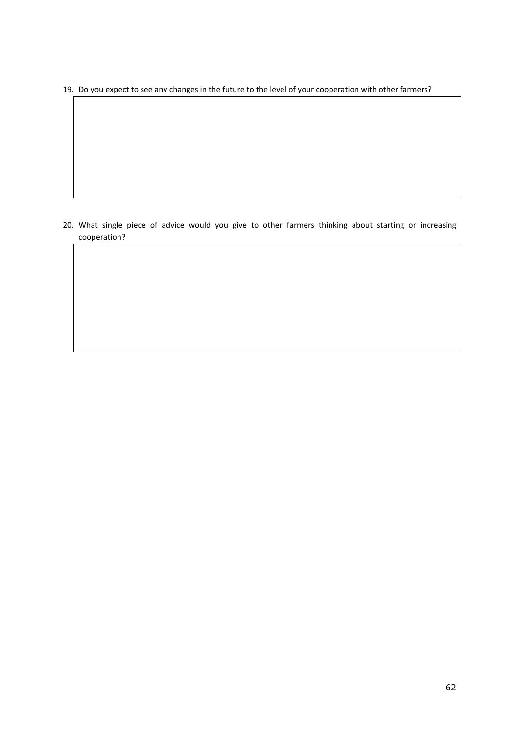19. Do you expect to see any changes in the future to the level of your cooperation with other farmers?

20. What single piece of advice would you give to other farmers thinking about starting or increasing cooperation?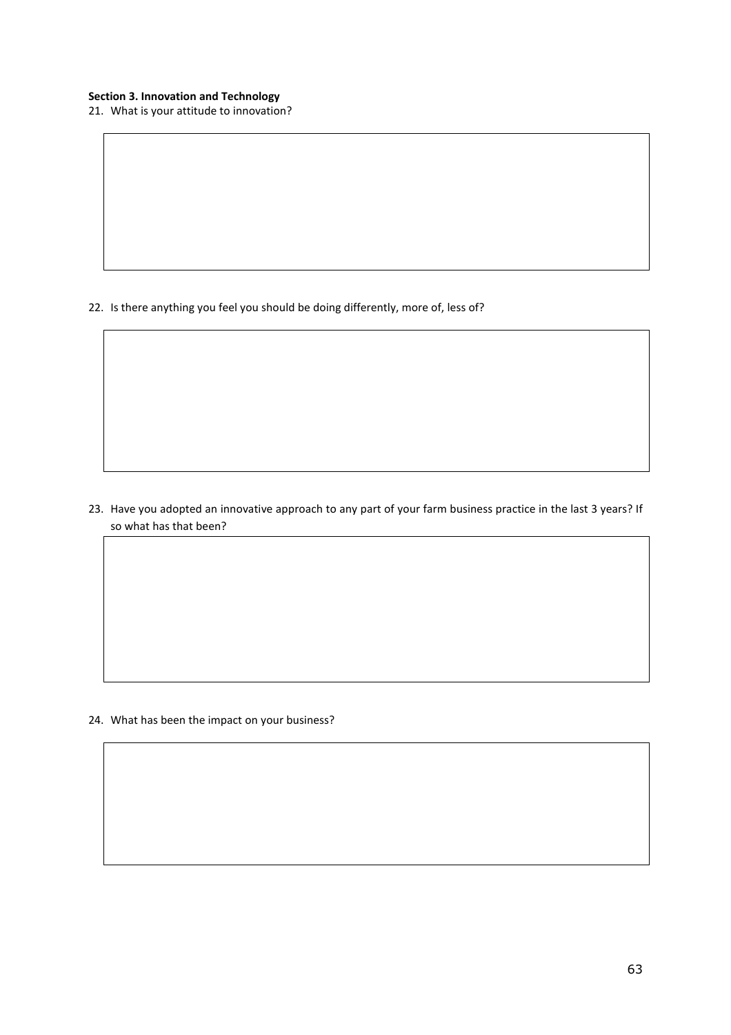**Section 3. Innovation and Technology**

21. What is your attitude to innovation?

22. Is there anything you feel you should be doing differently, more of, less of?

23. Have you adopted an innovative approach to any part of your farm business practice in the last 3 years? If so what has that been?

24. What has been the impact on your business?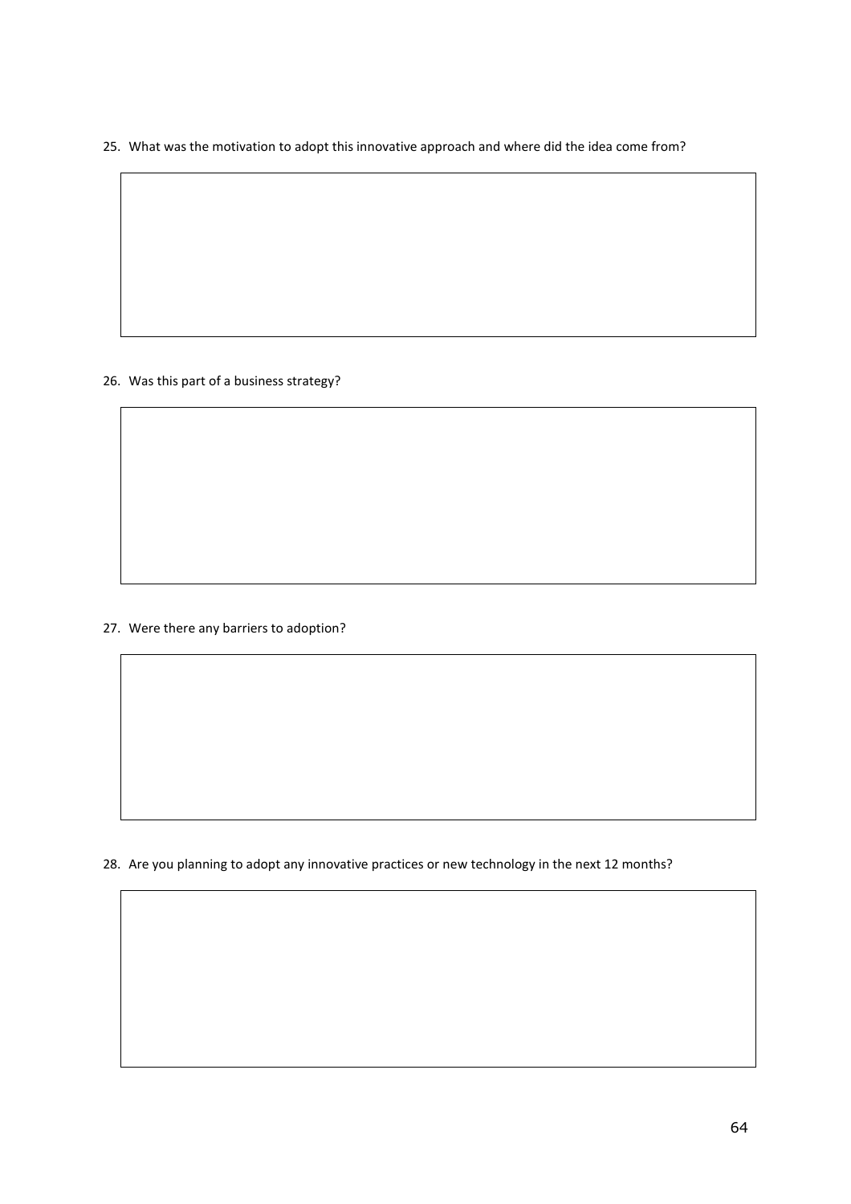25. What was the motivation to adopt this innovative approach and where did the idea come from?

26. Was this part of a business strategy?

27. Were there any barriers to adoption?

28. Are you planning to adopt any innovative practices or new technology in the next 12 months?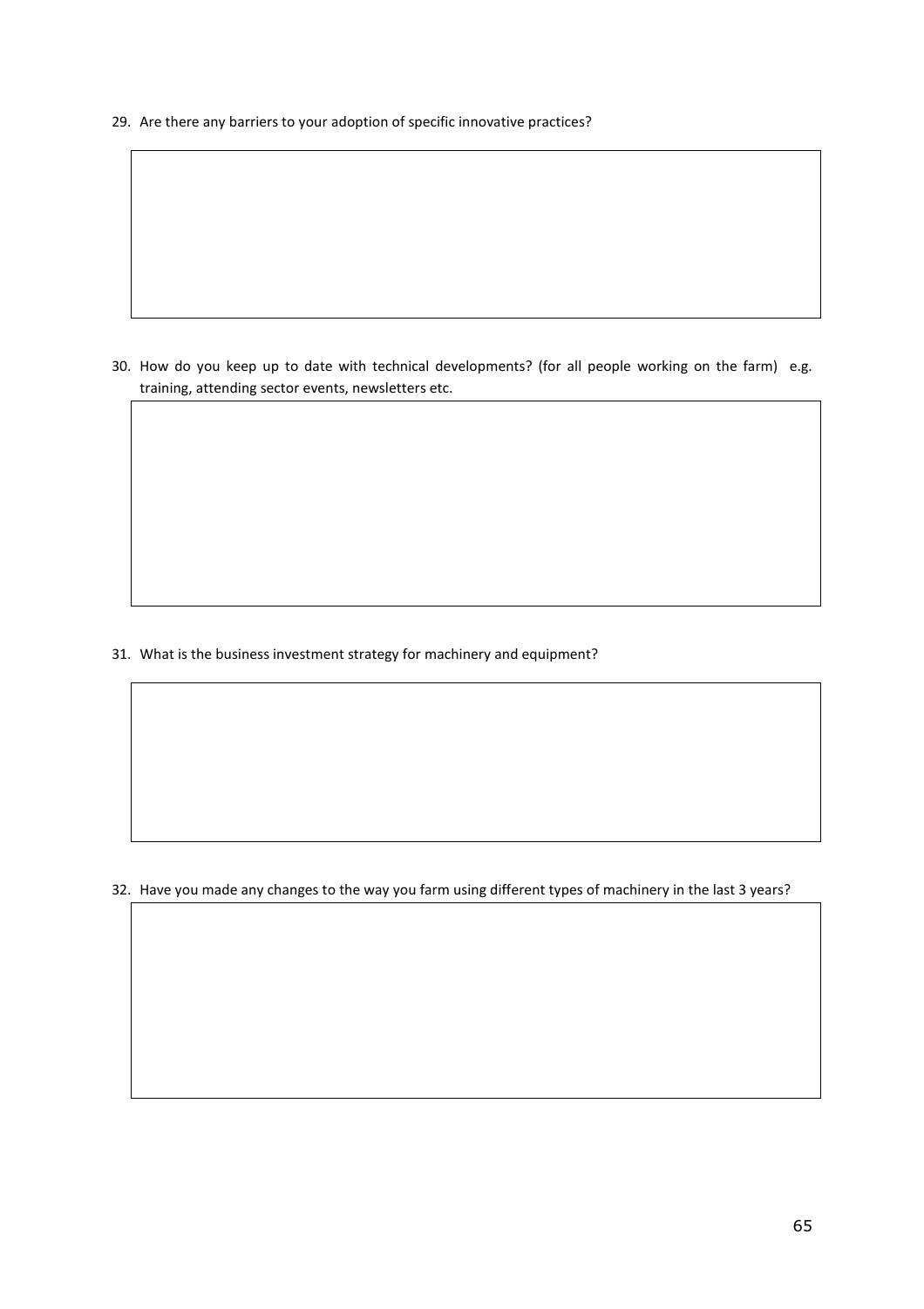29. Are there any barriers to your adoption of specific innovative practices?

30. How do you keep up to date with technical developments? (for all people working on the farm) e.g. training, attending sector events, newsletters etc.

31. What is the business investment strategy for machinery and equipment?

32. Have you made any changes to the way you farm using different types of machinery in the last 3 years?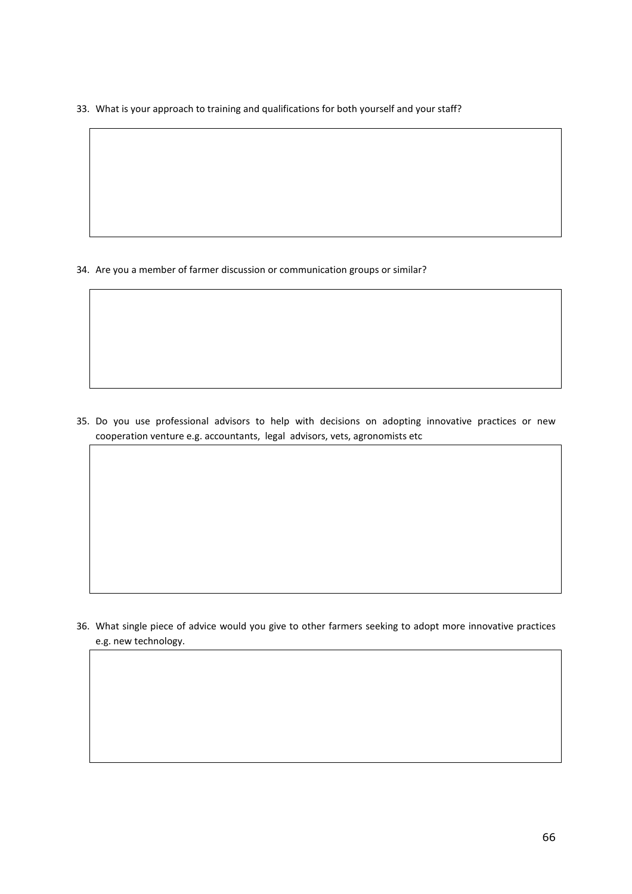33. What is your approach to training and qualifications for both yourself and your staff?

34. Are you a member of farmer discussion or communication groups or similar?

35. Do you use professional advisors to help with decisions on adopting innovative practices or new cooperation venture e.g. accountants, legal advisors, vets, agronomists etc

36. What single piece of advice would you give to other farmers seeking to adopt more innovative practices e.g. new technology.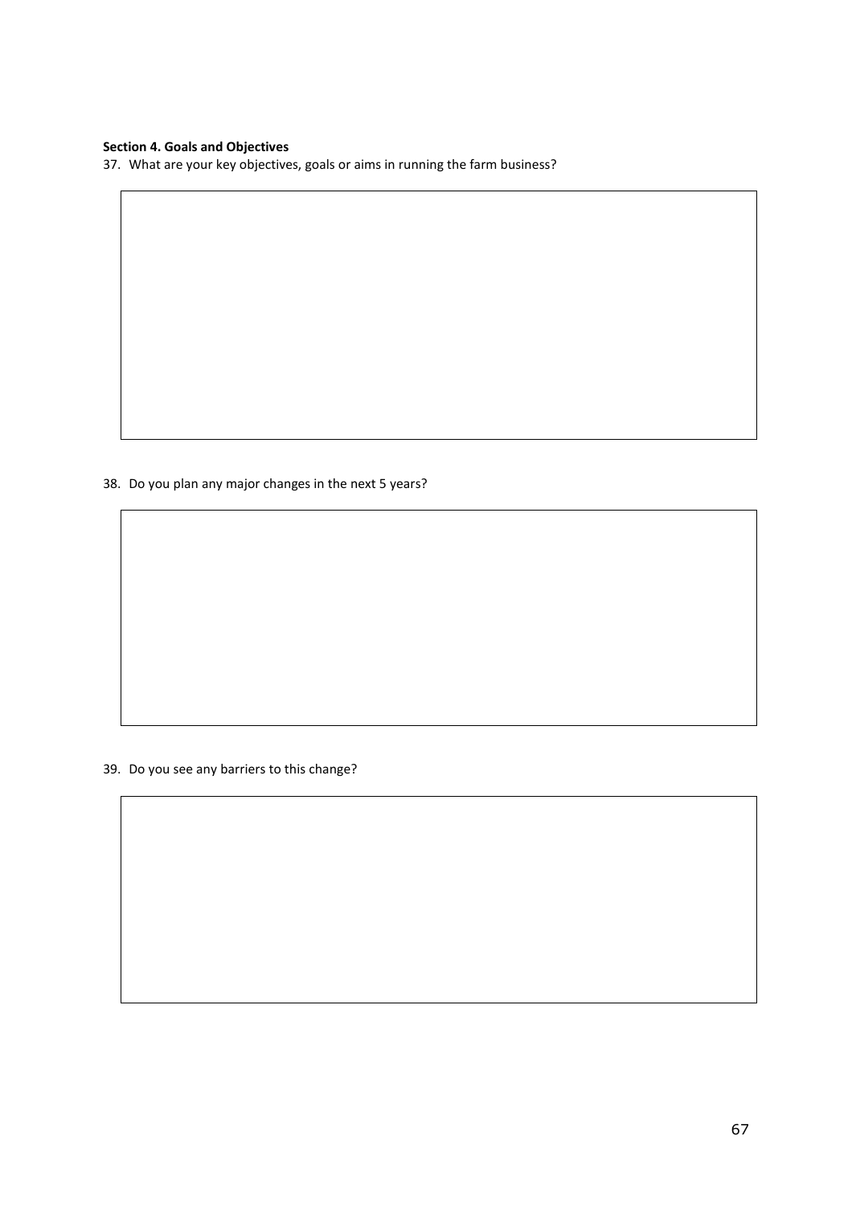**Section 4. Goals and Objectives**

37. What are your key objectives, goals or aims in running the farm business?

38. Do you plan any major changes in the next 5 years?

39. Do you see any barriers to this change?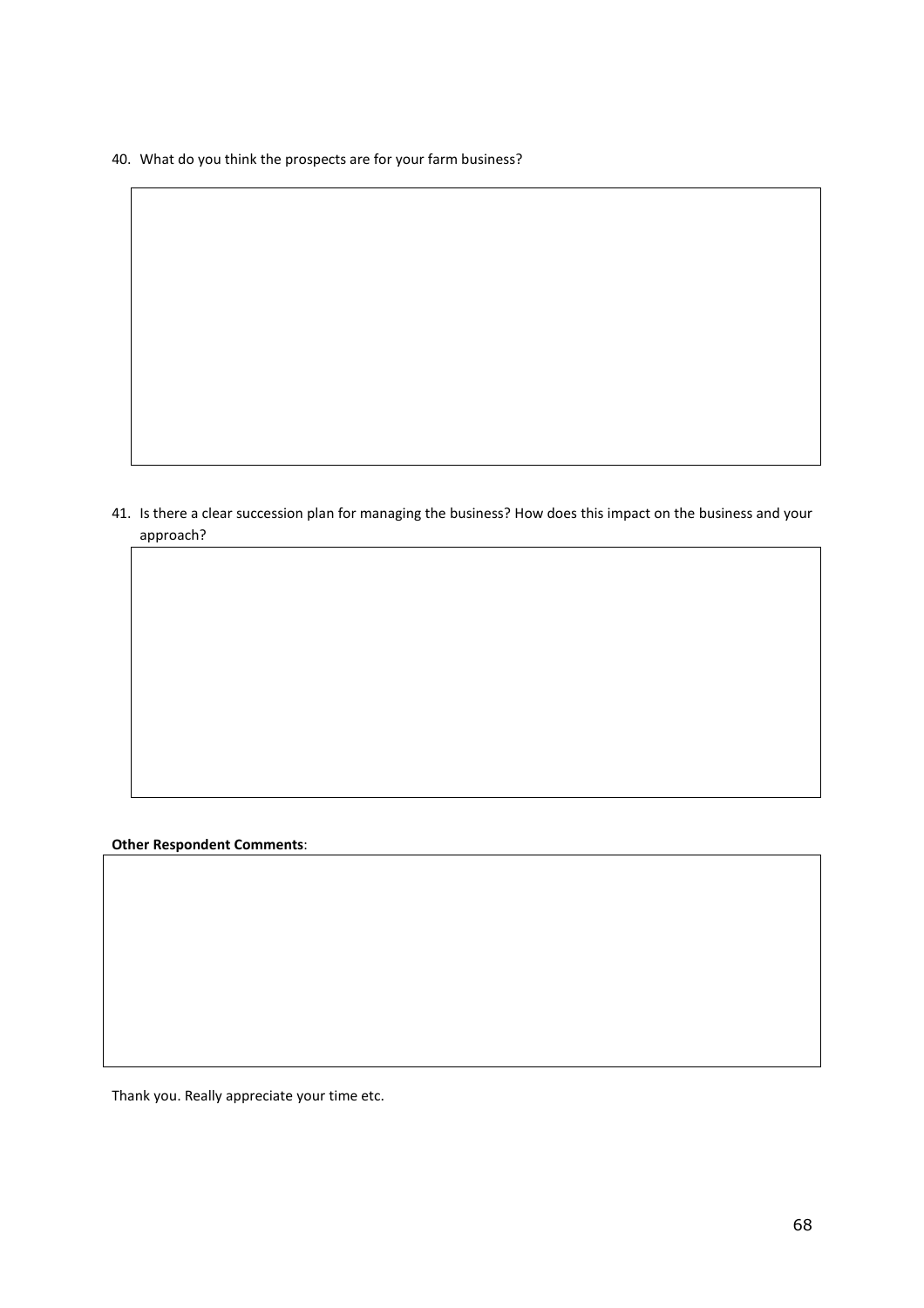40. What do you think the prospects are for your farm business?

41. Is there a clear succession plan for managing the business? How does this impact on the business and your approach?

**Other Respondent Comments**:

Thank you. Really appreciate your time etc.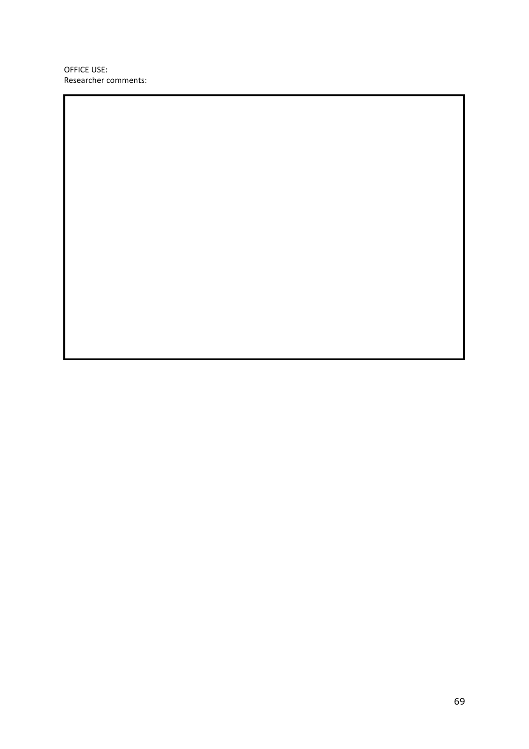OFFICE USE:
Researcher comments: